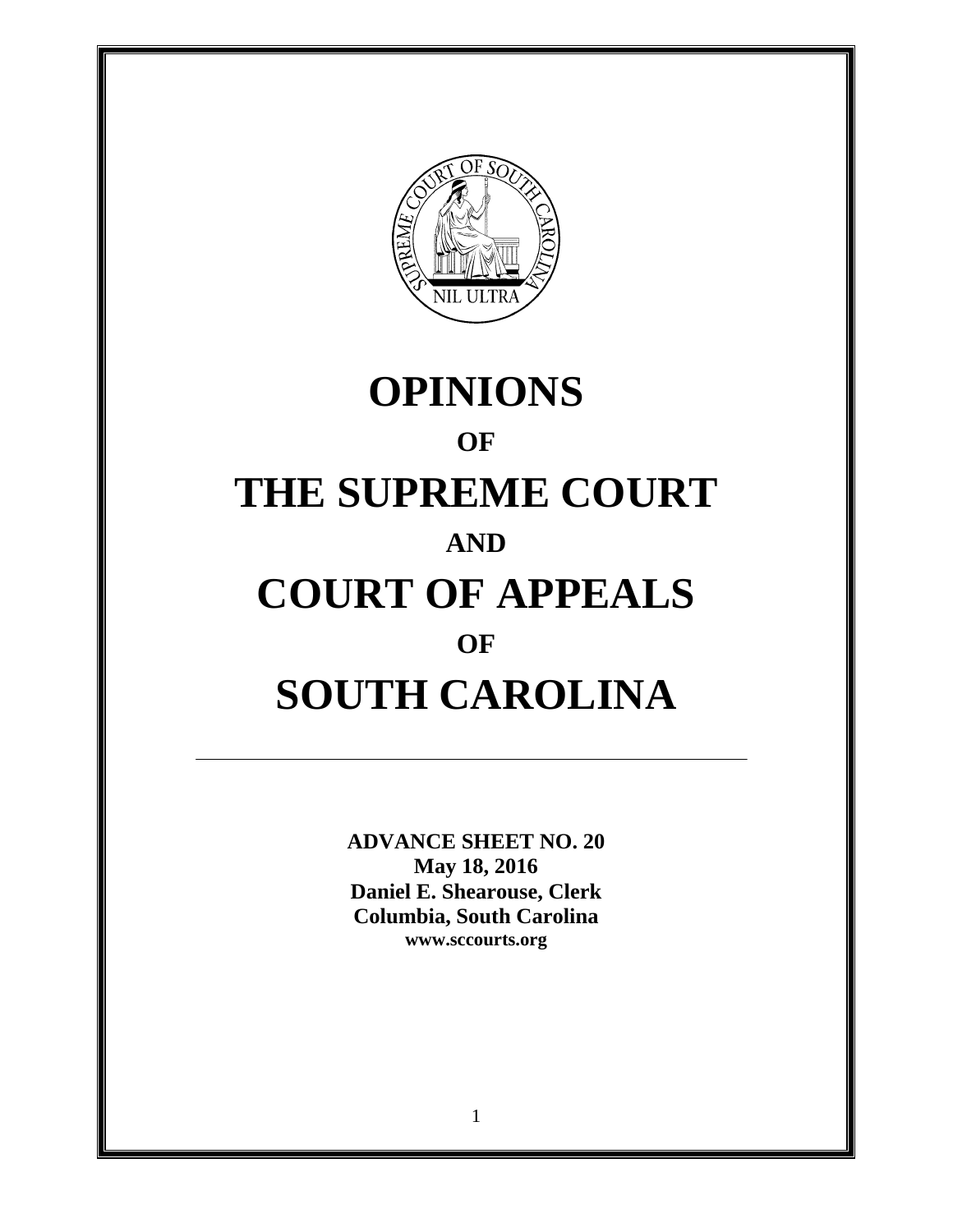# OPINIONS

## OF

# THE SUPREME COURT

## AND

# COURT OF APPEALS

## OF

# SOUTH CAROLINA

---

**ADVANCE SHEET NO. 20**
**May 18, 2016**
**Daniel E. Shearouse, Clerk**
**Columbia, South Carolina**
**www.sccourts.org**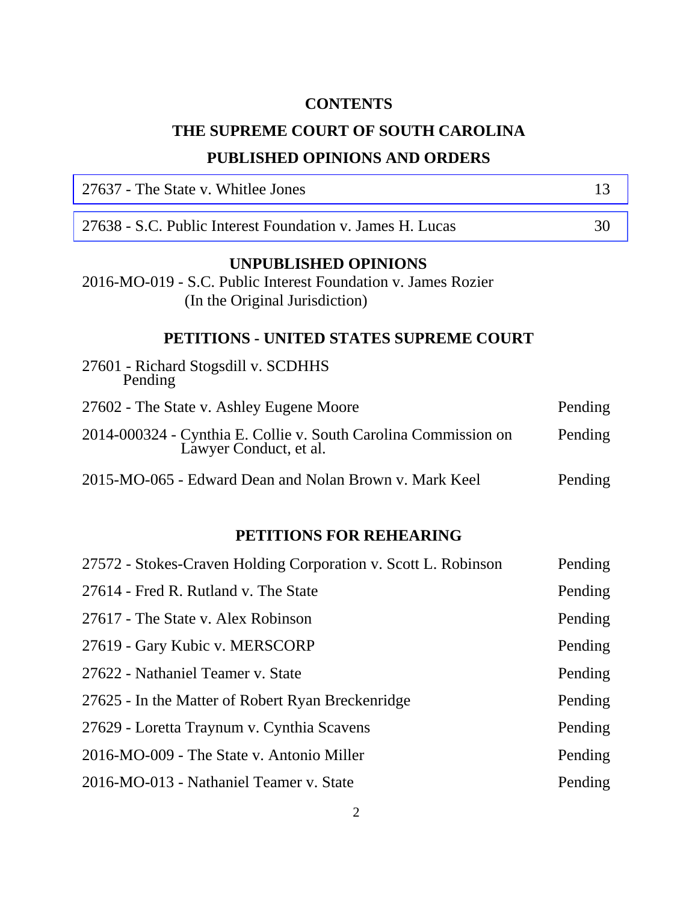# CONTENTS

# THE SUPREME COURT OF SOUTH CAROLINA

## PUBLISHED OPINIONS AND ORDERS

| | |
|---|---|
| 27637 - The State v. Whitlee Jones | 13 |
| 27638 - S.C. Public Interest Foundation v. James H. Lucas | 30 |

## UNPUBLISHED OPINIONS

2016-MO-019 - S.C. Public Interest Foundation v. James Rozier (In the Original Jurisdiction)

## PETITIONS - UNITED STATES SUPREME COURT

| | |
|---|---|
| 27601 - Richard Stogsdill v. SCDHHS | Pending |
| 27602 - The State v. Ashley Eugene Moore | Pending |
| 2014-000324 - Cynthia E. Collie v. South Carolina Commission on Lawyer Conduct, et al. | Pending |
| 2015-MO-065 - Edward Dean and Nolan Brown v. Mark Keel | Pending |

## PETITIONS FOR REHEARING

| | |
|---|---|
| 27572 - Stokes-Craven Holding Corporation v. Scott L. Robinson | Pending |
| 27614 - Fred R. Rutland v. The State | Pending |
| 27617 - The State v. Alex Robinson | Pending |
| 27619 - Gary Kubic v. MERSCORP | Pending |
| 27622 - Nathaniel Teamer v. State | Pending |
| 27625 - In the Matter of Robert Ryan Breckenridge | Pending |
| 27629 - Loretta Traynum v. Cynthia Scavens | Pending |
| 2016-MO-009 - The State v. Antonio Miller | Pending |
| 2016-MO-013 - Nathaniel Teamer v. State | Pending |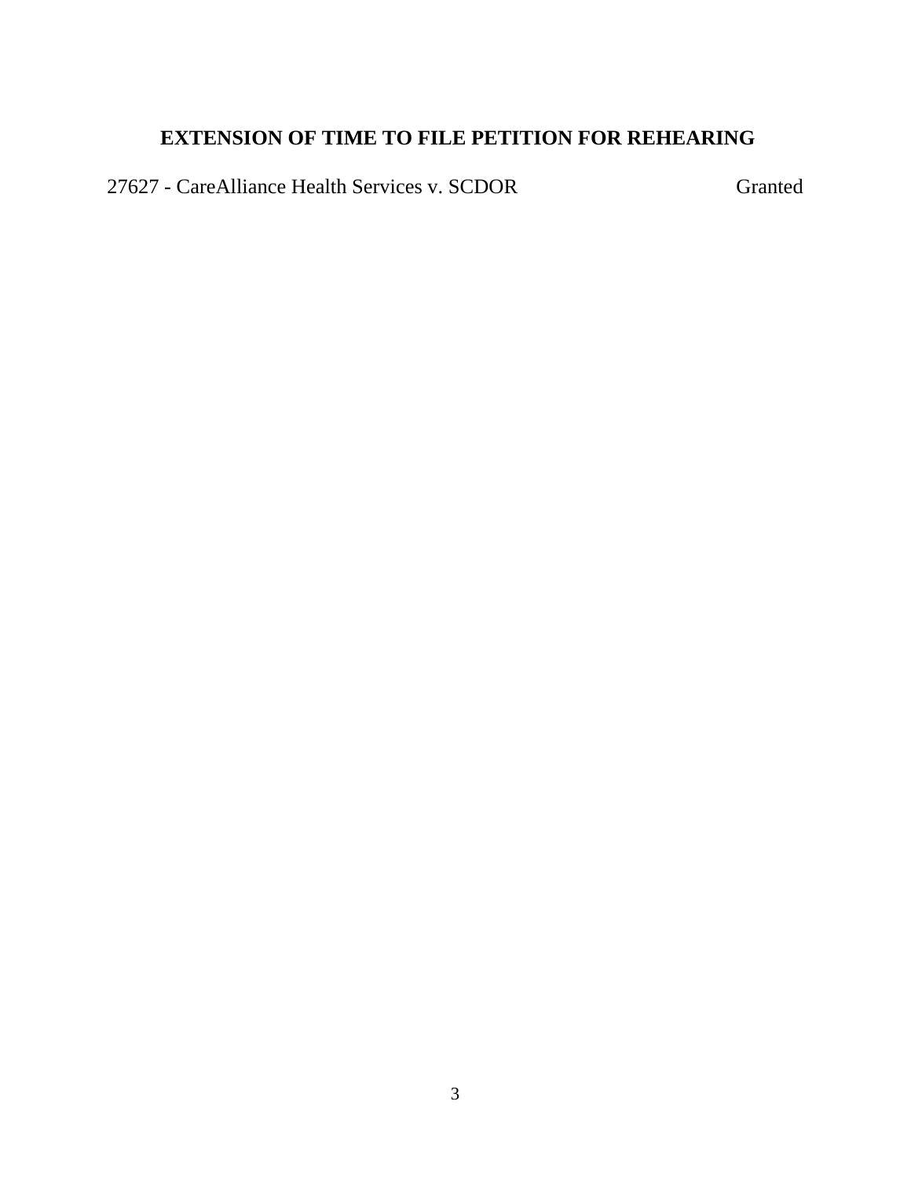## EXTENSION OF TIME TO FILE PETITION FOR REHEARING

27627 - CareAlliance Health Services v. SCDOR Granted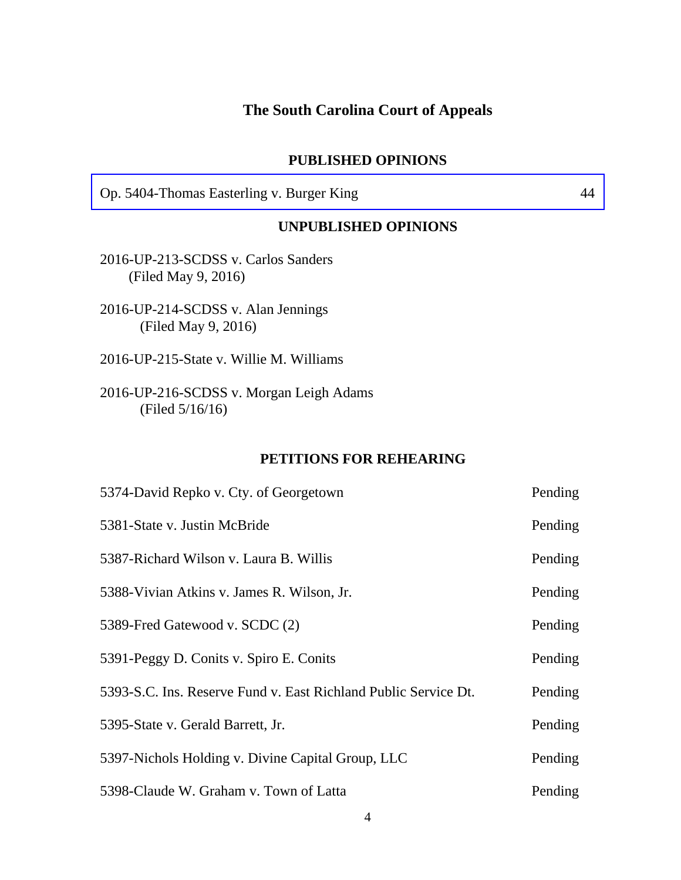# The South Carolina Court of Appeals

## PUBLISHED OPINIONS

| Op. 5404-Thomas Easterling v. Burger King | 44 |
|---|---|

## UNPUBLISHED OPINIONS

2016-UP-213-SCDSS v. Carlos Sanders
(Filed May 9, 2016)

2016-UP-214-SCDSS v. Alan Jennings
(Filed May 9, 2016)

2016-UP-215-State v. Willie M. Williams

2016-UP-216-SCDSS v. Morgan Leigh Adams
(Filed 5/16/16)

## PETITIONS FOR REHEARING

| | |
|---|---|
| 5374-David Repko v. Cty. of Georgetown | Pending |
| 5381-State v. Justin McBride | Pending |
| 5387-Richard Wilson v. Laura B. Willis | Pending |
| 5388-Vivian Atkins v. James R. Wilson, Jr. | Pending |
| 5389-Fred Gatewood v. SCDC (2) | Pending |
| 5391-Peggy D. Conits v. Spiro E. Conits | Pending |
| 5393-S.C. Ins. Reserve Fund v. East Richland Public Service Dt. | Pending |
| 5395-State v. Gerald Barrett, Jr. | Pending |
| 5397-Nichols Holding v. Divine Capital Group, LLC | Pending |
| 5398-Claude W. Graham v. Town of Latta | Pending |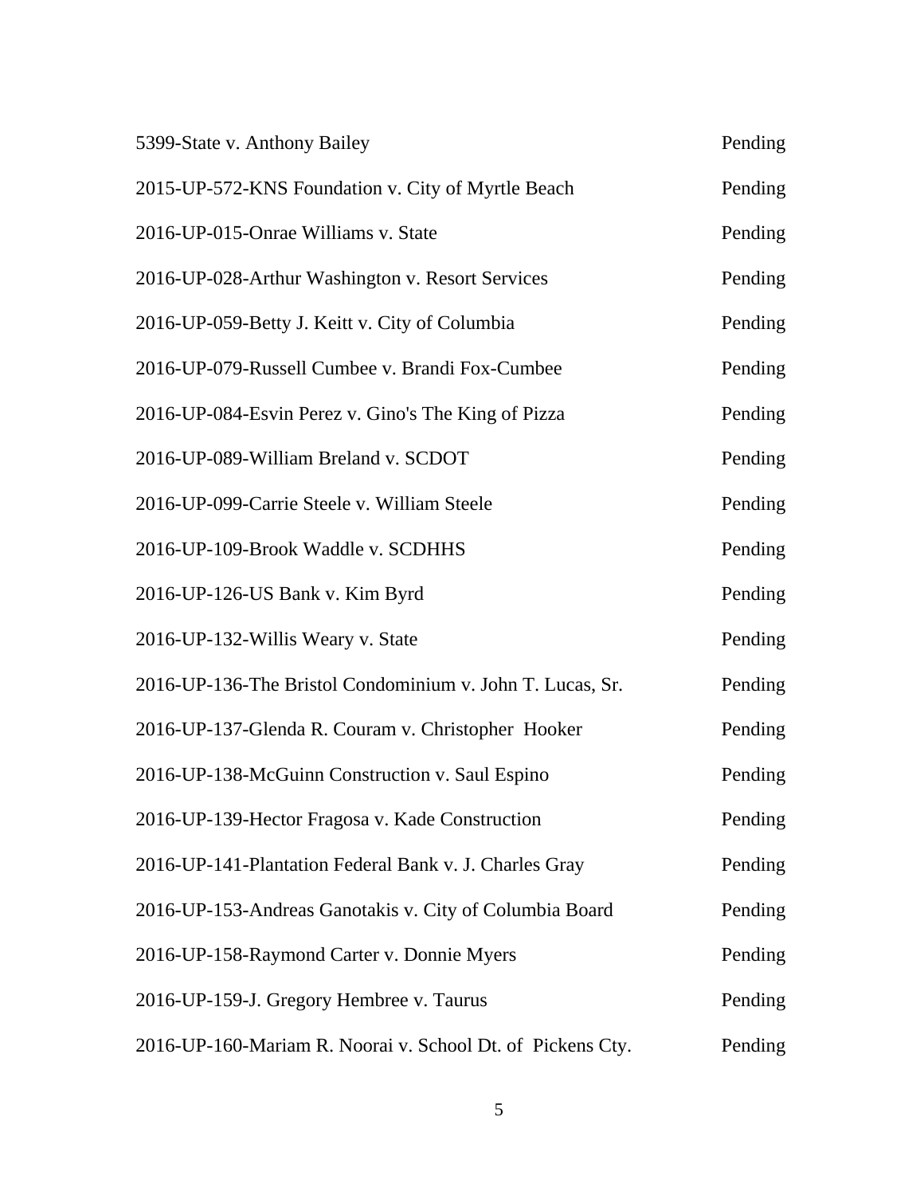| | |
|---|---|
| 5399-State v. Anthony Bailey | Pending |
| 2015-UP-572-KNS Foundation v. City of Myrtle Beach | Pending |
| 2016-UP-015-Onrae Williams v. State | Pending |
| 2016-UP-028-Arthur Washington v. Resort Services | Pending |
| 2016-UP-059-Betty J. Keitt v. City of Columbia | Pending |
| 2016-UP-079-Russell Cumbee v. Brandi Fox-Cumbee | Pending |
| 2016-UP-084-Esvin Perez v. Gino's The King of Pizza | Pending |
| 2016-UP-089-William Breland v. SCDOT | Pending |
| 2016-UP-099-Carrie Steele v. William Steele | Pending |
| 2016-UP-109-Brook Waddle v. SCDHHS | Pending |
| 2016-UP-126-US Bank v. Kim Byrd | Pending |
| 2016-UP-132-Willis Weary v. State | Pending |
| 2016-UP-136-The Bristol Condominium v. John T. Lucas, Sr. | Pending |
| 2016-UP-137-Glenda R. Couram v. Christopher Hooker | Pending |
| 2016-UP-138-McGuinn Construction v. Saul Espino | Pending |
| 2016-UP-139-Hector Fragosa v. Kade Construction | Pending |
| 2016-UP-141-Plantation Federal Bank v. J. Charles Gray | Pending |
| 2016-UP-153-Andreas Ganotakis v. City of Columbia Board | Pending |
| 2016-UP-158-Raymond Carter v. Donnie Myers | Pending |
| 2016-UP-159-J. Gregory Hembree v. Taurus | Pending |
| 2016-UP-160-Mariam R. Noorai v. School Dt. of Pickens Cty. | Pending |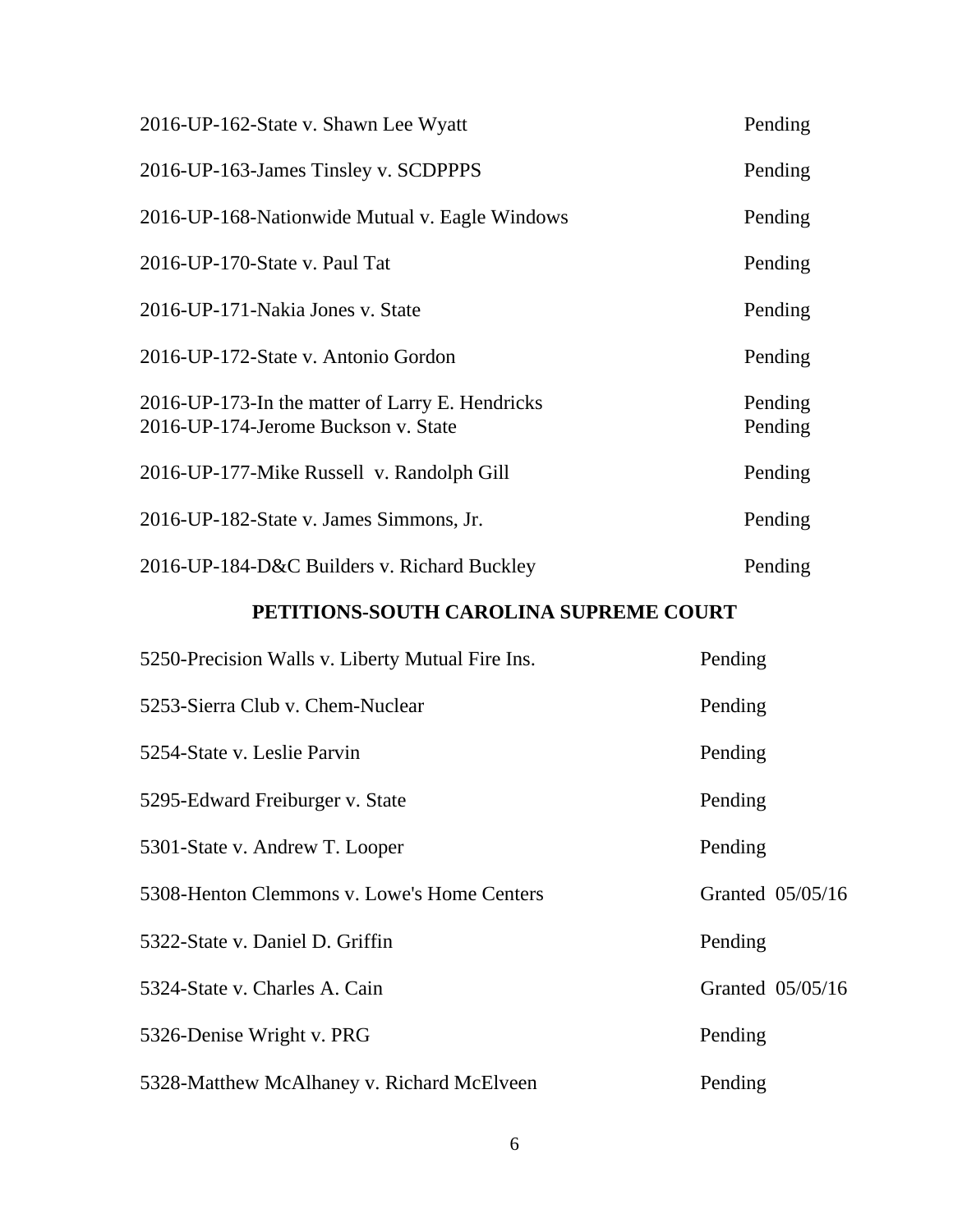| | |
|---|---|
| 2016-UP-162-State v. Shawn Lee Wyatt | Pending |
| 2016-UP-163-James Tinsley v. SCDPPPS | Pending |
| 2016-UP-168-Nationwide Mutual v. Eagle Windows | Pending |
| 2016-UP-170-State v. Paul Tat | Pending |
| 2016-UP-171-Nakia Jones v. State | Pending |
| 2016-UP-172-State v. Antonio Gordon | Pending |
| 2016-UP-173-In the matter of Larry E. Hendricks | Pending |
| 2016-UP-174-Jerome Buckson v. State | Pending |
| 2016-UP-177-Mike Russell v. Randolph Gill | Pending |
| 2016-UP-182-State v. James Simmons, Jr. | Pending |
| 2016-UP-184-D&C Builders v. Richard Buckley | Pending |

## PETITIONS-SOUTH CAROLINA SUPREME COURT

| | |
|---|---|
| 5250-Precision Walls v. Liberty Mutual Fire Ins. | Pending |
| 5253-Sierra Club v. Chem-Nuclear | Pending |
| 5254-State v. Leslie Parvin | Pending |
| 5295-Edward Freiburger v. State | Pending |
| 5301-State v. Andrew T. Looper | Pending |
| 5308-Henton Clemmons v. Lowe's Home Centers | Granted 05/05/16 |
| 5322-State v. Daniel D. Griffin | Pending |
| 5324-State v. Charles A. Cain | Granted 05/05/16 |
| 5326-Denise Wright v. PRG | Pending |
| 5328-Matthew McAlhaney v. Richard McElveen | Pending |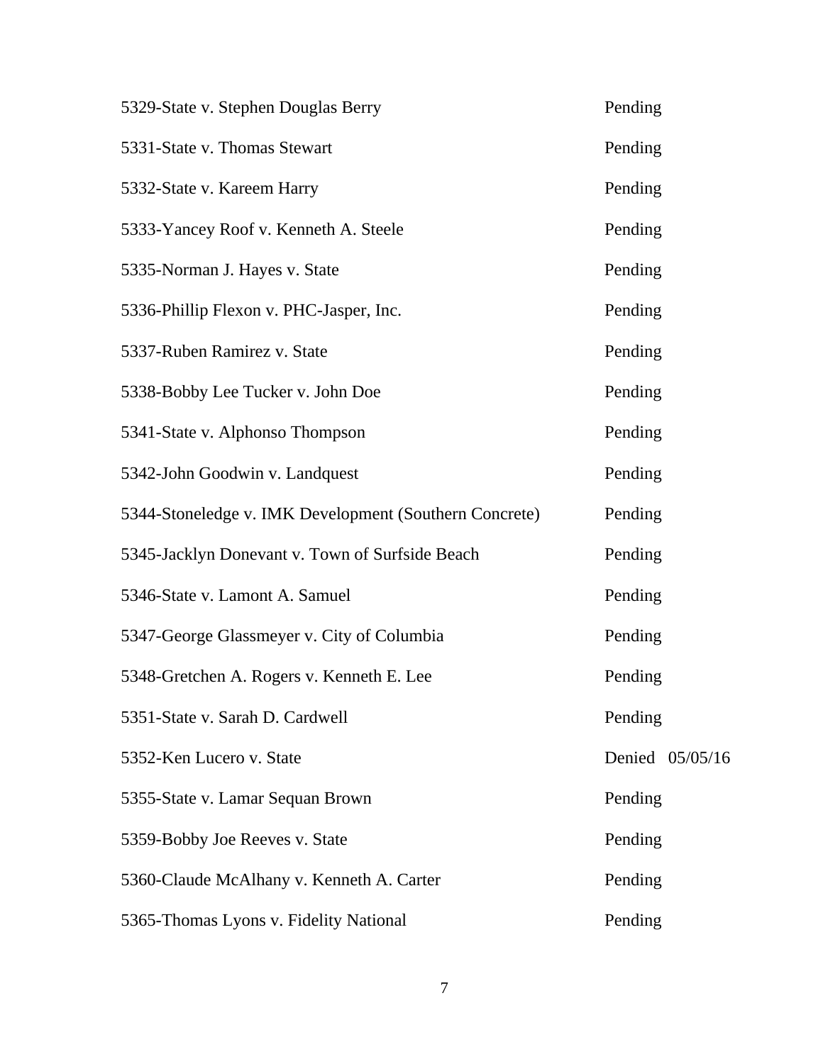| | |
|---|---|
| 5329-State v. Stephen Douglas Berry | Pending |
| 5331-State v. Thomas Stewart | Pending |
| 5332-State v. Kareem Harry | Pending |
| 5333-Yancey Roof v. Kenneth A. Steele | Pending |
| 5335-Norman J. Hayes v. State | Pending |
| 5336-Phillip Flexon v. PHC-Jasper, Inc. | Pending |
| 5337-Ruben Ramirez v. State | Pending |
| 5338-Bobby Lee Tucker v. John Doe | Pending |
| 5341-State v. Alphonso Thompson | Pending |
| 5342-John Goodwin v. Landquest | Pending |
| 5344-Stoneledge v. IMK Development (Southern Concrete) | Pending |
| 5345-Jacklyn Donevant v. Town of Surfside Beach | Pending |
| 5346-State v. Lamont A. Samuel | Pending |
| 5347-George Glassmeyer v. City of Columbia | Pending |
| 5348-Gretchen A. Rogers v. Kenneth E. Lee | Pending |
| 5351-State v. Sarah D. Cardwell | Pending |
| 5352-Ken Lucero v. State | Denied 05/05/16 |
| 5355-State v. Lamar Sequan Brown | Pending |
| 5359-Bobby Joe Reeves v. State | Pending |
| 5360-Claude McAlhany v. Kenneth A. Carter | Pending |
| 5365-Thomas Lyons v. Fidelity National | Pending |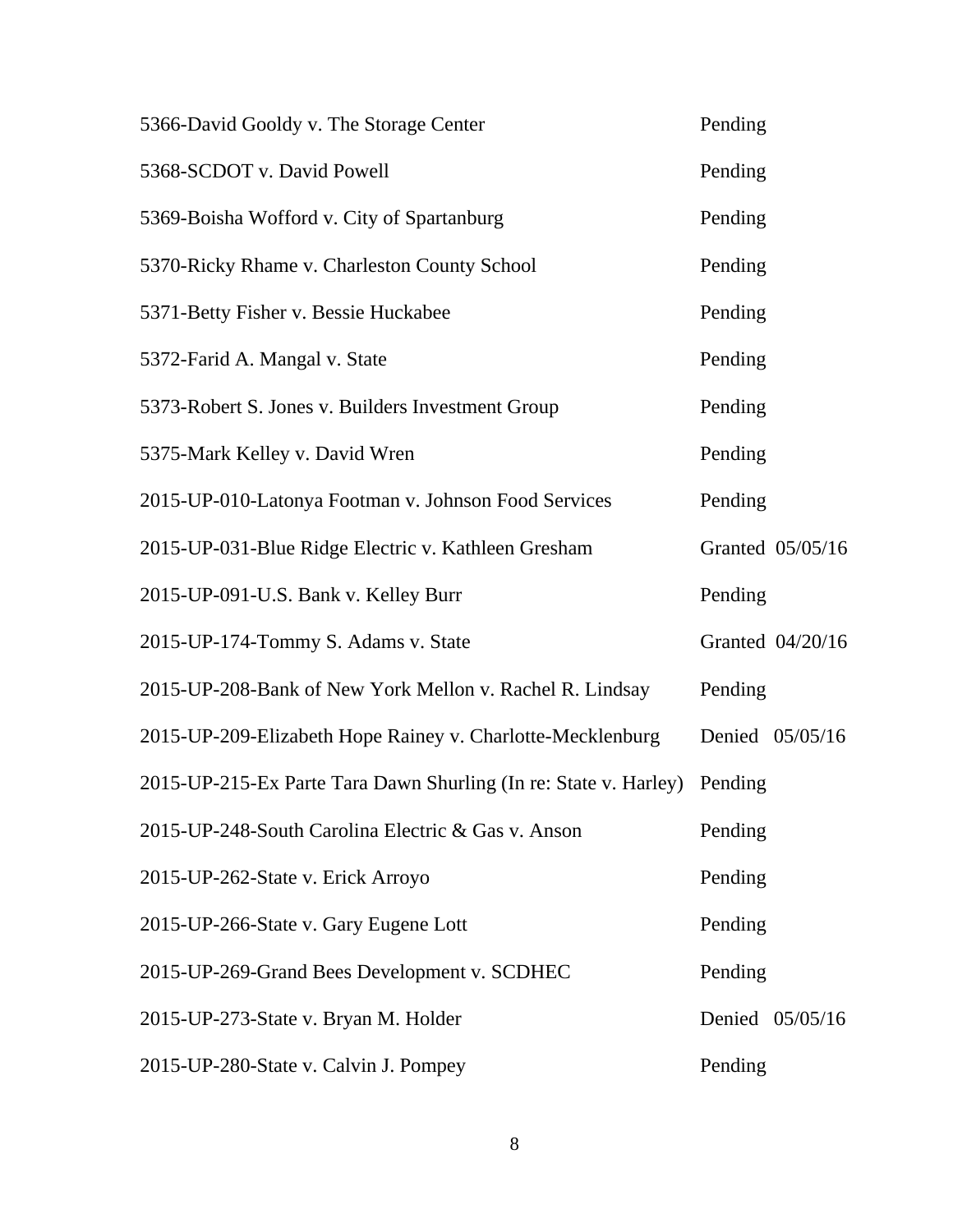| | |
|---|---|
| 5366-David Gooldy v. The Storage Center | Pending |
| 5368-SCDOT v. David Powell | Pending |
| 5369-Boisha Wofford v. City of Spartanburg | Pending |
| 5370-Ricky Rhame v. Charleston County School | Pending |
| 5371-Betty Fisher v. Bessie Huckabee | Pending |
| 5372-Farid A. Mangal v. State | Pending |
| 5373-Robert S. Jones v. Builders Investment Group | Pending |
| 5375-Mark Kelley v. David Wren | Pending |
| 2015-UP-010-Latonya Footman v. Johnson Food Services | Pending |
| 2015-UP-031-Blue Ridge Electric v. Kathleen Gresham | Granted 05/05/16 |
| 2015-UP-091-U.S. Bank v. Kelley Burr | Pending |
| 2015-UP-174-Tommy S. Adams v. State | Granted 04/20/16 |
| 2015-UP-208-Bank of New York Mellon v. Rachel R. Lindsay | Pending |
| 2015-UP-209-Elizabeth Hope Rainey v. Charlotte-Mecklenburg | Denied 05/05/16 |
| 2015-UP-215-Ex Parte Tara Dawn Shurling (In re: State v. Harley) | Pending |
| 2015-UP-248-South Carolina Electric & Gas v. Anson | Pending |
| 2015-UP-262-State v. Erick Arroyo | Pending |
| 2015-UP-266-State v. Gary Eugene Lott | Pending |
| 2015-UP-269-Grand Bees Development v. SCDHEC | Pending |
| 2015-UP-273-State v. Bryan M. Holder | Denied 05/05/16 |
| 2015-UP-280-State v. Calvin J. Pompey | Pending |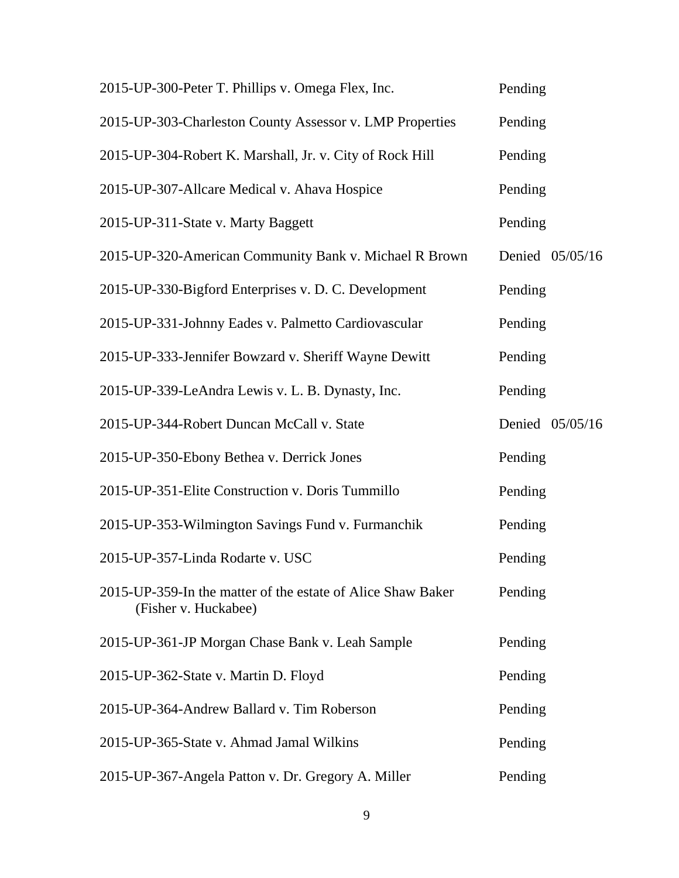| | |
|---|---|
| 2015-UP-300-Peter T. Phillips v. Omega Flex, Inc. | Pending |
| 2015-UP-303-Charleston County Assessor v. LMP Properties | Pending |
| 2015-UP-304-Robert K. Marshall, Jr. v. City of Rock Hill | Pending |
| 2015-UP-307-Allcare Medical v. Ahava Hospice | Pending |
| 2015-UP-311-State v. Marty Baggett | Pending |
| 2015-UP-320-American Community Bank v. Michael R Brown | Denied 05/05/16 |
| 2015-UP-330-Bigford Enterprises v. D. C. Development | Pending |
| 2015-UP-331-Johnny Eades v. Palmetto Cardiovascular | Pending |
| 2015-UP-333-Jennifer Bowzard v. Sheriff Wayne Dewitt | Pending |
| 2015-UP-339-LeAndra Lewis v. L. B. Dynasty, Inc. | Pending |
| 2015-UP-344-Robert Duncan McCall v. State | Denied 05/05/16 |
| 2015-UP-350-Ebony Bethea v. Derrick Jones | Pending |
| 2015-UP-351-Elite Construction v. Doris Tummillo | Pending |
| 2015-UP-353-Wilmington Savings Fund v. Furmanchik | Pending |
| 2015-UP-357-Linda Rodarte v. USC | Pending |
| 2015-UP-359-In the matter of the estate of Alice Shaw Baker (Fisher v. Huckabee) | Pending |
| 2015-UP-361-JP Morgan Chase Bank v. Leah Sample | Pending |
| 2015-UP-362-State v. Martin D. Floyd | Pending |
| 2015-UP-364-Andrew Ballard v. Tim Roberson | Pending |
| 2015-UP-365-State v. Ahmad Jamal Wilkins | Pending |
| 2015-UP-367-Angela Patton v. Dr. Gregory A. Miller | Pending |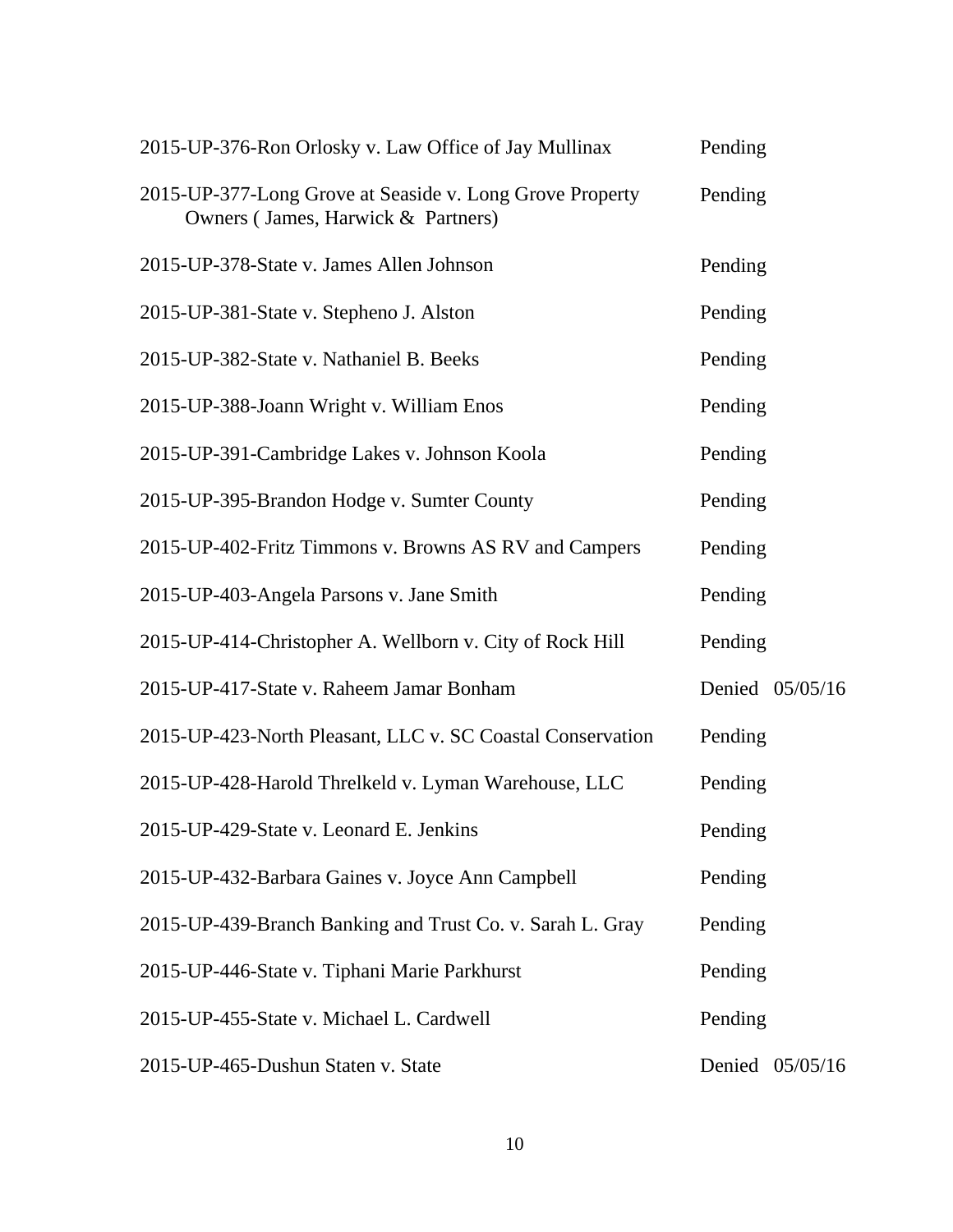| | |
|---|---|
| 2015-UP-376-Ron Orlosky v. Law Office of Jay Mullinax | Pending |
| 2015-UP-377-Long Grove at Seaside v. Long Grove Property Owners ( James, Harwick & Partners) | Pending |
| 2015-UP-378-State v. James Allen Johnson | Pending |
| 2015-UP-381-State v. Stepheno J. Alston | Pending |
| 2015-UP-382-State v. Nathaniel B. Beeks | Pending |
| 2015-UP-388-Joann Wright v. William Enos | Pending |
| 2015-UP-391-Cambridge Lakes v. Johnson Koola | Pending |
| 2015-UP-395-Brandon Hodge v. Sumter County | Pending |
| 2015-UP-402-Fritz Timmons v. Browns AS RV and Campers | Pending |
| 2015-UP-403-Angela Parsons v. Jane Smith | Pending |
| 2015-UP-414-Christopher A. Wellborn v. City of Rock Hill | Pending |
| 2015-UP-417-State v. Raheem Jamar Bonham | Denied 05/05/16 |
| 2015-UP-423-North Pleasant, LLC v. SC Coastal Conservation | Pending |
| 2015-UP-428-Harold Threlkeld v. Lyman Warehouse, LLC | Pending |
| 2015-UP-429-State v. Leonard E. Jenkins | Pending |
| 2015-UP-432-Barbara Gaines v. Joyce Ann Campbell | Pending |
| 2015-UP-439-Branch Banking and Trust Co. v. Sarah L. Gray | Pending |
| 2015-UP-446-State v. Tiphani Marie Parkhurst | Pending |
| 2015-UP-455-State v. Michael L. Cardwell | Pending |
| 2015-UP-465-Dushun Staten v. State | Denied 05/05/16 |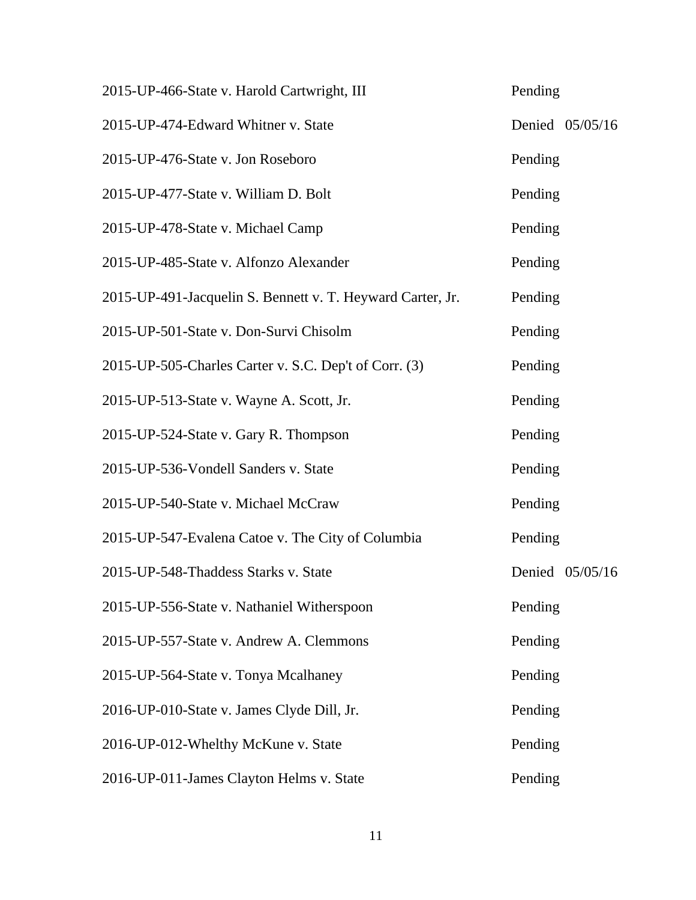| | |
|---|---|
| 2015-UP-466-State v. Harold Cartwright, III | Pending |
| 2015-UP-474-Edward Whitner v. State | Denied 05/05/16 |
| 2015-UP-476-State v. Jon Roseboro | Pending |
| 2015-UP-477-State v. William D. Bolt | Pending |
| 2015-UP-478-State v. Michael Camp | Pending |
| 2015-UP-485-State v. Alfonzo Alexander | Pending |
| 2015-UP-491-Jacquelin S. Bennett v. T. Heyward Carter, Jr. | Pending |
| 2015-UP-501-State v. Don-Survi Chisolm | Pending |
| 2015-UP-505-Charles Carter v. S.C. Dep't of Corr. (3) | Pending |
| 2015-UP-513-State v. Wayne A. Scott, Jr. | Pending |
| 2015-UP-524-State v. Gary R. Thompson | Pending |
| 2015-UP-536-Vondell Sanders v. State | Pending |
| 2015-UP-540-State v. Michael McCraw | Pending |
| 2015-UP-547-Evalena Catoe v. The City of Columbia | Pending |
| 2015-UP-548-Thaddess Starks v. State | Denied 05/05/16 |
| 2015-UP-556-State v. Nathaniel Witherspoon | Pending |
| 2015-UP-557-State v. Andrew A. Clemmons | Pending |
| 2015-UP-564-State v. Tonya Mcalhaney | Pending |
| 2016-UP-010-State v. James Clyde Dill, Jr. | Pending |
| 2016-UP-012-Whelthy McKune v. State | Pending |
| 2016-UP-011-James Clayton Helms v. State | Pending |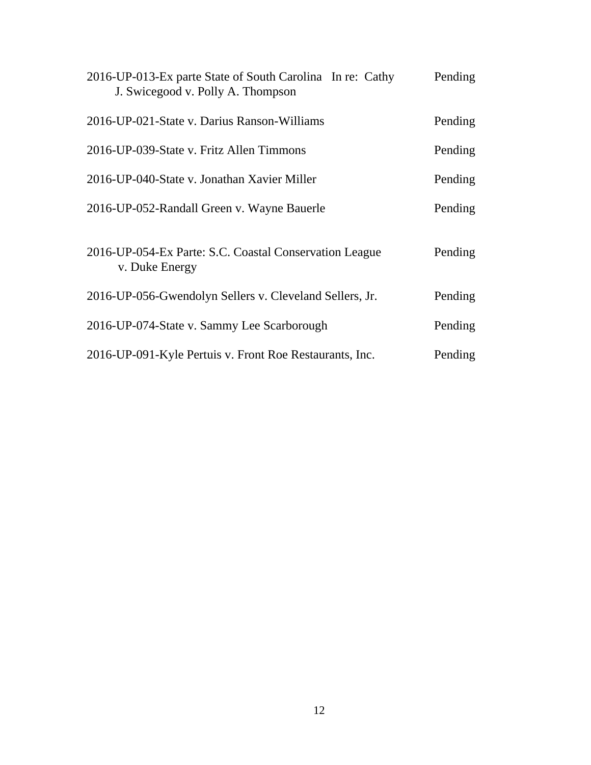| | |
|---|---|
| 2016-UP-013-Ex parte State of South Carolina In re: Cathy J. Swicegood v. Polly A. Thompson | Pending |
| 2016-UP-021-State v. Darius Ranson-Williams | Pending |
| 2016-UP-039-State v. Fritz Allen Timmons | Pending |
| 2016-UP-040-State v. Jonathan Xavier Miller | Pending |
| 2016-UP-052-Randall Green v. Wayne Bauerle | Pending |
| 2016-UP-054-Ex Parte: S.C. Coastal Conservation League v. Duke Energy | Pending |
| 2016-UP-056-Gwendolyn Sellers v. Cleveland Sellers, Jr. | Pending |
| 2016-UP-074-State v. Sammy Lee Scarborough | Pending |
| 2016-UP-091-Kyle Pertuis v. Front Roe Restaurants, Inc. | Pending |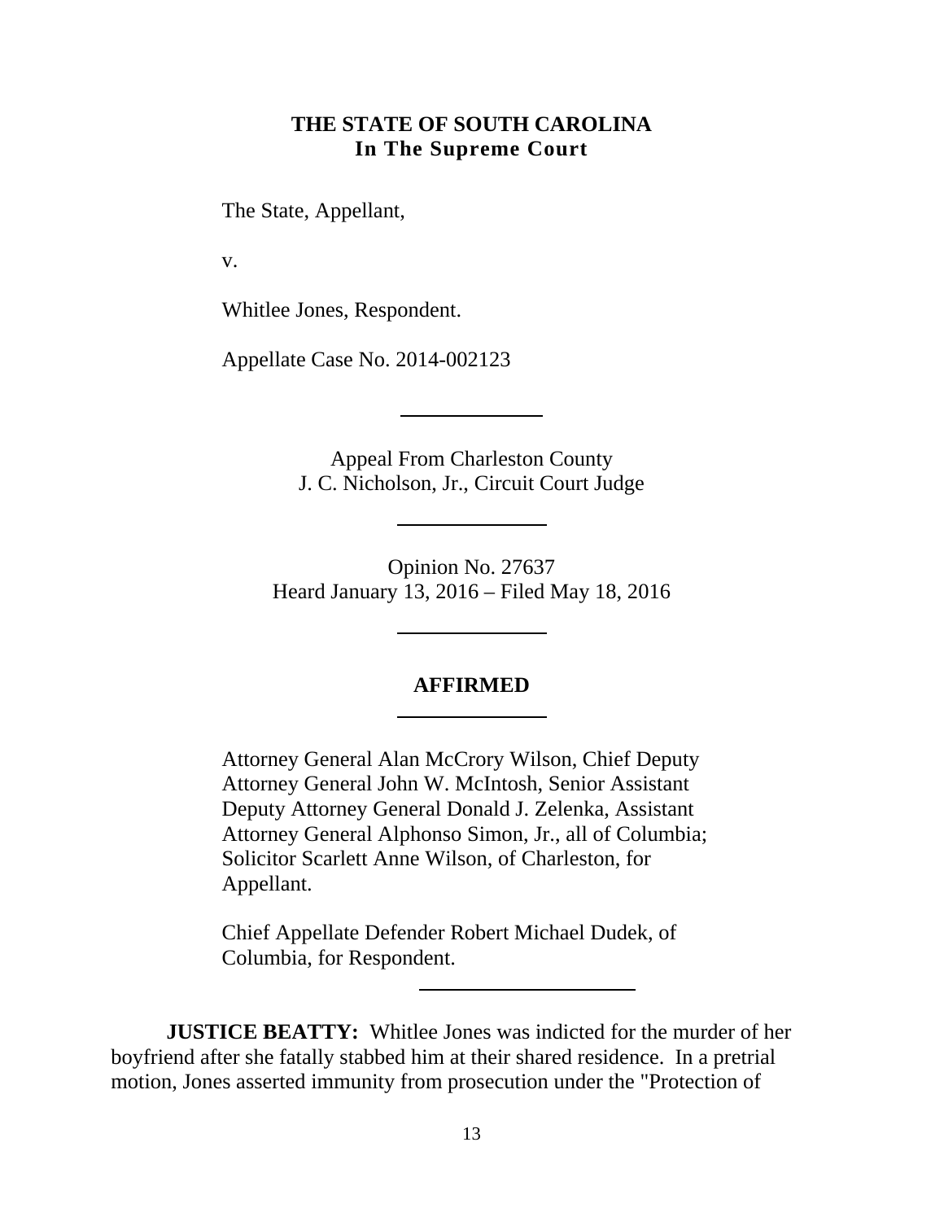**THE STATE OF SOUTH CAROLINA**
**In The Supreme Court**

The State, Appellant,

v.

Whitlee Jones, Respondent.

Appellate Case No. 2014-002123

---

Appeal From Charleston County
J. C. Nicholson, Jr., Circuit Court Judge

---

Opinion No. 27637
Heard January 13, 2016 – Filed May 18, 2016

---

**AFFIRMED**

---

Attorney General Alan McCrory Wilson, Chief Deputy Attorney General John W. McIntosh, Senior Assistant Deputy Attorney General Donald J. Zelenka, Assistant Attorney General Alphonso Simon, Jr., all of Columbia; Solicitor Scarlett Anne Wilson, of Charleston, for Appellant.

Chief Appellate Defender Robert Michael Dudek, of Columbia, for Respondent.

---

**JUSTICE BEATTY:** Whitlee Jones was indicted for the murder of her boyfriend after she fatally stabbed him at their shared residence. In a pretrial motion, Jones asserted immunity from prosecution under the "Protection of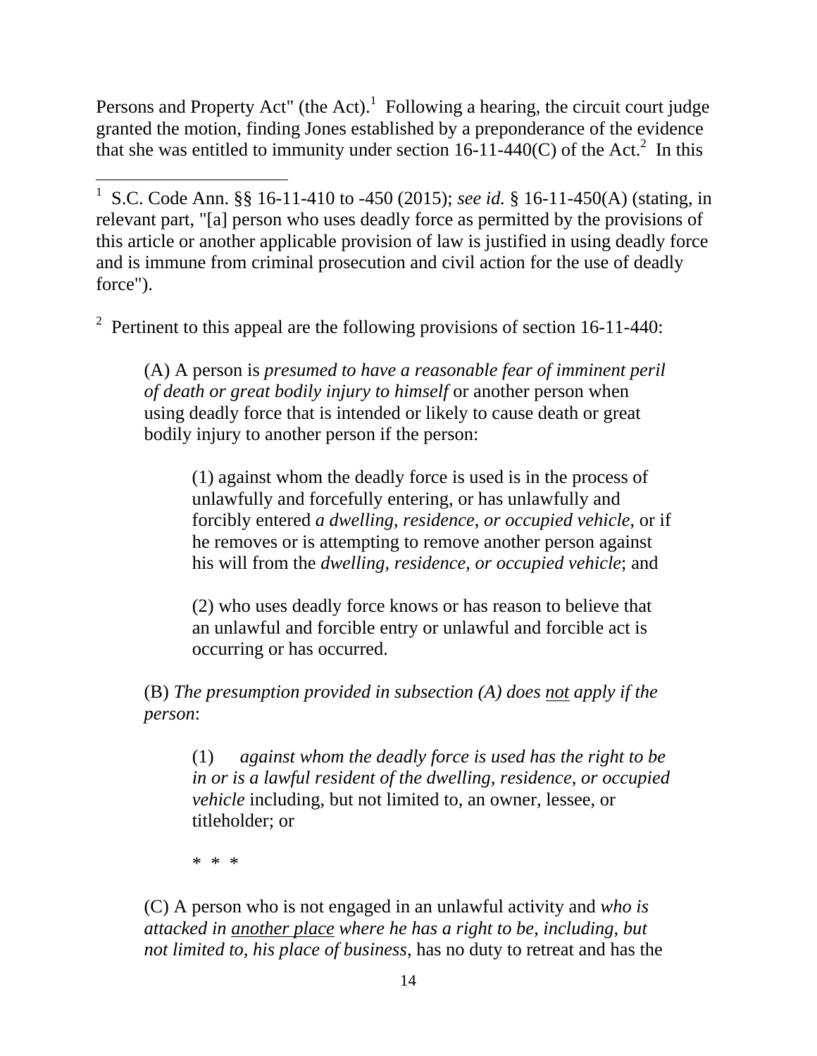Persons and Property Act" (the Act).[1] Following a hearing, the circuit court judge granted the motion, finding Jones established by a preponderance of the evidence that she was entitled to immunity under section 16-11-440(C) of the Act.[2] In this

---

[1] S.C. Code Ann. §§ 16-11-410 to -450 (2015); *see id.* § 16-11-450(A) (stating, in relevant part, "[a] person who uses deadly force as permitted by the provisions of this article or another applicable provision of law is justified in using deadly force and is immune from criminal prosecution and civil action for the use of deadly force").

[2] Pertinent to this appeal are the following provisions of section 16-11-440:

> (A) A person is *presumed to have a reasonable fear of imminent peril of death or great bodily injury to himself* or another person when using deadly force that is intended or likely to cause death or great bodily injury to another person if the person:
>
> > (1) against whom the deadly force is used is in the process of unlawfully and forcefully entering, or has unlawfully and forcibly entered *a dwelling, residence, or occupied vehicle*, or if he removes or is attempting to remove another person against his will from the *dwelling, residence, or occupied vehicle*; and
> >
> > (2) who uses deadly force knows or has reason to believe that an unlawful and forcible entry or unlawful and forcible act is occurring or has occurred.
>
> (B) *The presumption provided in subsection (A) does <u>not</u> apply if the person*:
>
> > (1) *against whom the deadly force is used has the right to be in or is a lawful resident of the dwelling, residence, or occupied vehicle* including, but not limited to, an owner, lessee, or titleholder; or
> >
> > * * *
>
> (C) A person who is not engaged in an unlawful activity and *who is attacked in <u>another place</u> where he has a right to be, including, but not limited to, his place of business*, has no duty to retreat and has the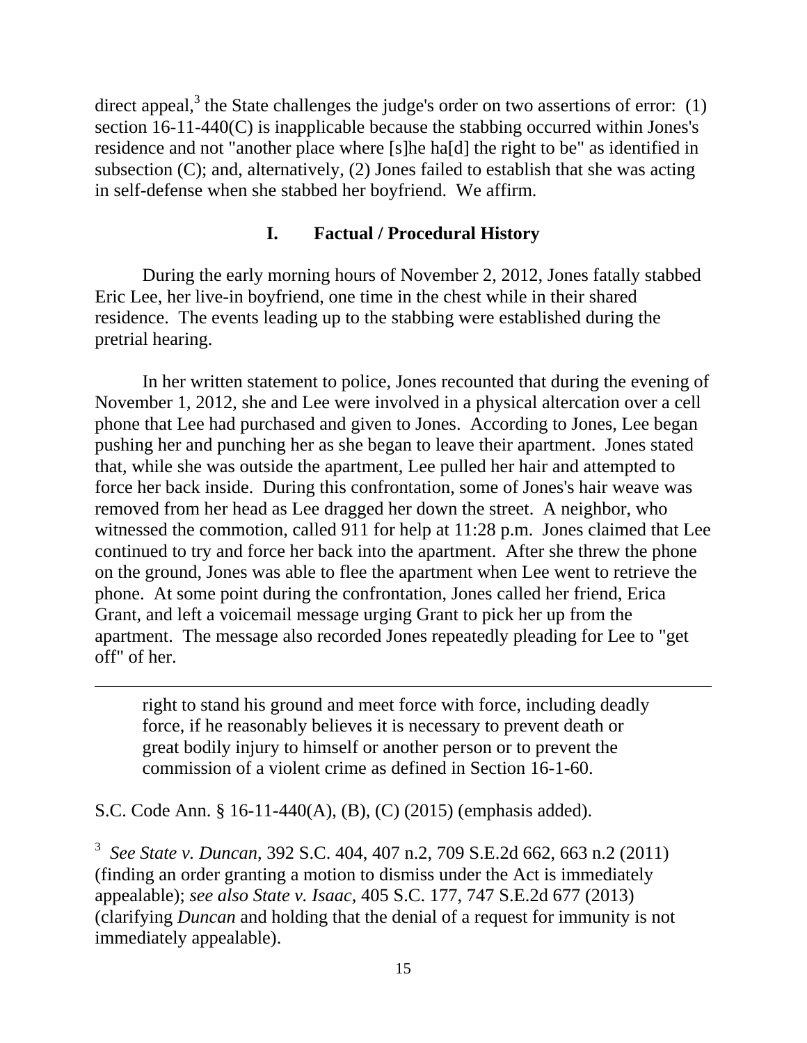direct appeal,[3] the State challenges the judge's order on two assertions of error: (1) section 16-11-440(C) is inapplicable because the stabbing occurred within Jones's residence and not "another place where [s]he ha[d] the right to be" as identified in subsection (C); and, alternatively, (2) Jones failed to establish that she was acting in self-defense when she stabbed her boyfriend. We affirm.

## I. Factual / Procedural History

During the early morning hours of November 2, 2012, Jones fatally stabbed Eric Lee, her live-in boyfriend, one time in the chest while in their shared residence. The events leading up to the stabbing were established during the pretrial hearing.

In her written statement to police, Jones recounted that during the evening of November 1, 2012, she and Lee were involved in a physical altercation over a cell phone that Lee had purchased and given to Jones. According to Jones, Lee began pushing her and punching her as she began to leave their apartment. Jones stated that, while she was outside the apartment, Lee pulled her hair and attempted to force her back inside. During this confrontation, some of Jones's hair weave was removed from her head as Lee dragged her down the street. A neighbor, who witnessed the commotion, called 911 for help at 11:28 p.m. Jones claimed that Lee continued to try and force her back into the apartment. After she threw the phone on the ground, Jones was able to flee the apartment when Lee went to retrieve the phone. At some point during the confrontation, Jones called her friend, Erica Grant, and left a voicemail message urging Grant to pick her up from the apartment. The message also recorded Jones repeatedly pleading for Lee to "get off" of her.

---

> right to stand his ground and meet force with force, including deadly force, if he reasonably believes it is necessary to prevent death or great bodily injury to himself or another person or to prevent the commission of a violent crime as defined in Section 16-1-60.

S.C. Code Ann. § 16-11-440(A), (B), (C) (2015) (emphasis added).

[3] *See State v. Duncan*, 392 S.C. 404, 407 n.2, 709 S.E.2d 662, 663 n.2 (2011) (finding an order granting a motion to dismiss under the Act is immediately appealable); *see also State v. Isaac*, 405 S.C. 177, 747 S.E.2d 677 (2013) (clarifying *Duncan* and holding that the denial of a request for immunity is not immediately appealable).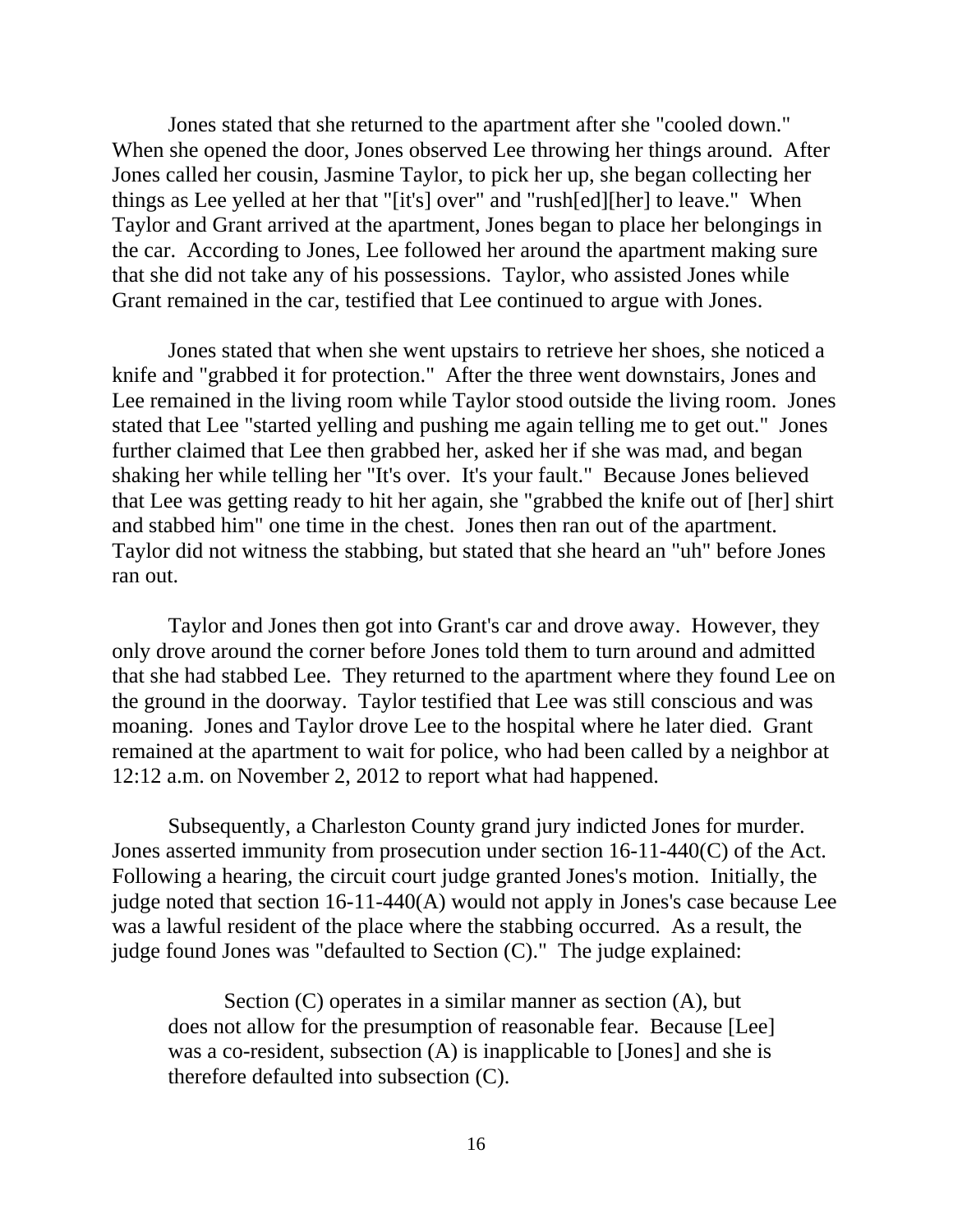Jones stated that she returned to the apartment after she "cooled down." When she opened the door, Jones observed Lee throwing her things around. After Jones called her cousin, Jasmine Taylor, to pick her up, she began collecting her things as Lee yelled at her that "[it's] over" and "rush[ed][her] to leave." When Taylor and Grant arrived at the apartment, Jones began to place her belongings in the car. According to Jones, Lee followed her around the apartment making sure that she did not take any of his possessions. Taylor, who assisted Jones while Grant remained in the car, testified that Lee continued to argue with Jones.

Jones stated that when she went upstairs to retrieve her shoes, she noticed a knife and "grabbed it for protection." After the three went downstairs, Jones and Lee remained in the living room while Taylor stood outside the living room. Jones stated that Lee "started yelling and pushing me again telling me to get out." Jones further claimed that Lee then grabbed her, asked her if she was mad, and began shaking her while telling her "It's over. It's your fault." Because Jones believed that Lee was getting ready to hit her again, she "grabbed the knife out of [her] shirt and stabbed him" one time in the chest. Jones then ran out of the apartment. Taylor did not witness the stabbing, but stated that she heard an "uh" before Jones ran out.

Taylor and Jones then got into Grant's car and drove away. However, they only drove around the corner before Jones told them to turn around and admitted that she had stabbed Lee. They returned to the apartment where they found Lee on the ground in the doorway. Taylor testified that Lee was still conscious and was moaning. Jones and Taylor drove Lee to the hospital where he later died. Grant remained at the apartment to wait for police, who had been called by a neighbor at 12:12 a.m. on November 2, 2012 to report what had happened.

Subsequently, a Charleston County grand jury indicted Jones for murder. Jones asserted immunity from prosecution under section 16-11-440(C) of the Act. Following a hearing, the circuit court judge granted Jones's motion. Initially, the judge noted that section 16-11-440(A) would not apply in Jones's case because Lee was a lawful resident of the place where the stabbing occurred. As a result, the judge found Jones was "defaulted to Section (C)." The judge explained:

> Section (C) operates in a similar manner as section (A), but does not allow for the presumption of reasonable fear. Because [Lee] was a co-resident, subsection (A) is inapplicable to [Jones] and she is therefore defaulted into subsection (C).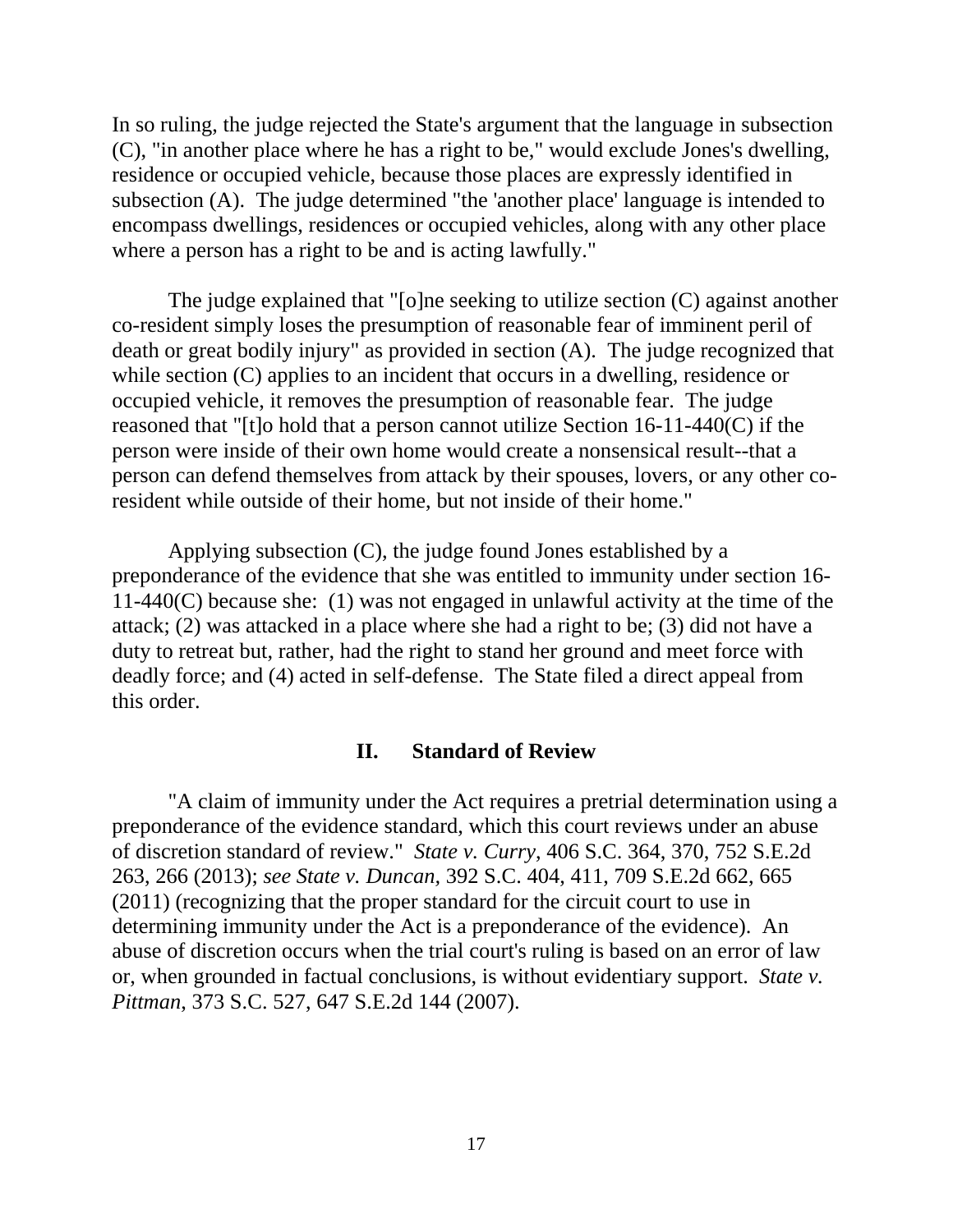In so ruling, the judge rejected the State's argument that the language in subsection (C), "in another place where he has a right to be," would exclude Jones's dwelling, residence or occupied vehicle, because those places are expressly identified in subsection (A). The judge determined "the 'another place' language is intended to encompass dwellings, residences or occupied vehicles, along with any other place where a person has a right to be and is acting lawfully."

The judge explained that "[o]ne seeking to utilize section (C) against another co-resident simply loses the presumption of reasonable fear of imminent peril of death or great bodily injury" as provided in section (A). The judge recognized that while section (C) applies to an incident that occurs in a dwelling, residence or occupied vehicle, it removes the presumption of reasonable fear. The judge reasoned that "[t]o hold that a person cannot utilize Section 16-11-440(C) if the person were inside of their own home would create a nonsensical result--that a person can defend themselves from attack by their spouses, lovers, or any other co-resident while outside of their home, but not inside of their home."

Applying subsection (C), the judge found Jones established by a preponderance of the evidence that she was entitled to immunity under section 16-11-440(C) because she: (1) was not engaged in unlawful activity at the time of the attack; (2) was attacked in a place where she had a right to be; (3) did not have a duty to retreat but, rather, had the right to stand her ground and meet force with deadly force; and (4) acted in self-defense. The State filed a direct appeal from this order.

## II. Standard of Review

"A claim of immunity under the Act requires a pretrial determination using a preponderance of the evidence standard, which this court reviews under an abuse of discretion standard of review." *State v. Curry*, 406 S.C. 364, 370, 752 S.E.2d 263, 266 (2013); *see State v. Duncan*, 392 S.C. 404, 411, 709 S.E.2d 662, 665 (2011) (recognizing that the proper standard for the circuit court to use in determining immunity under the Act is a preponderance of the evidence). An abuse of discretion occurs when the trial court's ruling is based on an error of law or, when grounded in factual conclusions, is without evidentiary support. *State v. Pittman*, 373 S.C. 527, 647 S.E.2d 144 (2007).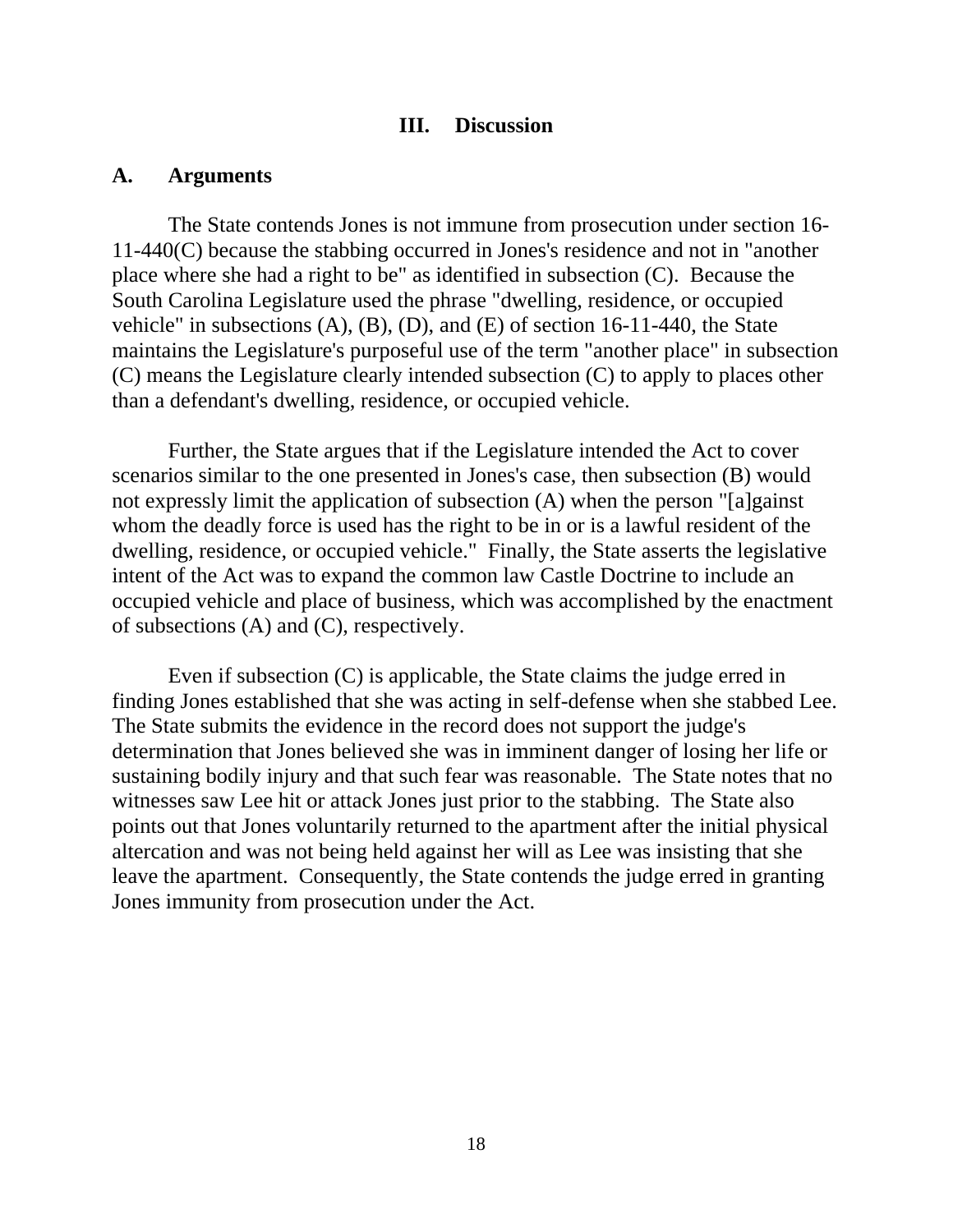## III. Discussion

### A. Arguments

The State contends Jones is not immune from prosecution under section 16-11-440(C) because the stabbing occurred in Jones's residence and not in "another place where she had a right to be" as identified in subsection (C). Because the South Carolina Legislature used the phrase "dwelling, residence, or occupied vehicle" in subsections (A), (B), (D), and (E) of section 16-11-440, the State maintains the Legislature's purposeful use of the term "another place" in subsection (C) means the Legislature clearly intended subsection (C) to apply to places other than a defendant's dwelling, residence, or occupied vehicle.

Further, the State argues that if the Legislature intended the Act to cover scenarios similar to the one presented in Jones's case, then subsection (B) would not expressly limit the application of subsection (A) when the person "[a]gainst whom the deadly force is used has the right to be in or is a lawful resident of the dwelling, residence, or occupied vehicle." Finally, the State asserts the legislative intent of the Act was to expand the common law Castle Doctrine to include an occupied vehicle and place of business, which was accomplished by the enactment of subsections (A) and (C), respectively.

Even if subsection (C) is applicable, the State claims the judge erred in finding Jones established that she was acting in self-defense when she stabbed Lee. The State submits the evidence in the record does not support the judge's determination that Jones believed she was in imminent danger of losing her life or sustaining bodily injury and that such fear was reasonable. The State notes that no witnesses saw Lee hit or attack Jones just prior to the stabbing. The State also points out that Jones voluntarily returned to the apartment after the initial physical altercation and was not being held against her will as Lee was insisting that she leave the apartment. Consequently, the State contends the judge erred in granting Jones immunity from prosecution under the Act.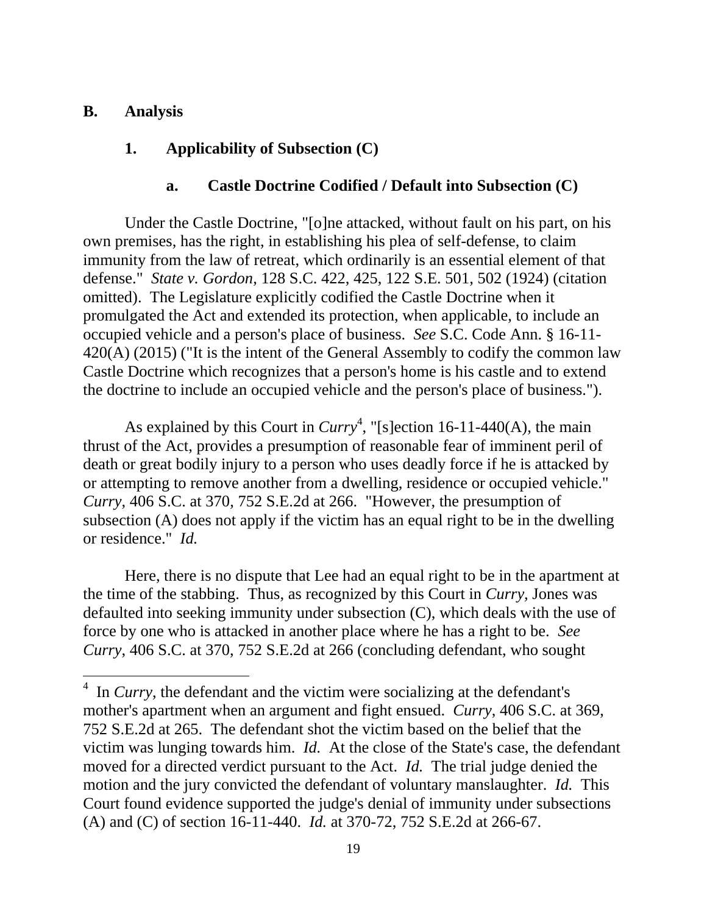## B. Analysis

### 1. Applicability of Subsection (C)

#### a. Castle Doctrine Codified / Default into Subsection (C)

Under the Castle Doctrine, "[o]ne attacked, without fault on his part, on his own premises, has the right, in establishing his plea of self-defense, to claim immunity from the law of retreat, which ordinarily is an essential element of that defense." *State v. Gordon*, 128 S.C. 422, 425, 122 S.E. 501, 502 (1924) (citation omitted). The Legislature explicitly codified the Castle Doctrine when it promulgated the Act and extended its protection, when applicable, to include an occupied vehicle and a person's place of business. *See* S.C. Code Ann. § 16-11-420(A) (2015) ("It is the intent of the General Assembly to codify the common law Castle Doctrine which recognizes that a person's home is his castle and to extend the doctrine to include an occupied vehicle and the person's place of business.").

As explained by this Court in *Curry*[4], "[s]ection 16-11-440(A), the main thrust of the Act, provides a presumption of reasonable fear of imminent peril of death or great bodily injury to a person who uses deadly force if he is attacked by or attempting to remove another from a dwelling, residence or occupied vehicle." *Curry*, 406 S.C. at 370, 752 S.E.2d at 266. "However, the presumption of subsection (A) does not apply if the victim has an equal right to be in the dwelling or residence." *Id.*

Here, there is no dispute that Lee had an equal right to be in the apartment at the time of the stabbing. Thus, as recognized by this Court in *Curry*, Jones was defaulted into seeking immunity under subsection (C), which deals with the use of force by one who is attacked in another place where he has a right to be. *See Curry*, 406 S.C. at 370, 752 S.E.2d at 266 (concluding defendant, who sought

---

[4] In *Curry*, the defendant and the victim were socializing at the defendant's mother's apartment when an argument and fight ensued. *Curry*, 406 S.C. at 369, 752 S.E.2d at 265. The defendant shot the victim based on the belief that the victim was lunging towards him. *Id.* At the close of the State's case, the defendant moved for a directed verdict pursuant to the Act. *Id.* The trial judge denied the motion and the jury convicted the defendant of voluntary manslaughter. *Id.* This Court found evidence supported the judge's denial of immunity under subsections (A) and (C) of section 16-11-440. *Id.* at 370-72, 752 S.E.2d at 266-67.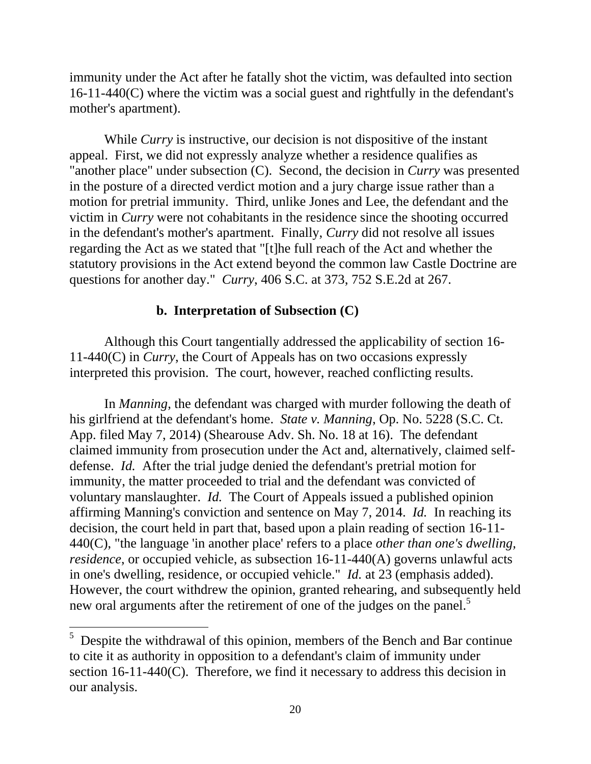immunity under the Act after he fatally shot the victim, was defaulted into section 16-11-440(C) where the victim was a social guest and rightfully in the defendant's mother's apartment).

While *Curry* is instructive, our decision is not dispositive of the instant appeal. First, we did not expressly analyze whether a residence qualifies as "another place" under subsection (C). Second, the decision in *Curry* was presented in the posture of a directed verdict motion and a jury charge issue rather than a motion for pretrial immunity. Third, unlike Jones and Lee, the defendant and the victim in *Curry* were not cohabitants in the residence since the shooting occurred in the defendant's mother's apartment. Finally, *Curry* did not resolve all issues regarding the Act as we stated that "[t]he full reach of the Act and whether the statutory provisions in the Act extend beyond the common law Castle Doctrine are questions for another day." *Curry*, 406 S.C. at 373, 752 S.E.2d at 267.

### b. Interpretation of Subsection (C)

Although this Court tangentially addressed the applicability of section 16-11-440(C) in *Curry*, the Court of Appeals has on two occasions expressly interpreted this provision. The court, however, reached conflicting results.

In *Manning*, the defendant was charged with murder following the death of his girlfriend at the defendant's home. *State v. Manning*, Op. No. 5228 (S.C. Ct. App. filed May 7, 2014) (Shearouse Adv. Sh. No. 18 at 16). The defendant claimed immunity from prosecution under the Act and, alternatively, claimed self-defense. *Id.* After the trial judge denied the defendant's pretrial motion for immunity, the matter proceeded to trial and the defendant was convicted of voluntary manslaughter. *Id.* The Court of Appeals issued a published opinion affirming Manning's conviction and sentence on May 7, 2014. *Id.* In reaching its decision, the court held in part that, based upon a plain reading of section 16-11-440(C), "the language 'in another place' refers to a place *other than one's dwelling, residence*, or occupied vehicle, as subsection 16-11-440(A) governs unlawful acts in one's dwelling, residence, or occupied vehicle." *Id.* at 23 (emphasis added). However, the court withdrew the opinion, granted rehearing, and subsequently held new oral arguments after the retirement of one of the judges on the panel.[5]

[5] Despite the withdrawal of this opinion, members of the Bench and Bar continue to cite it as authority in opposition to a defendant's claim of immunity under section 16-11-440(C). Therefore, we find it necessary to address this decision in our analysis.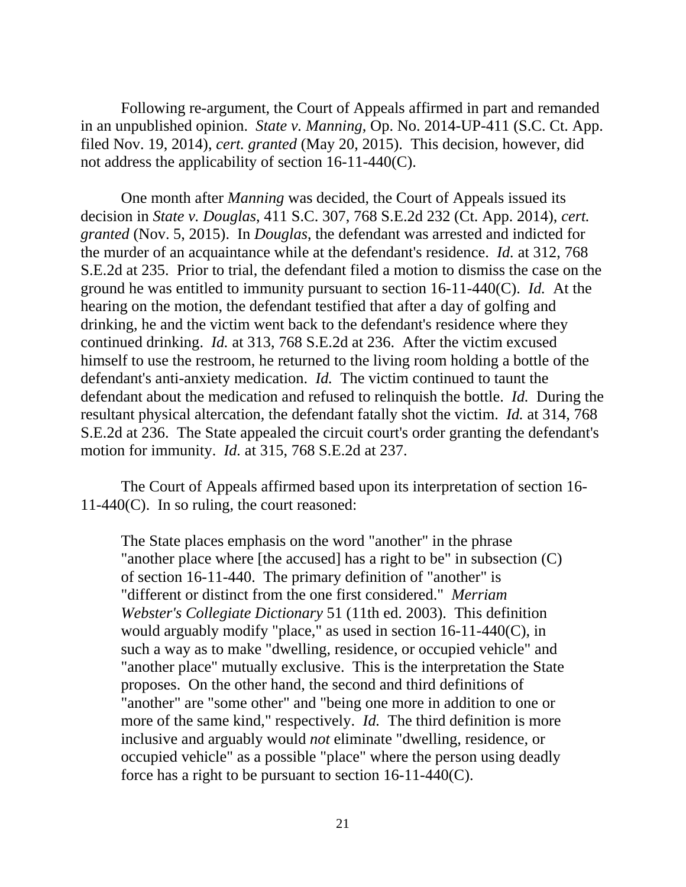Following re-argument, the Court of Appeals affirmed in part and remanded in an unpublished opinion. *State v. Manning*, Op. No. 2014-UP-411 (S.C. Ct. App. filed Nov. 19, 2014), *cert. granted* (May 20, 2015). This decision, however, did not address the applicability of section 16-11-440(C).

One month after *Manning* was decided, the Court of Appeals issued its decision in *State v. Douglas*, 411 S.C. 307, 768 S.E.2d 232 (Ct. App. 2014), *cert. granted* (Nov. 5, 2015). In *Douglas*, the defendant was arrested and indicted for the murder of an acquaintance while at the defendant's residence. *Id.* at 312, 768 S.E.2d at 235. Prior to trial, the defendant filed a motion to dismiss the case on the ground he was entitled to immunity pursuant to section 16-11-440(C). *Id.* At the hearing on the motion, the defendant testified that after a day of golfing and drinking, he and the victim went back to the defendant's residence where they continued drinking. *Id.* at 313, 768 S.E.2d at 236. After the victim excused himself to use the restroom, he returned to the living room holding a bottle of the defendant's anti-anxiety medication. *Id.* The victim continued to taunt the defendant about the medication and refused to relinquish the bottle. *Id.* During the resultant physical altercation, the defendant fatally shot the victim. *Id.* at 314, 768 S.E.2d at 236. The State appealed the circuit court's order granting the defendant's motion for immunity. *Id.* at 315, 768 S.E.2d at 237.

The Court of Appeals affirmed based upon its interpretation of section 16-11-440(C). In so ruling, the court reasoned:

> The State places emphasis on the word "another" in the phrase "another place where [the accused] has a right to be" in subsection (C) of section 16-11-440. The primary definition of "another" is "different or distinct from the one first considered." *Merriam Webster's Collegiate Dictionary* 51 (11th ed. 2003). This definition would arguably modify "place," as used in section 16-11-440(C), in such a way as to make "dwelling, residence, or occupied vehicle" and "another place" mutually exclusive. This is the interpretation the State proposes. On the other hand, the second and third definitions of "another" are "some other" and "being one more in addition to one or more of the same kind," respectively. *Id.* The third definition is more inclusive and arguably would *not* eliminate "dwelling, residence, or occupied vehicle" as a possible "place" where the person using deadly force has a right to be pursuant to section 16-11-440(C).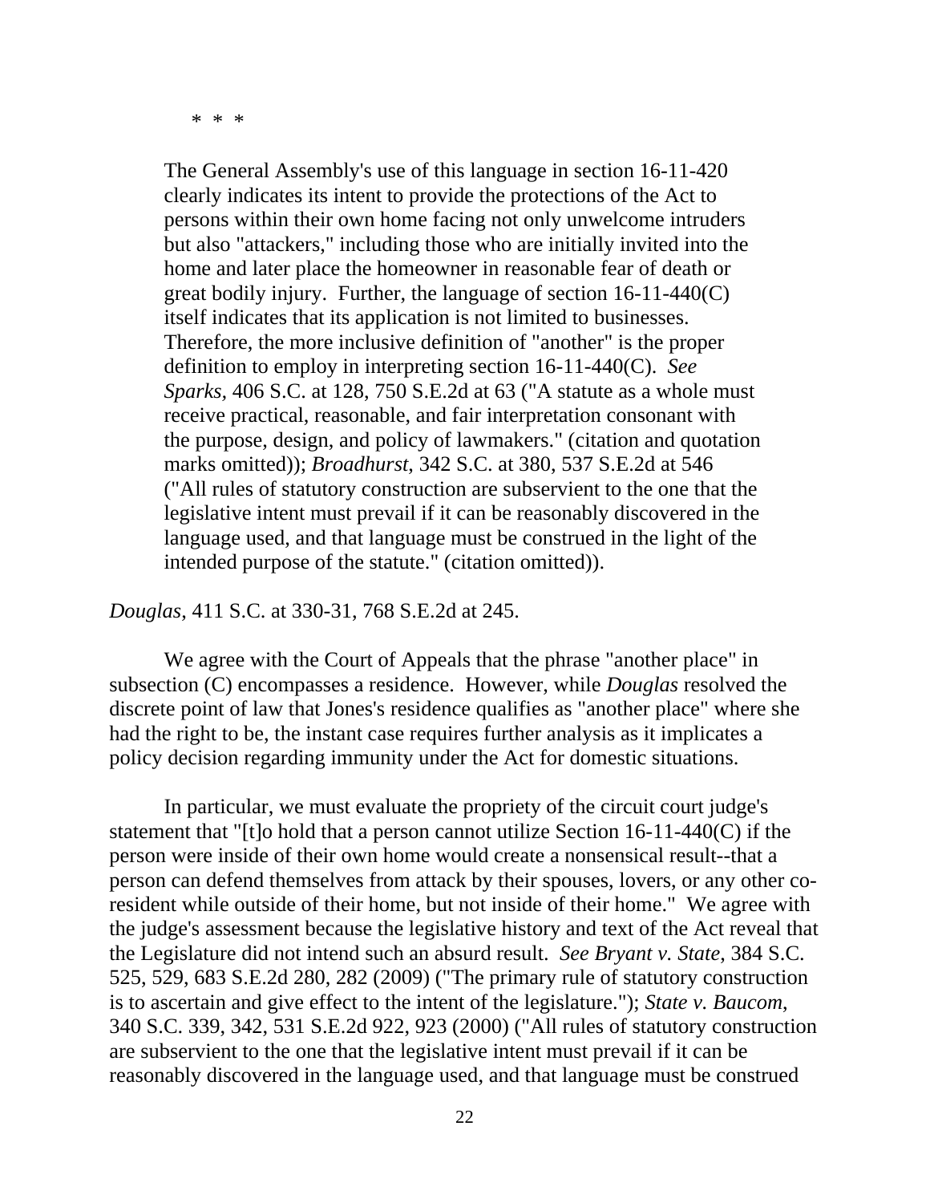\* \* \*

> The General Assembly's use of this language in section 16-11-420 clearly indicates its intent to provide the protections of the Act to persons within their own home facing not only unwelcome intruders but also "attackers," including those who are initially invited into the home and later place the homeowner in reasonable fear of death or great bodily injury. Further, the language of section 16-11-440(C) itself indicates that its application is not limited to businesses. Therefore, the more inclusive definition of "another" is the proper definition to employ in interpreting section 16-11-440(C). *See Sparks*, 406 S.C. at 128, 750 S.E.2d at 63 ("A statute as a whole must receive practical, reasonable, and fair interpretation consonant with the purpose, design, and policy of lawmakers." (citation and quotation marks omitted)); *Broadhurst*, 342 S.C. at 380, 537 S.E.2d at 546 ("All rules of statutory construction are subservient to the one that the legislative intent must prevail if it can be reasonably discovered in the language used, and that language must be construed in the light of the intended purpose of the statute." (citation omitted)).

*Douglas*, 411 S.C. at 330-31, 768 S.E.2d at 245.

We agree with the Court of Appeals that the phrase "another place" in subsection (C) encompasses a residence. However, while *Douglas* resolved the discrete point of law that Jones's residence qualifies as "another place" where she had the right to be, the instant case requires further analysis as it implicates a policy decision regarding immunity under the Act for domestic situations.

In particular, we must evaluate the propriety of the circuit court judge's statement that "[t]o hold that a person cannot utilize Section 16-11-440(C) if the person were inside of their own home would create a nonsensical result--that a person can defend themselves from attack by their spouses, lovers, or any other co-resident while outside of their home, but not inside of their home." We agree with the judge's assessment because the legislative history and text of the Act reveal that the Legislature did not intend such an absurd result. *See Bryant v. State*, 384 S.C. 525, 529, 683 S.E.2d 280, 282 (2009) ("The primary rule of statutory construction is to ascertain and give effect to the intent of the legislature."); *State v. Baucom*, 340 S.C. 339, 342, 531 S.E.2d 922, 923 (2000) ("All rules of statutory construction are subservient to the one that the legislative intent must prevail if it can be reasonably discovered in the language used, and that language must be construed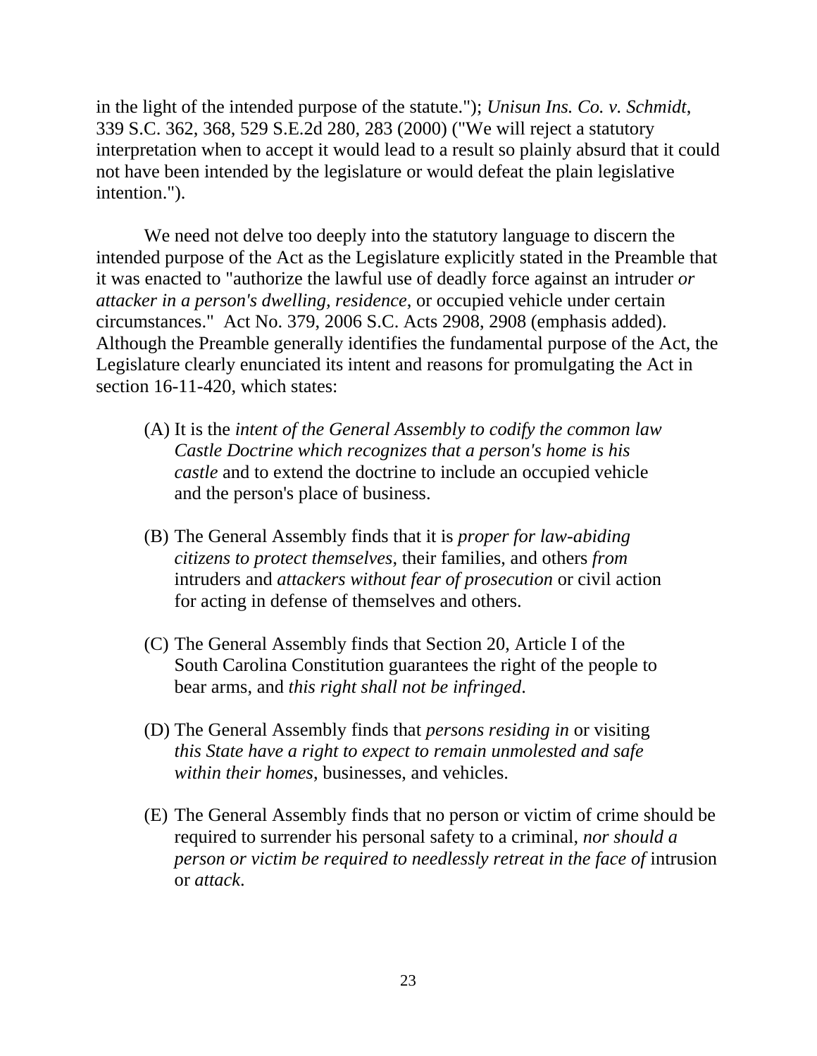in the light of the intended purpose of the statute."); *Unisun Ins. Co. v. Schmidt*, 339 S.C. 362, 368, 529 S.E.2d 280, 283 (2000) ("We will reject a statutory interpretation when to accept it would lead to a result so plainly absurd that it could not have been intended by the legislature or would defeat the plain legislative intention.").

We need not delve too deeply into the statutory language to discern the intended purpose of the Act as the Legislature explicitly stated in the Preamble that it was enacted to "authorize the lawful use of deadly force against an intruder *or attacker in a person's dwelling, residence*, or occupied vehicle under certain circumstances." Act No. 379, 2006 S.C. Acts 2908, 2908 (emphasis added). Although the Preamble generally identifies the fundamental purpose of the Act, the Legislature clearly enunciated its intent and reasons for promulgating the Act in section 16-11-420, which states:

> (A) It is the *intent of the General Assembly to codify the common law Castle Doctrine which recognizes that a person's home is his castle* and to extend the doctrine to include an occupied vehicle and the person's place of business.
>
> (B) The General Assembly finds that it is *proper for law-abiding citizens to protect themselves*, their families, and others *from* intruders and *attackers without fear of prosecution* or civil action for acting in defense of themselves and others.
>
> (C) The General Assembly finds that Section 20, Article I of the South Carolina Constitution guarantees the right of the people to bear arms, and *this right shall not be infringed*.
>
> (D) The General Assembly finds that *persons residing in* or visiting *this State have a right to expect to remain unmolested and safe within their homes*, businesses, and vehicles.
>
> (E) The General Assembly finds that no person or victim of crime should be required to surrender his personal safety to a criminal, *nor should a person or victim be required to needlessly retreat in the face of* intrusion or *attack*.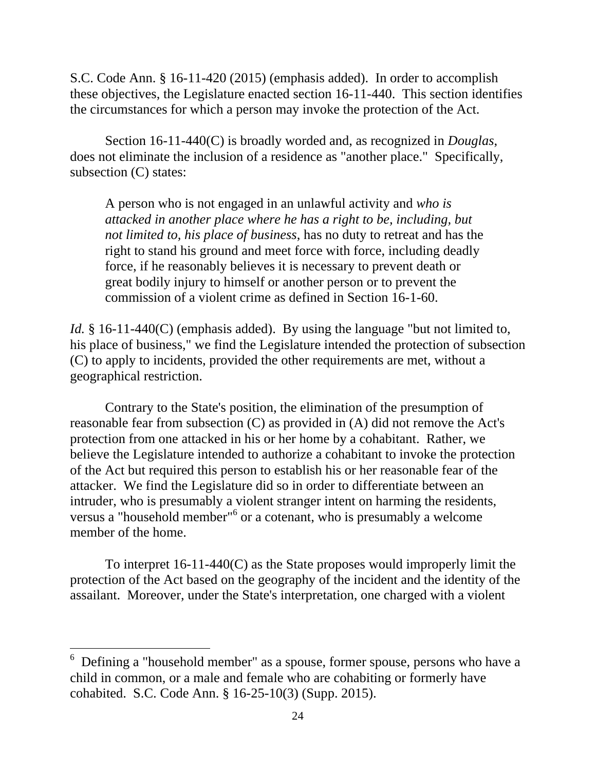S.C. Code Ann. § 16-11-420 (2015) (emphasis added). In order to accomplish these objectives, the Legislature enacted section 16-11-440. This section identifies the circumstances for which a person may invoke the protection of the Act.

Section 16-11-440(C) is broadly worded and, as recognized in *Douglas*, does not eliminate the inclusion of a residence as "another place." Specifically, subsection (C) states:

> A person who is not engaged in an unlawful activity and *who is attacked in another place where he has a right to be, including, but not limited to, his place of business*, has no duty to retreat and has the right to stand his ground and meet force with force, including deadly force, if he reasonably believes it is necessary to prevent death or great bodily injury to himself or another person or to prevent the commission of a violent crime as defined in Section 16-1-60.

*Id.* § 16-11-440(C) (emphasis added). By using the language "but not limited to, his place of business," we find the Legislature intended the protection of subsection (C) to apply to incidents, provided the other requirements are met, without a geographical restriction.

Contrary to the State's position, the elimination of the presumption of reasonable fear from subsection (C) as provided in (A) did not remove the Act's protection from one attacked in his or her home by a cohabitant. Rather, we believe the Legislature intended to authorize a cohabitant to invoke the protection of the Act but required this person to establish his or her reasonable fear of the attacker. We find the Legislature did so in order to differentiate between an intruder, who is presumably a violent stranger intent on harming the residents, versus a "household member"[6] or a cotenant, who is presumably a welcome member of the home.

To interpret 16-11-440(C) as the State proposes would improperly limit the protection of the Act based on the geography of the incident and the identity of the assailant. Moreover, under the State's interpretation, one charged with a violent

---

[6] Defining a "household member" as a spouse, former spouse, persons who have a child in common, or a male and female who are cohabiting or formerly have cohabited. S.C. Code Ann. § 16-25-10(3) (Supp. 2015).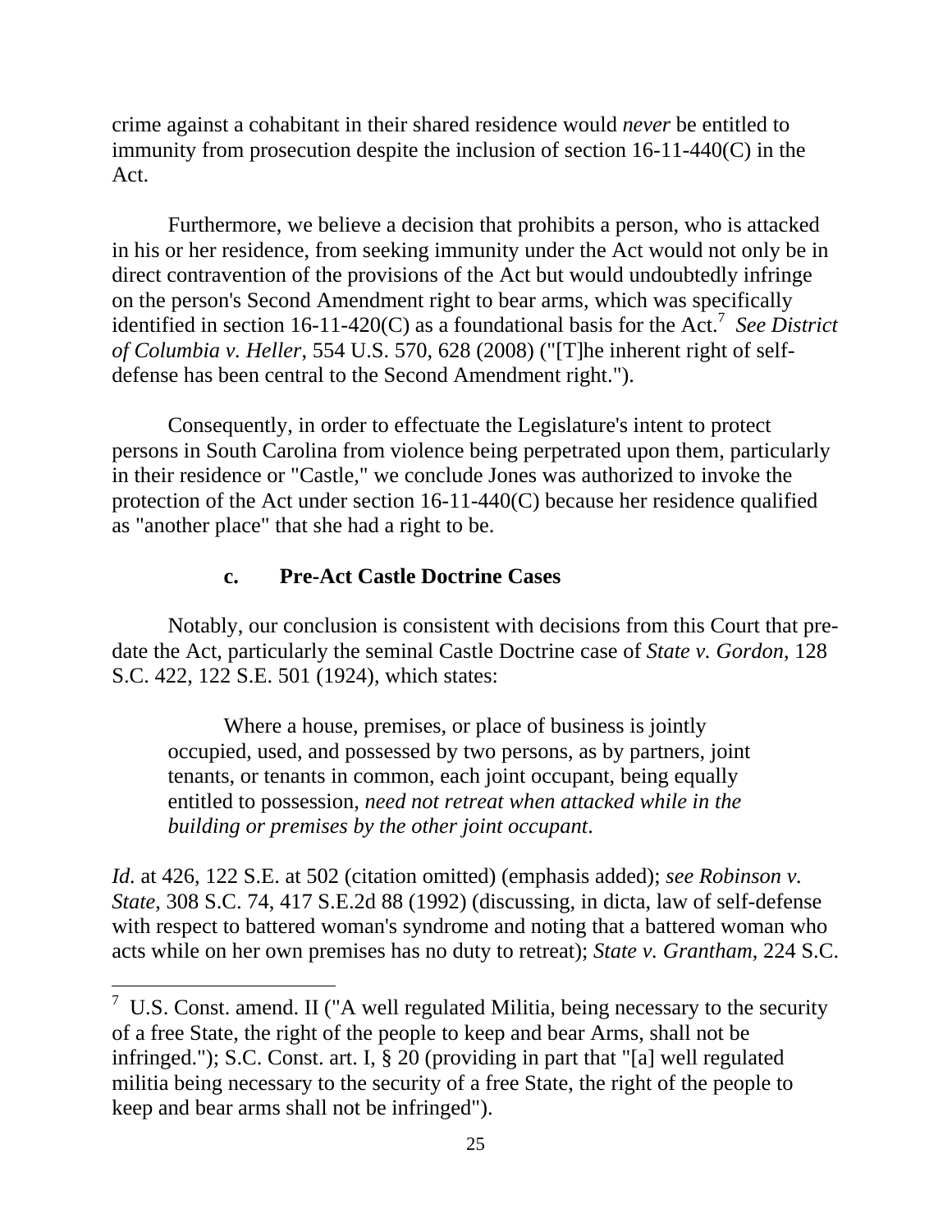crime against a cohabitant in their shared residence would *never* be entitled to immunity from prosecution despite the inclusion of section 16-11-440(C) in the Act.

Furthermore, we believe a decision that prohibits a person, who is attacked in his or her residence, from seeking immunity under the Act would not only be in direct contravention of the provisions of the Act but would undoubtedly infringe on the person's Second Amendment right to bear arms, which was specifically identified in section 16-11-420(C) as a foundational basis for the Act.[7] *See District of Columbia v. Heller*, 554 U.S. 570, 628 (2008) ("[T]he inherent right of self-defense has been central to the Second Amendment right.").

Consequently, in order to effectuate the Legislature's intent to protect persons in South Carolina from violence being perpetrated upon them, particularly in their residence or "Castle," we conclude Jones was authorized to invoke the protection of the Act under section 16-11-440(C) because her residence qualified as "another place" that she had a right to be.

### c. Pre-Act Castle Doctrine Cases

Notably, our conclusion is consistent with decisions from this Court that pre-date the Act, particularly the seminal Castle Doctrine case of *State v. Gordon*, 128 S.C. 422, 122 S.E. 501 (1924), which states:

> Where a house, premises, or place of business is jointly occupied, used, and possessed by two persons, as by partners, joint tenants, or tenants in common, each joint occupant, being equally entitled to possession, *need not retreat when attacked while in the building or premises by the other joint occupant*.

*Id.* at 426, 122 S.E. at 502 (citation omitted) (emphasis added); *see Robinson v. State*, 308 S.C. 74, 417 S.E.2d 88 (1992) (discussing, in dicta, law of self-defense with respect to battered woman's syndrome and noting that a battered woman who acts while on her own premises has no duty to retreat); *State v. Grantham*, 224 S.C.

---

[7] U.S. Const. amend. II ("A well regulated Militia, being necessary to the security of a free State, the right of the people to keep and bear Arms, shall not be infringed."); S.C. Const. art. I, § 20 (providing in part that "[a] well regulated militia being necessary to the security of a free State, the right of the people to keep and bear arms shall not be infringed").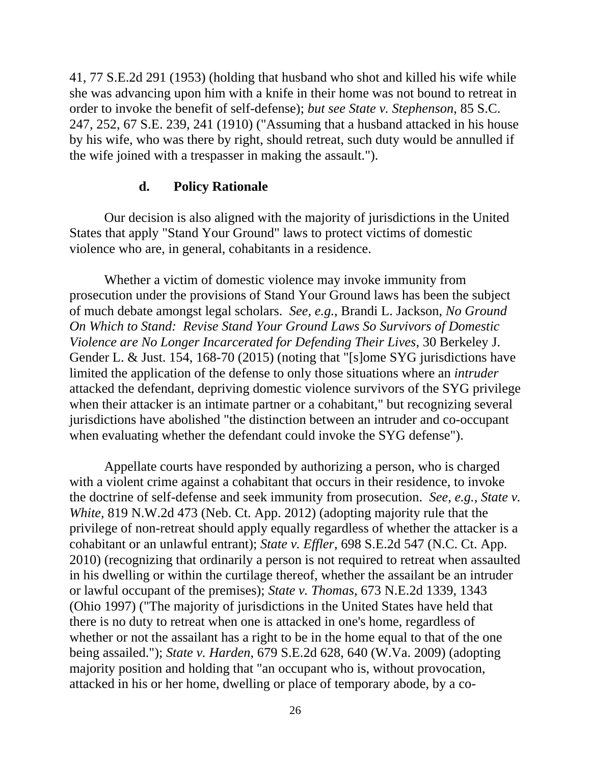41, 77 S.E.2d 291 (1953) (holding that husband who shot and killed his wife while she was advancing upon him with a knife in their home was not bound to retreat in order to invoke the benefit of self-defense); *but see State v. Stephenson*, 85 S.C. 247, 252, 67 S.E. 239, 241 (1910) ("Assuming that a husband attacked in his house by his wife, who was there by right, should retreat, such duty would be annulled if the wife joined with a trespasser in making the assault.").

#### d. Policy Rationale

Our decision is also aligned with the majority of jurisdictions in the United States that apply "Stand Your Ground" laws to protect victims of domestic violence who are, in general, cohabitants in a residence.

Whether a victim of domestic violence may invoke immunity from prosecution under the provisions of Stand Your Ground laws has been the subject of much debate amongst legal scholars. *See, e.g.*, Brandi L. Jackson, *No Ground On Which to Stand: Revise Stand Your Ground Laws So Survivors of Domestic Violence are No Longer Incarcerated for Defending Their Lives*, 30 Berkeley J. Gender L. & Just. 154, 168-70 (2015) (noting that "[s]ome SYG jurisdictions have limited the application of the defense to only those situations where an *intruder* attacked the defendant, depriving domestic violence survivors of the SYG privilege when their attacker is an intimate partner or a cohabitant," but recognizing several jurisdictions have abolished "the distinction between an intruder and co-occupant when evaluating whether the defendant could invoke the SYG defense").

Appellate courts have responded by authorizing a person, who is charged with a violent crime against a cohabitant that occurs in their residence, to invoke the doctrine of self-defense and seek immunity from prosecution. *See, e.g., State v. White*, 819 N.W.2d 473 (Neb. Ct. App. 2012) (adopting majority rule that the privilege of non-retreat should apply equally regardless of whether the attacker is a cohabitant or an unlawful entrant); *State v. Effler*, 698 S.E.2d 547 (N.C. Ct. App. 2010) (recognizing that ordinarily a person is not required to retreat when assaulted in his dwelling or within the curtilage thereof, whether the assailant be an intruder or lawful occupant of the premises); *State v. Thomas*, 673 N.E.2d 1339, 1343 (Ohio 1997) ("The majority of jurisdictions in the United States have held that there is no duty to retreat when one is attacked in one's home, regardless of whether or not the assailant has a right to be in the home equal to that of the one being assailed."); *State v. Harden*, 679 S.E.2d 628, 640 (W.Va. 2009) (adopting majority position and holding that "an occupant who is, without provocation, attacked in his or her home, dwelling or place of temporary abode, by a co-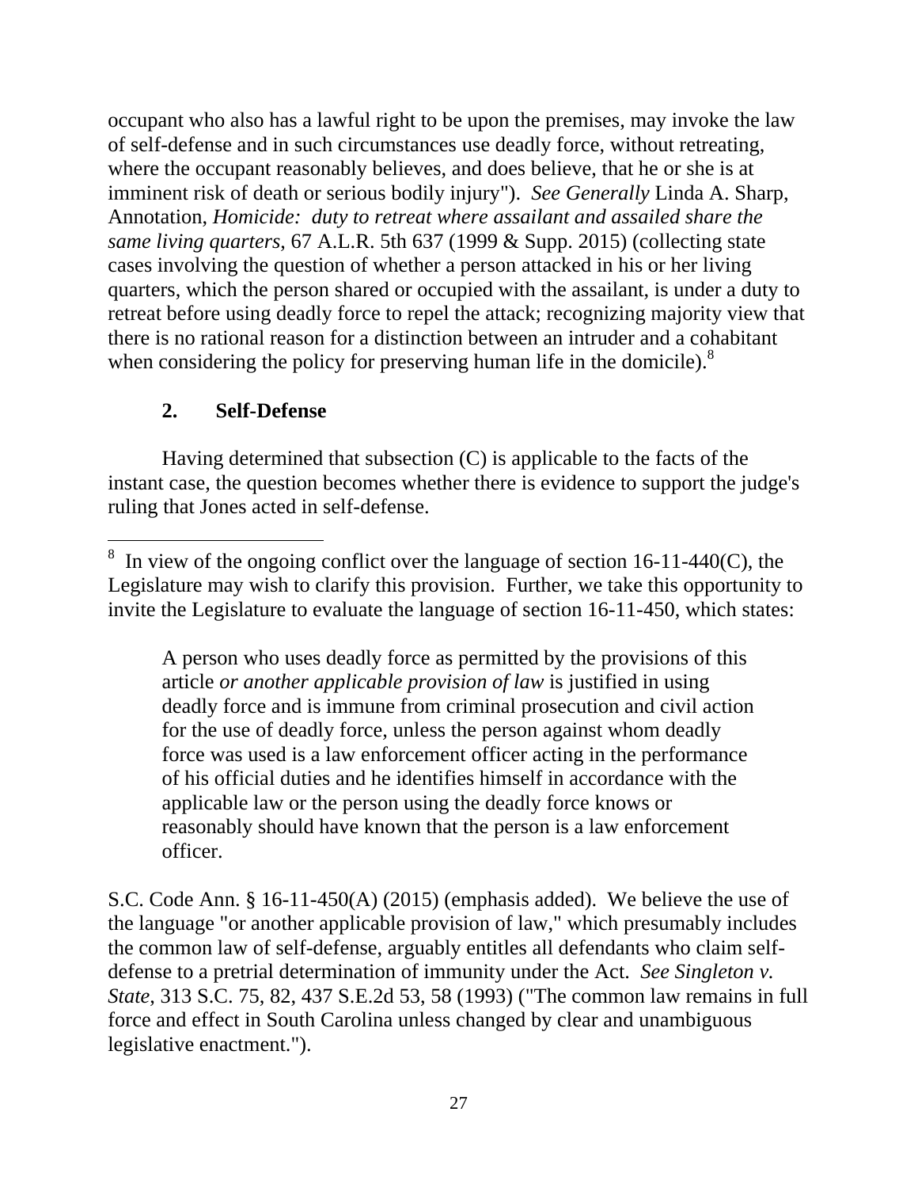occupant who also has a lawful right to be upon the premises, may invoke the law of self-defense and in such circumstances use deadly force, without retreating, where the occupant reasonably believes, and does believe, that he or she is at imminent risk of death or serious bodily injury"). *See Generally* Linda A. Sharp, Annotation, *Homicide: duty to retreat where assailant and assailed share the same living quarters*, 67 A.L.R. 5th 637 (1999 & Supp. 2015) (collecting state cases involving the question of whether a person attacked in his or her living quarters, which the person shared or occupied with the assailant, is under a duty to retreat before using deadly force to repel the attack; recognizing majority view that there is no rational reason for a distinction between an intruder and a cohabitant when considering the policy for preserving human life in the domicile).[8]

### 2. Self-Defense

Having determined that subsection (C) is applicable to the facts of the instant case, the question becomes whether there is evidence to support the judge's ruling that Jones acted in self-defense.

---

[8] In view of the ongoing conflict over the language of section 16-11-440(C), the Legislature may wish to clarify this provision. Further, we take this opportunity to invite the Legislature to evaluate the language of section 16-11-450, which states:

> A person who uses deadly force as permitted by the provisions of this article *or another applicable provision of law* is justified in using deadly force and is immune from criminal prosecution and civil action for the use of deadly force, unless the person against whom deadly force was used is a law enforcement officer acting in the performance of his official duties and he identifies himself in accordance with the applicable law or the person using the deadly force knows or reasonably should have known that the person is a law enforcement officer.

S.C. Code Ann. § 16-11-450(A) (2015) (emphasis added). We believe the use of the language "or another applicable provision of law," which presumably includes the common law of self-defense, arguably entitles all defendants who claim self-defense to a pretrial determination of immunity under the Act. *See Singleton v. State*, 313 S.C. 75, 82, 437 S.E.2d 53, 58 (1993) ("The common law remains in full force and effect in South Carolina unless changed by clear and unambiguous legislative enactment.").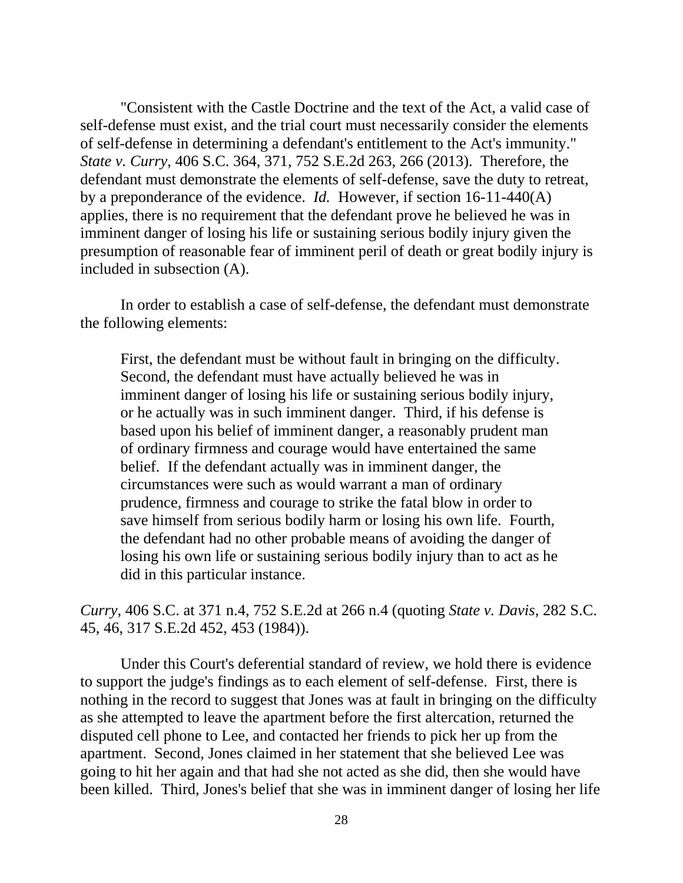"Consistent with the Castle Doctrine and the text of the Act, a valid case of self-defense must exist, and the trial court must necessarily consider the elements of self-defense in determining a defendant's entitlement to the Act's immunity." *State v. Curry*, 406 S.C. 364, 371, 752 S.E.2d 263, 266 (2013). Therefore, the defendant must demonstrate the elements of self-defense, save the duty to retreat, by a preponderance of the evidence. *Id.* However, if section 16-11-440(A) applies, there is no requirement that the defendant prove he believed he was in imminent danger of losing his life or sustaining serious bodily injury given the presumption of reasonable fear of imminent peril of death or great bodily injury is included in subsection (A).

In order to establish a case of self-defense, the defendant must demonstrate the following elements:

> First, the defendant must be without fault in bringing on the difficulty. Second, the defendant must have actually believed he was in imminent danger of losing his life or sustaining serious bodily injury, or he actually was in such imminent danger. Third, if his defense is based upon his belief of imminent danger, a reasonably prudent man of ordinary firmness and courage would have entertained the same belief. If the defendant actually was in imminent danger, the circumstances were such as would warrant a man of ordinary prudence, firmness and courage to strike the fatal blow in order to save himself from serious bodily harm or losing his own life. Fourth, the defendant had no other probable means of avoiding the danger of losing his own life or sustaining serious bodily injury than to act as he did in this particular instance.

*Curry*, 406 S.C. at 371 n.4, 752 S.E.2d at 266 n.4 (quoting *State v. Davis*, 282 S.C. 45, 46, 317 S.E.2d 452, 453 (1984)).

Under this Court's deferential standard of review, we hold there is evidence to support the judge's findings as to each element of self-defense. First, there is nothing in the record to suggest that Jones was at fault in bringing on the difficulty as she attempted to leave the apartment before the first altercation, returned the disputed cell phone to Lee, and contacted her friends to pick her up from the apartment. Second, Jones claimed in her statement that she believed Lee was going to hit her again and that had she not acted as she did, then she would have been killed. Third, Jones's belief that she was in imminent danger of losing her life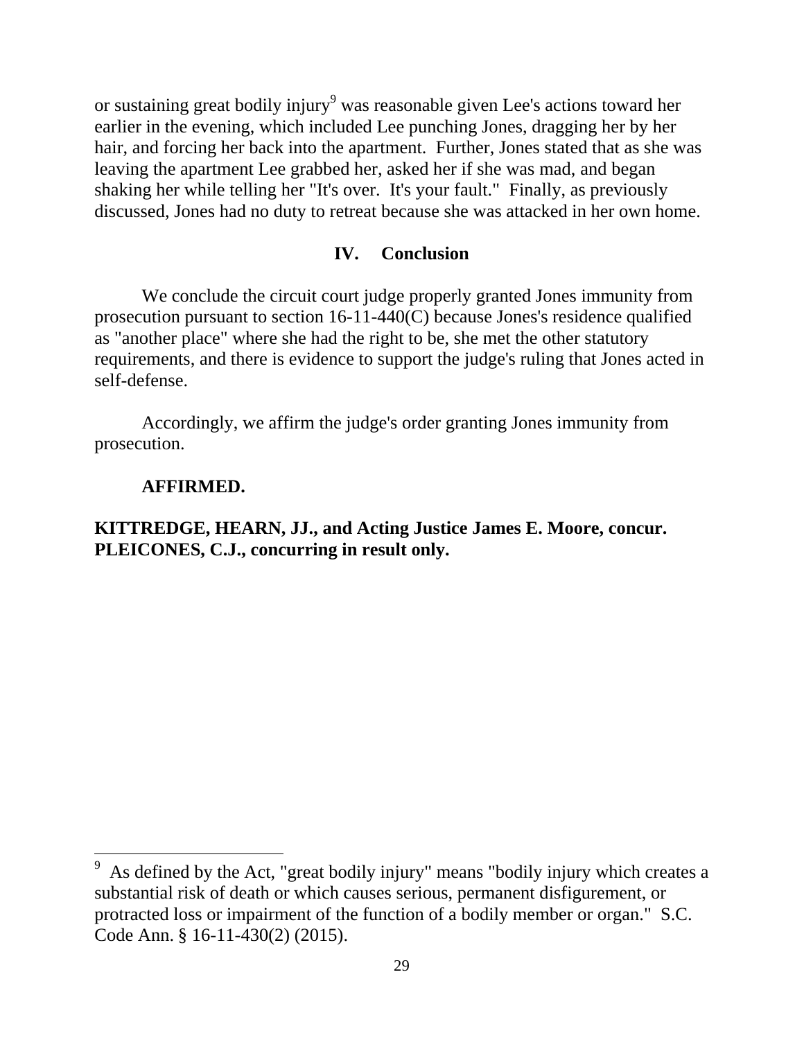or sustaining great bodily injury[9] was reasonable given Lee's actions toward her earlier in the evening, which included Lee punching Jones, dragging her by her hair, and forcing her back into the apartment. Further, Jones stated that as she was leaving the apartment Lee grabbed her, asked her if she was mad, and began shaking her while telling her "It's over. It's your fault." Finally, as previously discussed, Jones had no duty to retreat because she was attacked in her own home.

## IV. Conclusion

We conclude the circuit court judge properly granted Jones immunity from prosecution pursuant to section 16-11-440(C) because Jones's residence qualified as "another place" where she had the right to be, she met the other statutory requirements, and there is evidence to support the judge's ruling that Jones acted in self-defense.

Accordingly, we affirm the judge's order granting Jones immunity from prosecution.

**AFFIRMED.**

**KITTREDGE, HEARN, JJ., and Acting Justice James E. Moore, concur. PLEICONES, C.J., concurring in result only.**

---

[9] As defined by the Act, "great bodily injury" means "bodily injury which creates a substantial risk of death or which causes serious, permanent disfigurement, or protracted loss or impairment of the function of a bodily member or organ." S.C. Code Ann. § 16-11-430(2) (2015).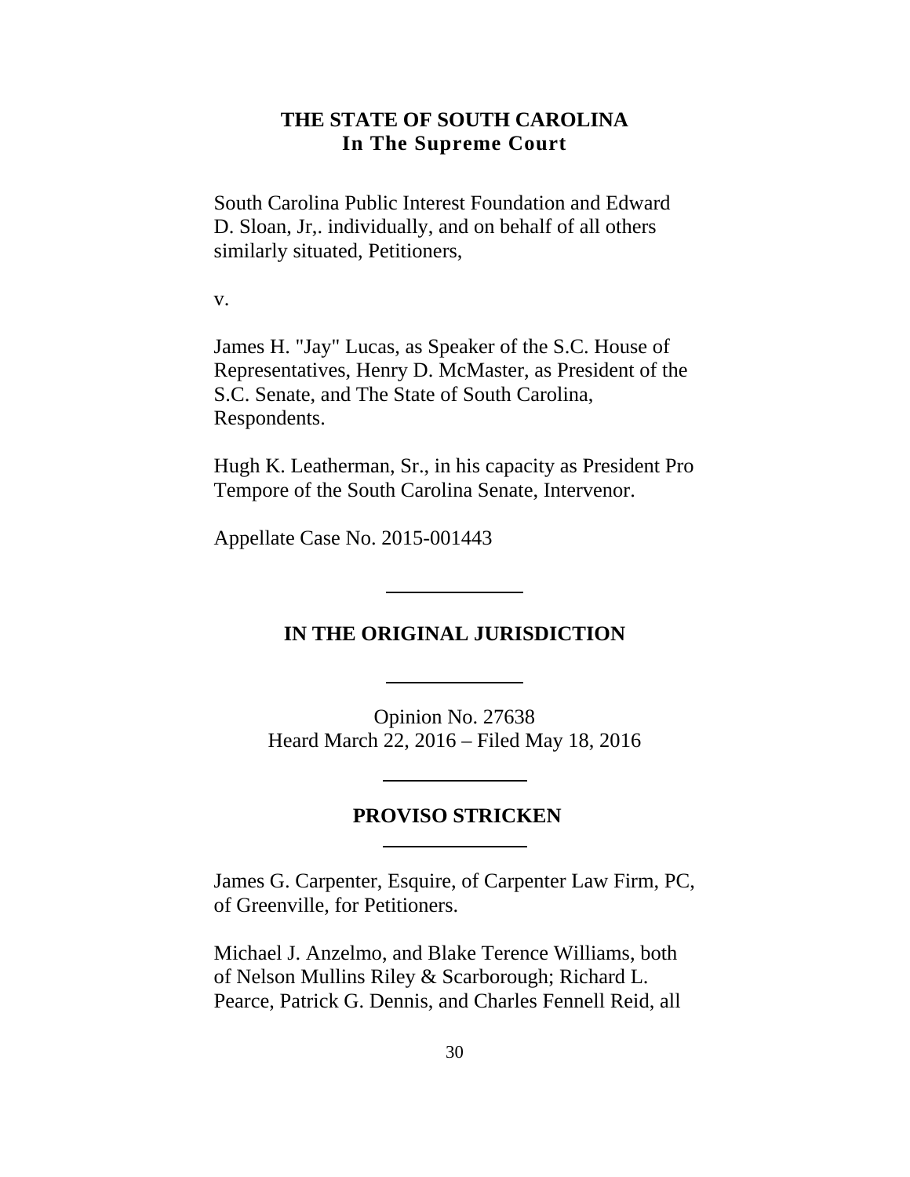**THE STATE OF SOUTH CAROLINA**
**In The Supreme Court**

South Carolina Public Interest Foundation and Edward D. Sloan, Jr,. individually, and on behalf of all others similarly situated, Petitioners,

v.

James H. "Jay" Lucas, as Speaker of the S.C. House of Representatives, Henry D. McMaster, as President of the S.C. Senate, and The State of South Carolina, Respondents.

Hugh K. Leatherman, Sr., in his capacity as President Pro Tempore of the South Carolina Senate, Intervenor.

Appellate Case No. 2015-001443

---

**IN THE ORIGINAL JURISDICTION**

---

Opinion No. 27638
Heard March 22, 2016 – Filed May 18, 2016

---

**PROVISO STRICKEN**

---

James G. Carpenter, Esquire, of Carpenter Law Firm, PC, of Greenville, for Petitioners.

Michael J. Anzelmo, and Blake Terence Williams, both of Nelson Mullins Riley & Scarborough; Richard L. Pearce, Patrick G. Dennis, and Charles Fennell Reid, all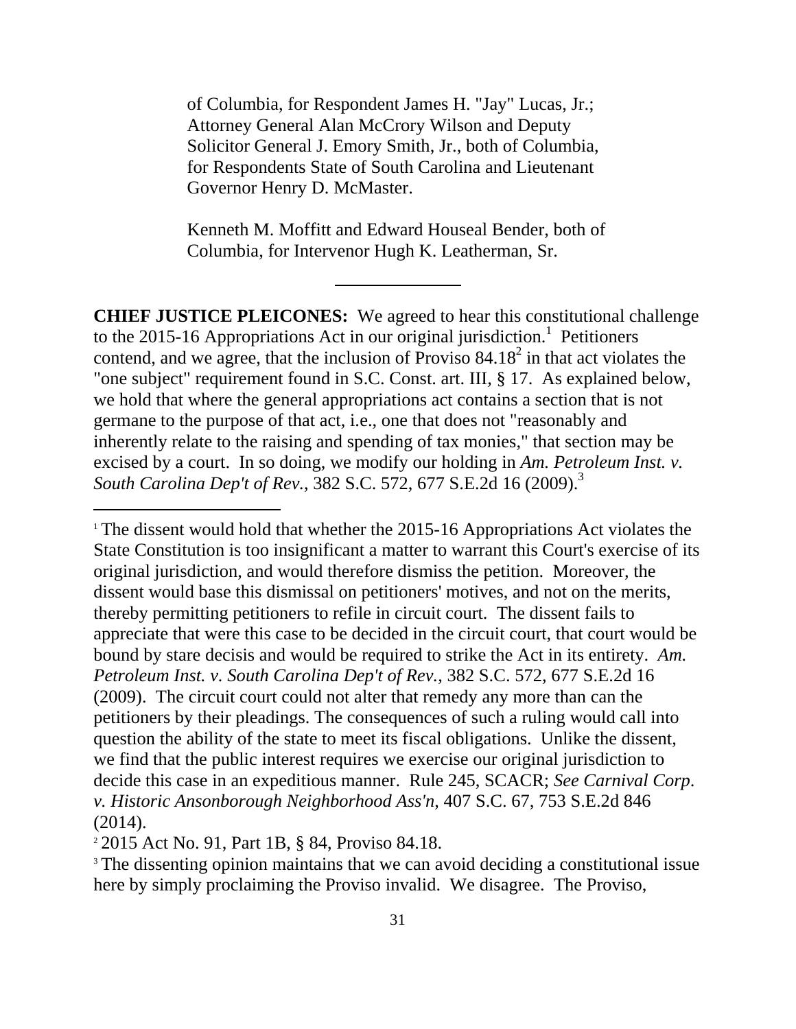of Columbia, for Respondent James H. "Jay" Lucas, Jr.; Attorney General Alan McCrory Wilson and Deputy Solicitor General J. Emory Smith, Jr., both of Columbia, for Respondents State of South Carolina and Lieutenant Governor Henry D. McMaster.

Kenneth M. Moffitt and Edward Houseal Bender, both of Columbia, for Intervenor Hugh K. Leatherman, Sr.

---

**CHIEF JUSTICE PLEICONES:** We agreed to hear this constitutional challenge to the 2015-16 Appropriations Act in our original jurisdiction.[1] Petitioners contend, and we agree, that the inclusion of Proviso 84.18[2] in that act violates the "one subject" requirement found in S.C. Const. art. III, § 17. As explained below, we hold that where the general appropriations act contains a section that is not germane to the purpose of that act, i.e., one that does not "reasonably and inherently relate to the raising and spending of tax monies," that section may be excised by a court. In so doing, we modify our holding in *Am. Petroleum Inst. v. South Carolina Dep't of Rev.*, 382 S.C. 572, 677 S.E.2d 16 (2009).[3]

---

[1] The dissent would hold that whether the 2015-16 Appropriations Act violates the State Constitution is too insignificant a matter to warrant this Court's exercise of its original jurisdiction, and would therefore dismiss the petition. Moreover, the dissent would base this dismissal on petitioners' motives, and not on the merits, thereby permitting petitioners to refile in circuit court. The dissent fails to appreciate that were this case to be decided in the circuit court, that court would be bound by stare decisis and would be required to strike the Act in its entirety. *Am. Petroleum Inst. v. South Carolina Dep't of Rev.*, 382 S.C. 572, 677 S.E.2d 16 (2009). The circuit court could not alter that remedy any more than can the petitioners by their pleadings. The consequences of such a ruling would call into question the ability of the state to meet its fiscal obligations. Unlike the dissent, we find that the public interest requires we exercise our original jurisdiction to decide this case in an expeditious manner. Rule 245, SCACR; *See Carnival Corp. v. Historic Ansonborough Neighborhood Ass'n*, 407 S.C. 67, 753 S.E.2d 846 (2014).

[2] 2015 Act No. 91, Part 1B, § 84, Proviso 84.18.

[3] The dissenting opinion maintains that we can avoid deciding a constitutional issue here by simply proclaiming the Proviso invalid. We disagree. The Proviso,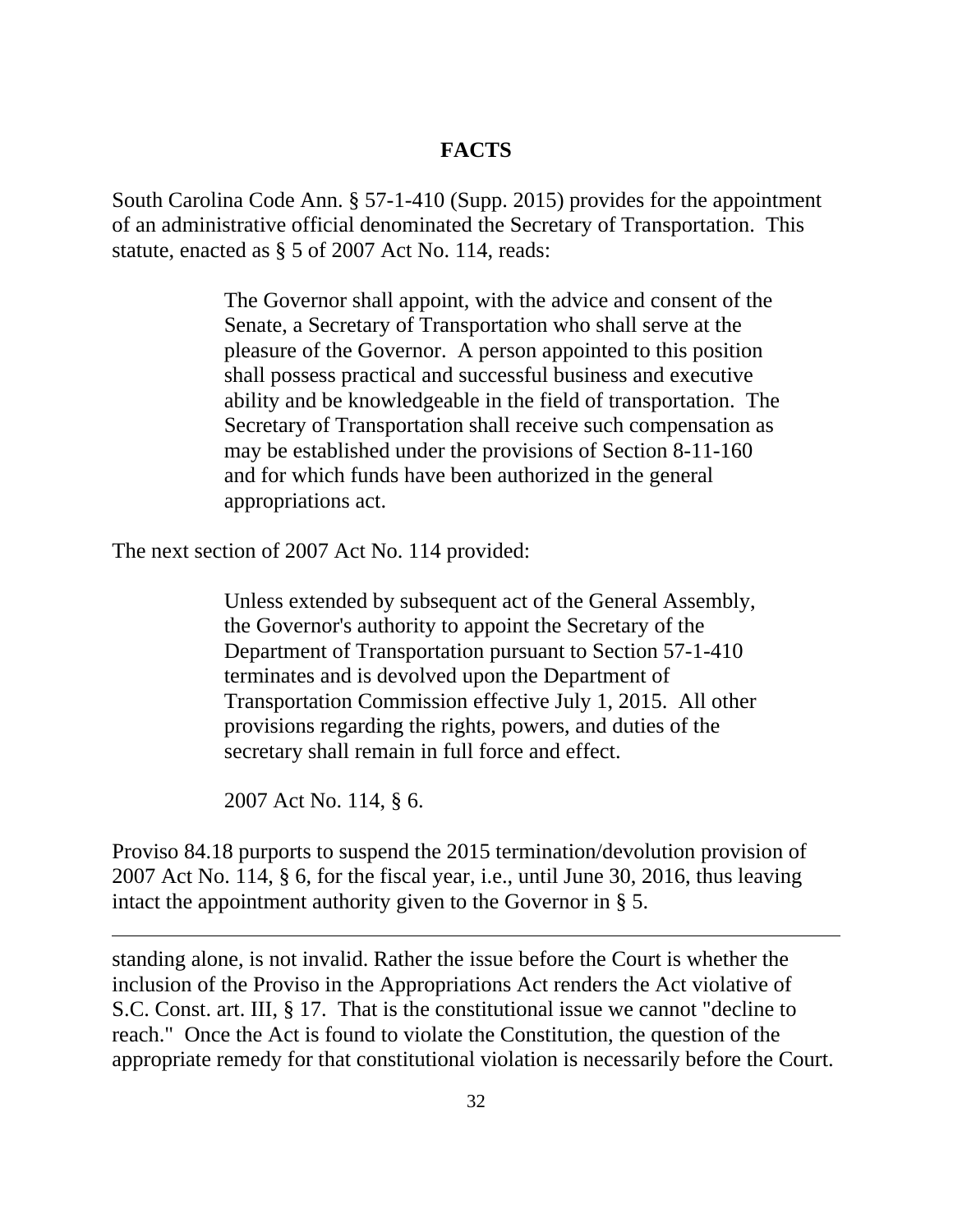## FACTS

South Carolina Code Ann. § 57-1-410 (Supp. 2015) provides for the appointment of an administrative official denominated the Secretary of Transportation. This statute, enacted as § 5 of 2007 Act No. 114, reads:

> The Governor shall appoint, with the advice and consent of the Senate, a Secretary of Transportation who shall serve at the pleasure of the Governor. A person appointed to this position shall possess practical and successful business and executive ability and be knowledgeable in the field of transportation. The Secretary of Transportation shall receive such compensation as may be established under the provisions of Section 8-11-160 and for which funds have been authorized in the general appropriations act.

The next section of 2007 Act No. 114 provided:

> Unless extended by subsequent act of the General Assembly, the Governor's authority to appoint the Secretary of the Department of Transportation pursuant to Section 57-1-410 terminates and is devolved upon the Department of Transportation Commission effective July 1, 2015. All other provisions regarding the rights, powers, and duties of the secretary shall remain in full force and effect.
>
> 2007 Act No. 114, § 6.

Proviso 84.18 purports to suspend the 2015 termination/devolution provision of 2007 Act No. 114, § 6, for the fiscal year, i.e., until June 30, 2016, thus leaving intact the appointment authority given to the Governor in § 5.

---

standing alone, is not invalid. Rather the issue before the Court is whether the inclusion of the Proviso in the Appropriations Act renders the Act violative of S.C. Const. art. III, § 17. That is the constitutional issue we cannot "decline to reach." Once the Act is found to violate the Constitution, the question of the appropriate remedy for that constitutional violation is necessarily before the Court.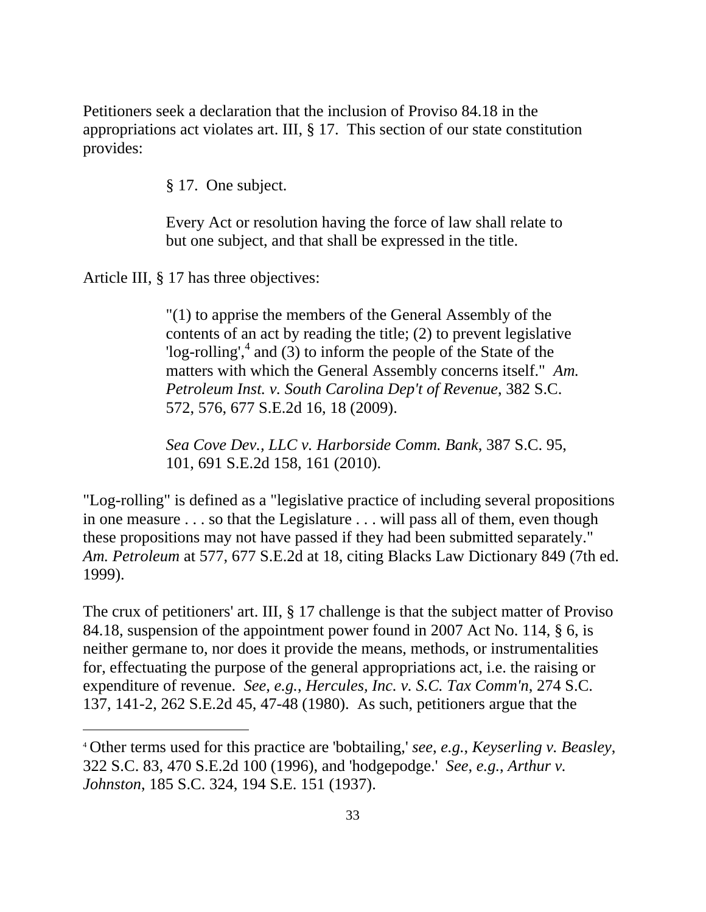Petitioners seek a declaration that the inclusion of Proviso 84.18 in the appropriations act violates art. III, § 17. This section of our state constitution provides:

> § 17. One subject.
>
> Every Act or resolution having the force of law shall relate to but one subject, and that shall be expressed in the title.

Article III, § 17 has three objectives:

> "(1) to apprise the members of the General Assembly of the contents of an act by reading the title; (2) to prevent legislative 'log-rolling',[4] and (3) to inform the people of the State of the matters with which the General Assembly concerns itself." *Am. Petroleum Inst. v. South Carolina Dep't of Revenue,* 382 S.C. 572, 576, 677 S.E.2d 16, 18 (2009).
>
> *Sea Cove Dev., LLC v. Harborside Comm. Bank*, 387 S.C. 95, 101, 691 S.E.2d 158, 161 (2010).

"Log-rolling" is defined as a "legislative practice of including several propositions in one measure . . . so that the Legislature . . . will pass all of them, even though these propositions may not have passed if they had been submitted separately." *Am. Petroleum* at 577, 677 S.E.2d at 18, citing Blacks Law Dictionary 849 (7th ed. 1999).

The crux of petitioners' art. III, § 17 challenge is that the subject matter of Proviso 84.18, suspension of the appointment power found in 2007 Act No. 114, § 6, is neither germane to, nor does it provide the means, methods, or instrumentalities for, effectuating the purpose of the general appropriations act, i.e. the raising or expenditure of revenue. *See, e.g., Hercules, Inc. v. S.C. Tax Comm'n*, 274 S.C. 137, 141-2, 262 S.E.2d 45, 47-48 (1980). As such, petitioners argue that the

[4] Other terms used for this practice are 'bobtailing,' *see, e.g., Keyserling v. Beasley*, 322 S.C. 83, 470 S.E.2d 100 (1996), and 'hodgepodge.' *See, e.g., Arthur v. Johnston*, 185 S.C. 324, 194 S.E. 151 (1937).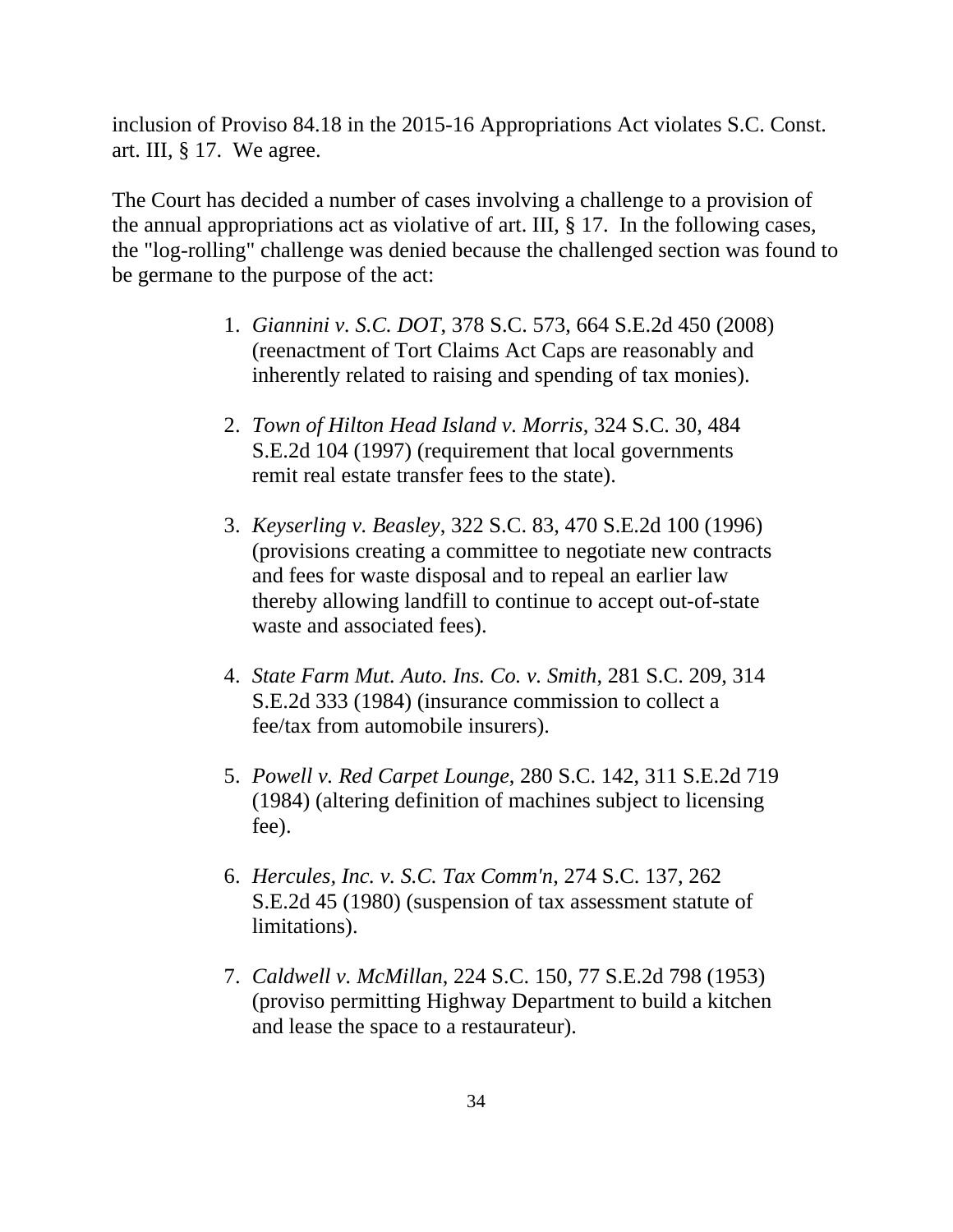inclusion of Proviso 84.18 in the 2015-16 Appropriations Act violates S.C. Const. art. III, § 17. We agree.

The Court has decided a number of cases involving a challenge to a provision of the annual appropriations act as violative of art. III, § 17. In the following cases, the "log-rolling" challenge was denied because the challenged section was found to be germane to the purpose of the act:

1. *Giannini v. S.C. DOT*, 378 S.C. 573, 664 S.E.2d 450 (2008) (reenactment of Tort Claims Act Caps are reasonably and inherently related to raising and spending of tax monies).

2. *Town of Hilton Head Island v. Morris*, 324 S.C. 30, 484 S.E.2d 104 (1997) (requirement that local governments remit real estate transfer fees to the state).

3. *Keyserling v. Beasley*, 322 S.C. 83, 470 S.E.2d 100 (1996) (provisions creating a committee to negotiate new contracts and fees for waste disposal and to repeal an earlier law thereby allowing landfill to continue to accept out-of-state waste and associated fees).

4. *State Farm Mut. Auto. Ins. Co. v. Smith*, 281 S.C. 209, 314 S.E.2d 333 (1984) (insurance commission to collect a fee/tax from automobile insurers).

5. *Powell v. Red Carpet Lounge*, 280 S.C. 142, 311 S.E.2d 719 (1984) (altering definition of machines subject to licensing fee).

6. *Hercules, Inc. v. S.C. Tax Comm'n*, 274 S.C. 137, 262 S.E.2d 45 (1980) (suspension of tax assessment statute of limitations).

7. *Caldwell v. McMillan*, 224 S.C. 150, 77 S.E.2d 798 (1953) (proviso permitting Highway Department to build a kitchen and lease the space to a restaurateur).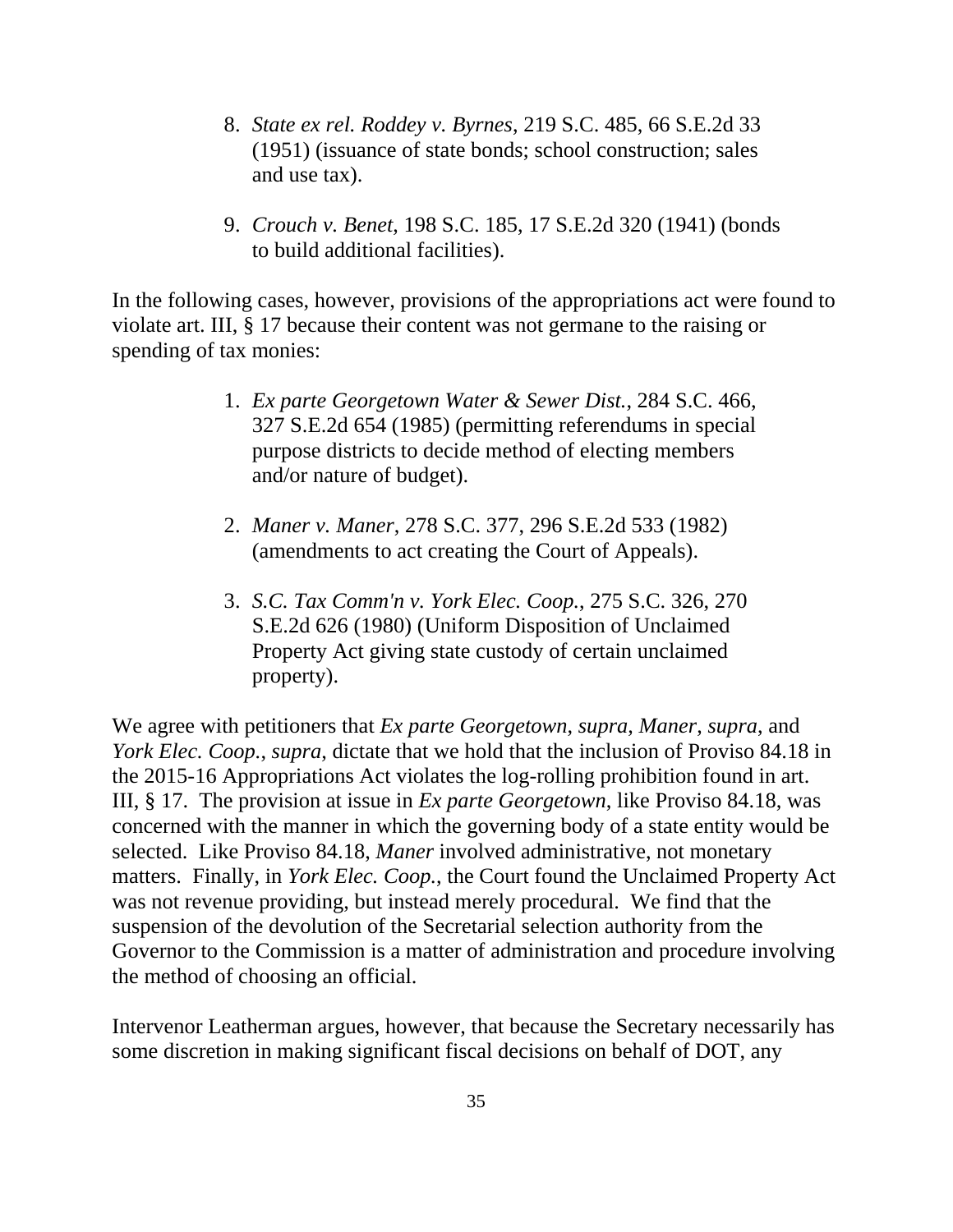8. *State ex rel. Roddey v. Byrnes*, 219 S.C. 485, 66 S.E.2d 33 (1951) (issuance of state bonds; school construction; sales and use tax).

9. *Crouch v. Benet*, 198 S.C. 185, 17 S.E.2d 320 (1941) (bonds to build additional facilities).

In the following cases, however, provisions of the appropriations act were found to violate art. III, § 17 because their content was not germane to the raising or spending of tax monies:

1. *Ex parte Georgetown Water & Sewer Dist.*, 284 S.C. 466, 327 S.E.2d 654 (1985) (permitting referendums in special purpose districts to decide method of electing members and/or nature of budget).

2. *Maner v. Maner*, 278 S.C. 377, 296 S.E.2d 533 (1982) (amendments to act creating the Court of Appeals).

3. *S.C. Tax Comm'n v. York Elec. Coop.*, 275 S.C. 326, 270 S.E.2d 626 (1980) (Uniform Disposition of Unclaimed Property Act giving state custody of certain unclaimed property).

We agree with petitioners that *Ex parte Georgetown*, *supra*, *Maner*, *supra*, and *York Elec. Coop.*, *supra*, dictate that we hold that the inclusion of Proviso 84.18 in the 2015-16 Appropriations Act violates the log-rolling prohibition found in art. III, § 17. The provision at issue in *Ex parte Georgetown*, like Proviso 84.18, was concerned with the manner in which the governing body of a state entity would be selected. Like Proviso 84.18, *Maner* involved administrative, not monetary matters. Finally, in *York Elec. Coop.*, the Court found the Unclaimed Property Act was not revenue providing, but instead merely procedural. We find that the suspension of the devolution of the Secretarial selection authority from the Governor to the Commission is a matter of administration and procedure involving the method of choosing an official.

Intervenor Leatherman argues, however, that because the Secretary necessarily has some discretion in making significant fiscal decisions on behalf of DOT, any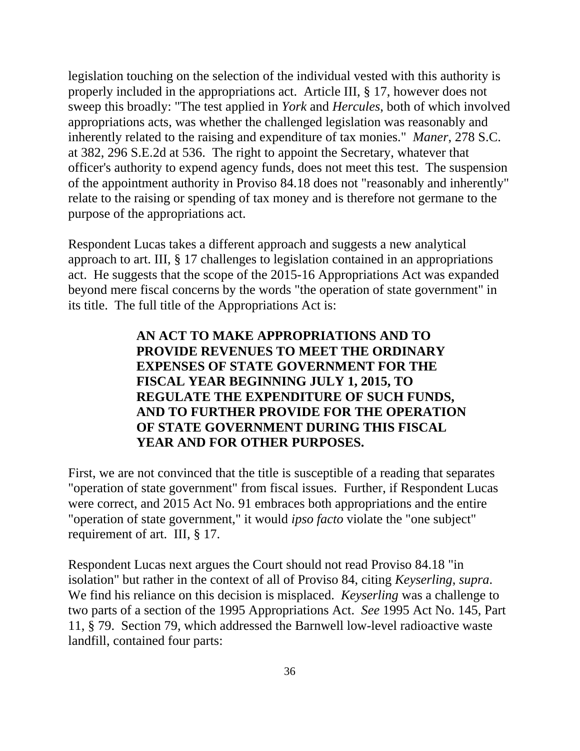legislation touching on the selection of the individual vested with this authority is properly included in the appropriations act. Article III, § 17, however does not sweep this broadly: "The test applied in *York* and *Hercules*, both of which involved appropriations acts, was whether the challenged legislation was reasonably and inherently related to the raising and expenditure of tax monies." *Maner*, 278 S.C. at 382, 296 S.E.2d at 536. The right to appoint the Secretary, whatever that officer's authority to expend agency funds, does not meet this test. The suspension of the appointment authority in Proviso 84.18 does not "reasonably and inherently" relate to the raising or spending of tax money and is therefore not germane to the purpose of the appropriations act.

Respondent Lucas takes a different approach and suggests a new analytical approach to art. III, § 17 challenges to legislation contained in an appropriations act. He suggests that the scope of the 2015-16 Appropriations Act was expanded beyond mere fiscal concerns by the words "the operation of state government" in its title. The full title of the Appropriations Act is:

> **AN ACT TO MAKE APPROPRIATIONS AND TO PROVIDE REVENUES TO MEET THE ORDINARY EXPENSES OF STATE GOVERNMENT FOR THE FISCAL YEAR BEGINNING JULY 1, 2015, TO REGULATE THE EXPENDITURE OF SUCH FUNDS, AND TO FURTHER PROVIDE FOR THE OPERATION OF STATE GOVERNMENT DURING THIS FISCAL YEAR AND FOR OTHER PURPOSES.**

First, we are not convinced that the title is susceptible of a reading that separates "operation of state government" from fiscal issues. Further, if Respondent Lucas were correct, and 2015 Act No. 91 embraces both appropriations and the entire "operation of state government," it would *ipso facto* violate the "one subject" requirement of art. III, § 17.

Respondent Lucas next argues the Court should not read Proviso 84.18 "in isolation" but rather in the context of all of Proviso 84, citing *Keyserling*, *supra*. We find his reliance on this decision is misplaced. *Keyserling* was a challenge to two parts of a section of the 1995 Appropriations Act. *See* 1995 Act No. 145, Part 11, § 79. Section 79, which addressed the Barnwell low-level radioactive waste landfill, contained four parts: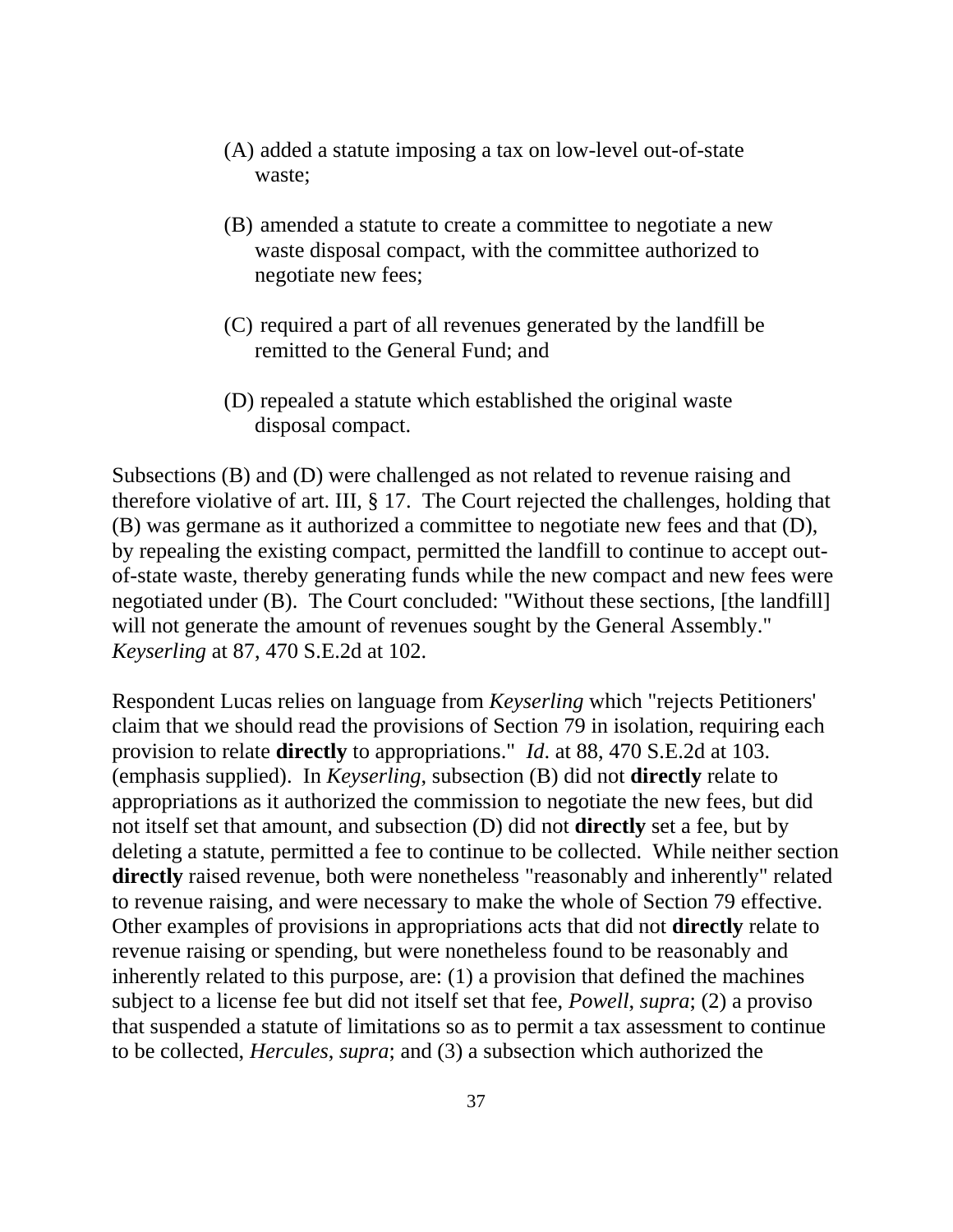(A) added a statute imposing a tax on low-level out-of-state waste;

(B) amended a statute to create a committee to negotiate a new waste disposal compact, with the committee authorized to negotiate new fees;

(C) required a part of all revenues generated by the landfill be remitted to the General Fund; and

(D) repealed a statute which established the original waste disposal compact.

Subsections (B) and (D) were challenged as not related to revenue raising and therefore violative of art. III, § 17. The Court rejected the challenges, holding that (B) was germane as it authorized a committee to negotiate new fees and that (D), by repealing the existing compact, permitted the landfill to continue to accept out-of-state waste, thereby generating funds while the new compact and new fees were negotiated under (B). The Court concluded: "Without these sections, [the landfill] will not generate the amount of revenues sought by the General Assembly." *Keyserling* at 87, 470 S.E.2d at 102.

Respondent Lucas relies on language from *Keyserling* which "rejects Petitioners' claim that we should read the provisions of Section 79 in isolation, requiring each provision to relate **directly** to appropriations." *Id*. at 88, 470 S.E.2d at 103. (emphasis supplied). In *Keyserling*, subsection (B) did not **directly** relate to appropriations as it authorized the commission to negotiate the new fees, but did not itself set that amount, and subsection (D) did not **directly** set a fee, but by deleting a statute, permitted a fee to continue to be collected. While neither section **directly** raised revenue, both were nonetheless "reasonably and inherently" related to revenue raising, and were necessary to make the whole of Section 79 effective. Other examples of provisions in appropriations acts that did not **directly** relate to revenue raising or spending, but were nonetheless found to be reasonably and inherently related to this purpose, are: (1) a provision that defined the machines subject to a license fee but did not itself set that fee, *Powell, supra*; (2) a proviso that suspended a statute of limitations so as to permit a tax assessment to continue to be collected, *Hercules, supra*; and (3) a subsection which authorized the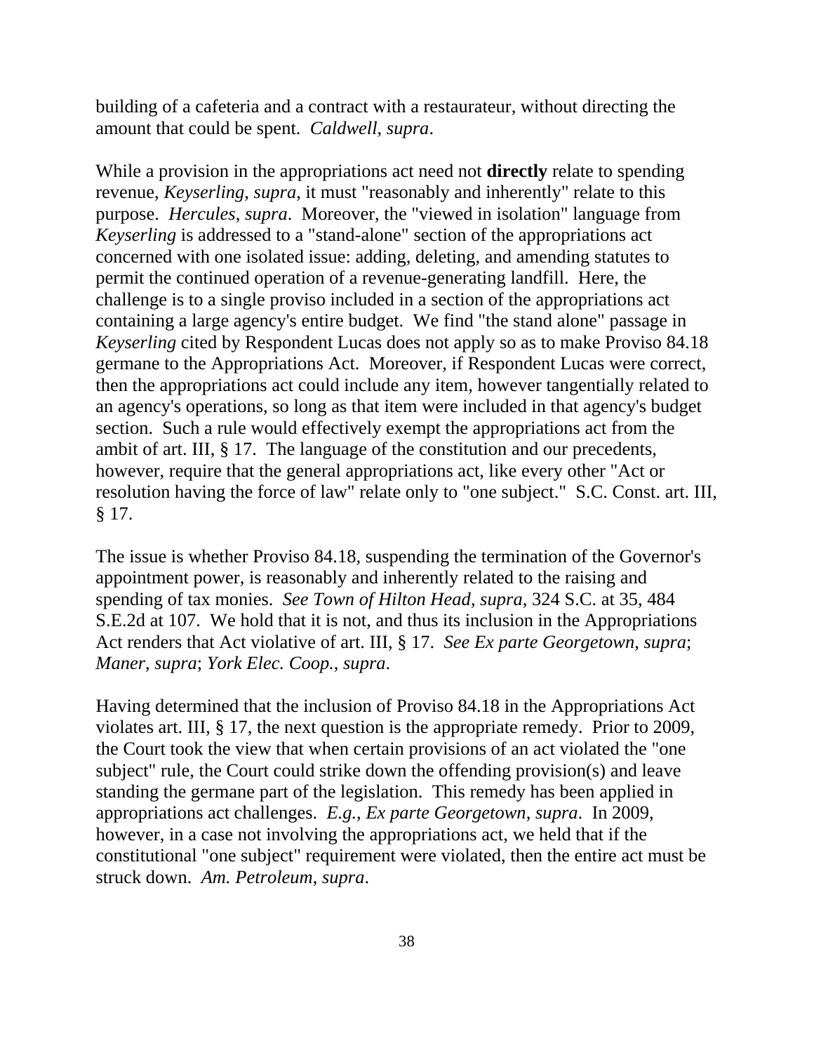building of a cafeteria and a contract with a restaurateur, without directing the amount that could be spent. *Caldwell*, *supra*.

While a provision in the appropriations act need not **directly** relate to spending revenue, *Keyserling, supra*, it must "reasonably and inherently" relate to this purpose. *Hercules*, *supra*. Moreover, the "viewed in isolation" language from *Keyserling* is addressed to a "stand-alone" section of the appropriations act concerned with one isolated issue: adding, deleting, and amending statutes to permit the continued operation of a revenue-generating landfill. Here, the challenge is to a single proviso included in a section of the appropriations act containing a large agency's entire budget. We find "the stand alone" passage in *Keyserling* cited by Respondent Lucas does not apply so as to make Proviso 84.18 germane to the Appropriations Act. Moreover, if Respondent Lucas were correct, then the appropriations act could include any item, however tangentially related to an agency's operations, so long as that item were included in that agency's budget section. Such a rule would effectively exempt the appropriations act from the ambit of art. III, § 17. The language of the constitution and our precedents, however, require that the general appropriations act, like every other "Act or resolution having the force of law" relate only to "one subject." S.C. Const. art. III, § 17.

The issue is whether Proviso 84.18, suspending the termination of the Governor's appointment power, is reasonably and inherently related to the raising and spending of tax monies. *See Town of Hilton Head*, *supra*, 324 S.C. at 35, 484 S.E.2d at 107. We hold that it is not, and thus its inclusion in the Appropriations Act renders that Act violative of art. III, § 17. *See Ex parte Georgetown*, *supra*; *Maner*, *supra*; *York Elec. Coop.*, *supra*.

Having determined that the inclusion of Proviso 84.18 in the Appropriations Act violates art. III, § 17, the next question is the appropriate remedy. Prior to 2009, the Court took the view that when certain provisions of an act violated the "one subject" rule, the Court could strike down the offending provision(s) and leave standing the germane part of the legislation. This remedy has been applied in appropriations act challenges. *E.g.*, *Ex parte Georgetown*, *supra*. In 2009, however, in a case not involving the appropriations act, we held that if the constitutional "one subject" requirement were violated, then the entire act must be struck down. *Am. Petroleum*, *supra*.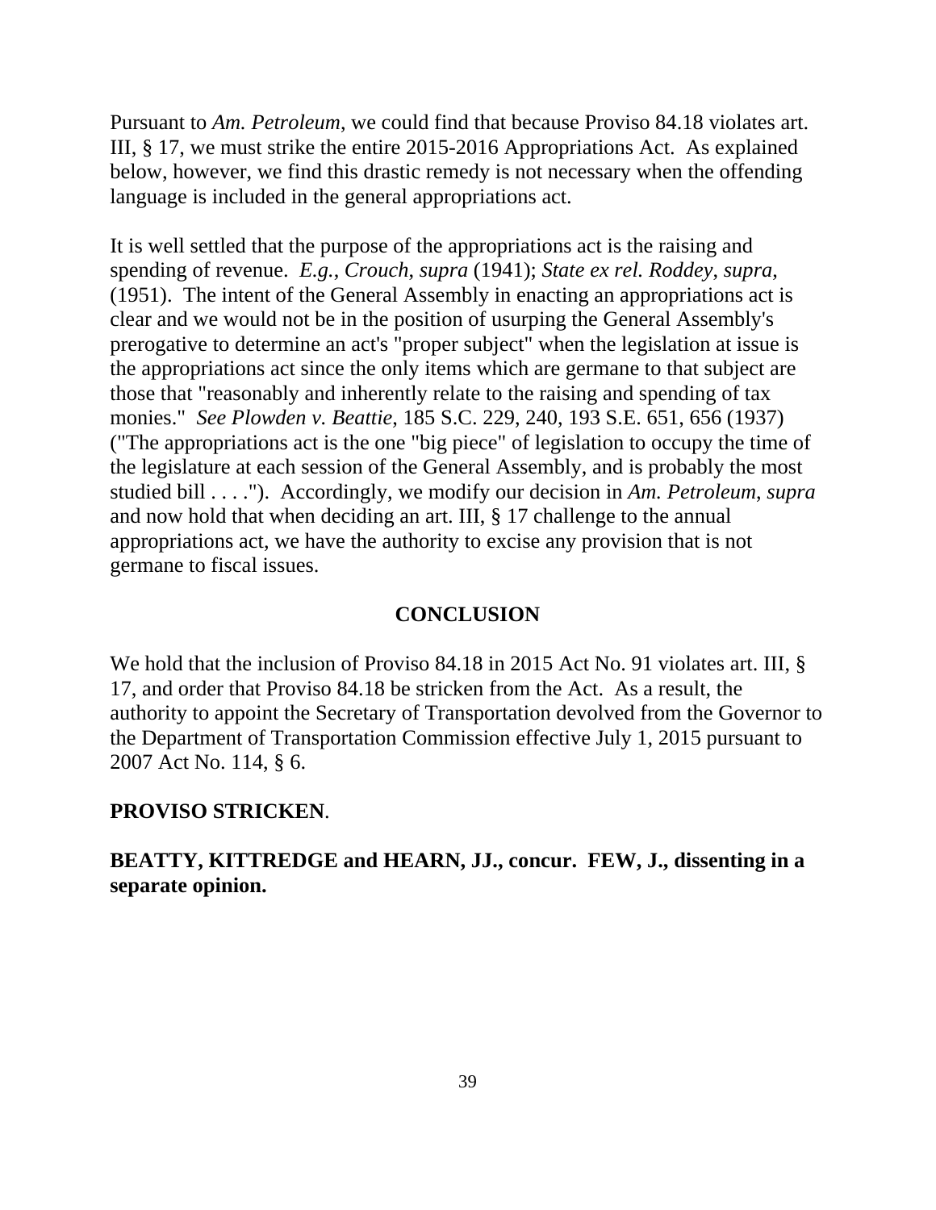Pursuant to *Am. Petroleum*, we could find that because Proviso 84.18 violates art. III, § 17, we must strike the entire 2015-2016 Appropriations Act. As explained below, however, we find this drastic remedy is not necessary when the offending language is included in the general appropriations act.

It is well settled that the purpose of the appropriations act is the raising and spending of revenue. *E.g.*, *Crouch*, *supra* (1941); *State ex rel. Roddey*, *supra*, (1951). The intent of the General Assembly in enacting an appropriations act is clear and we would not be in the position of usurping the General Assembly's prerogative to determine an act's "proper subject" when the legislation at issue is the appropriations act since the only items which are germane to that subject are those that "reasonably and inherently relate to the raising and spending of tax monies." *See Plowden v. Beattie*, 185 S.C. 229, 240, 193 S.E. 651, 656 (1937) ("The appropriations act is the one "big piece" of legislation to occupy the time of the legislature at each session of the General Assembly, and is probably the most studied bill . . . ."). Accordingly, we modify our decision in *Am. Petroleum*, *supra* and now hold that when deciding an art. III, § 17 challenge to the annual appropriations act, we have the authority to excise any provision that is not germane to fiscal issues.

## CONCLUSION

We hold that the inclusion of Proviso 84.18 in 2015 Act No. 91 violates art. III, § 17, and order that Proviso 84.18 be stricken from the Act. As a result, the authority to appoint the Secretary of Transportation devolved from the Governor to the Department of Transportation Commission effective July 1, 2015 pursuant to 2007 Act No. 114, § 6.

**PROVISO STRICKEN**.

**BEATTY, KITTREDGE and HEARN, JJ., concur. FEW, J., dissenting in a separate opinion.**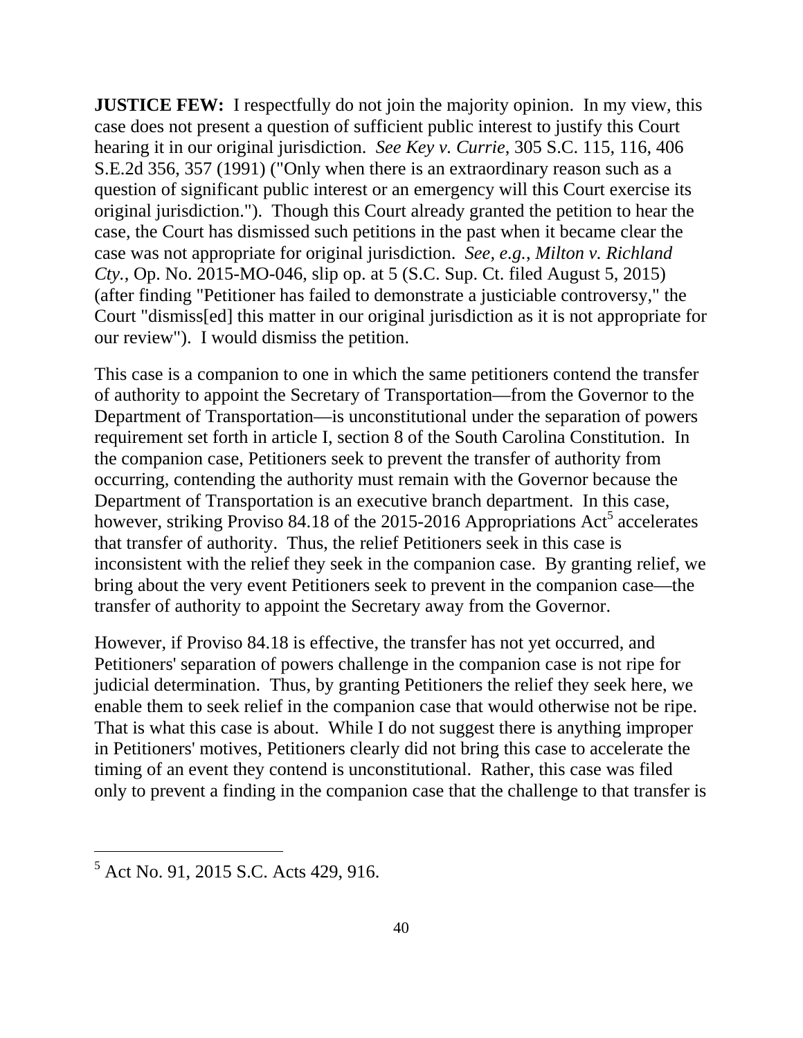**JUSTICE FEW:** I respectfully do not join the majority opinion. In my view, this case does not present a question of sufficient public interest to justify this Court hearing it in our original jurisdiction. *See Key v. Currie*, 305 S.C. 115, 116, 406 S.E.2d 356, 357 (1991) ("Only when there is an extraordinary reason such as a question of significant public interest or an emergency will this Court exercise its original jurisdiction."). Though this Court already granted the petition to hear the case, the Court has dismissed such petitions in the past when it became clear the case was not appropriate for original jurisdiction. *See, e.g.*, *Milton v. Richland Cty.*, Op. No. 2015-MO-046, slip op. at 5 (S.C. Sup. Ct. filed August 5, 2015) (after finding "Petitioner has failed to demonstrate a justiciable controversy," the Court "dismiss[ed] this matter in our original jurisdiction as it is not appropriate for our review"). I would dismiss the petition.

This case is a companion to one in which the same petitioners contend the transfer of authority to appoint the Secretary of Transportation—from the Governor to the Department of Transportation—is unconstitutional under the separation of powers requirement set forth in article I, section 8 of the South Carolina Constitution. In the companion case, Petitioners seek to prevent the transfer of authority from occurring, contending the authority must remain with the Governor because the Department of Transportation is an executive branch department. In this case, however, striking Proviso 84.18 of the 2015-2016 Appropriations Act[5] accelerates that transfer of authority. Thus, the relief Petitioners seek in this case is inconsistent with the relief they seek in the companion case. By granting relief, we bring about the very event Petitioners seek to prevent in the companion case—the transfer of authority to appoint the Secretary away from the Governor.

However, if Proviso 84.18 is effective, the transfer has not yet occurred, and Petitioners' separation of powers challenge in the companion case is not ripe for judicial determination. Thus, by granting Petitioners the relief they seek here, we enable them to seek relief in the companion case that would otherwise not be ripe. That is what this case is about. While I do not suggest there is anything improper in Petitioners' motives, Petitioners clearly did not bring this case to accelerate the timing of an event they contend is unconstitutional. Rather, this case was filed only to prevent a finding in the companion case that the challenge to that transfer is

[5] Act No. 91, 2015 S.C. Acts 429, 916.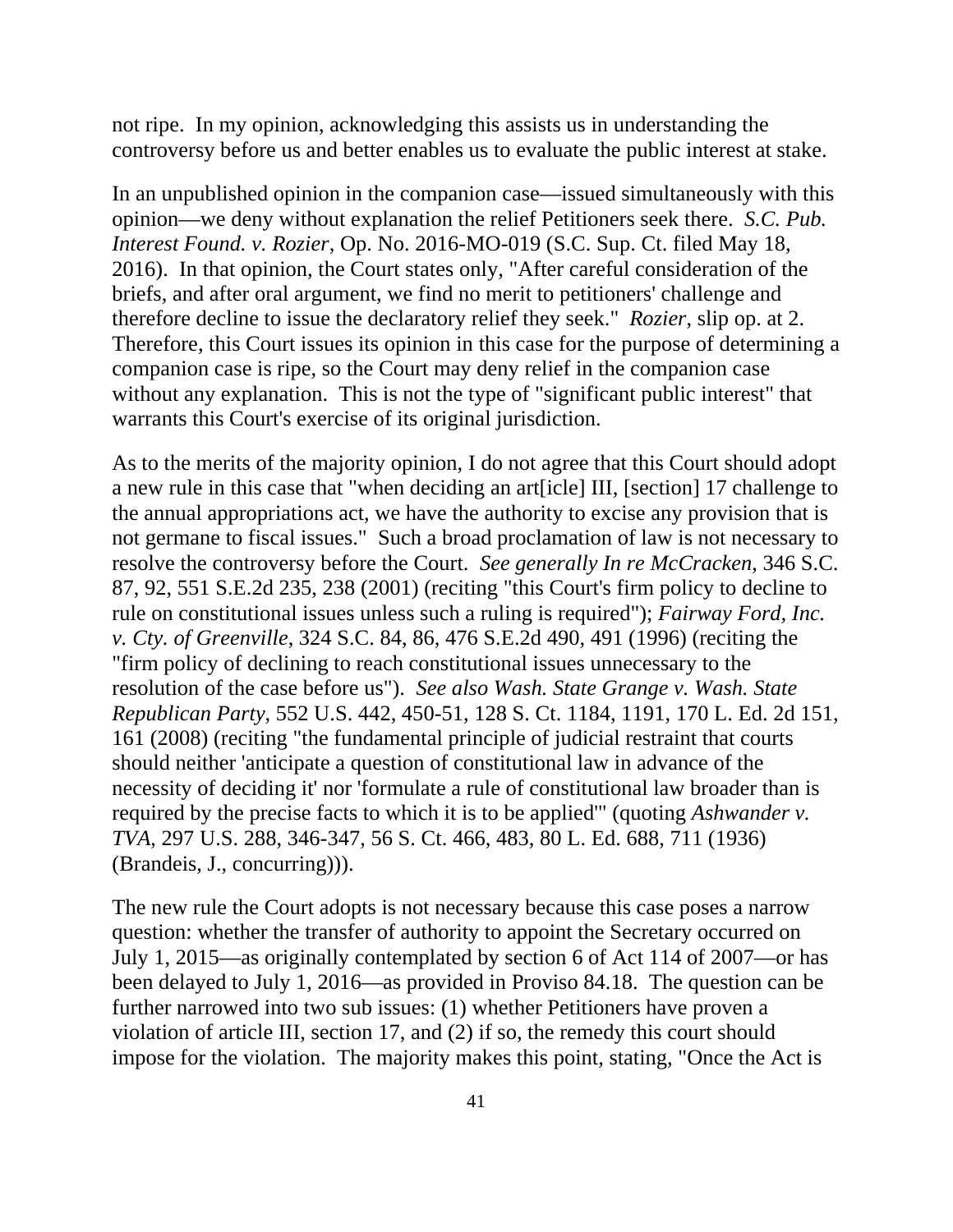not ripe. In my opinion, acknowledging this assists us in understanding the controversy before us and better enables us to evaluate the public interest at stake.

In an unpublished opinion in the companion case—issued simultaneously with this opinion—we deny without explanation the relief Petitioners seek there. *S.C. Pub. Interest Found. v. Rozier*, Op. No. 2016-MO-019 (S.C. Sup. Ct. filed May 18, 2016). In that opinion, the Court states only, "After careful consideration of the briefs, and after oral argument, we find no merit to petitioners' challenge and therefore decline to issue the declaratory relief they seek." *Rozier*, slip op. at 2. Therefore, this Court issues its opinion in this case for the purpose of determining a companion case is ripe, so the Court may deny relief in the companion case without any explanation. This is not the type of "significant public interest" that warrants this Court's exercise of its original jurisdiction.

As to the merits of the majority opinion, I do not agree that this Court should adopt a new rule in this case that "when deciding an art[icle] III, [section] 17 challenge to the annual appropriations act, we have the authority to excise any provision that is not germane to fiscal issues." Such a broad proclamation of law is not necessary to resolve the controversy before the Court. *See generally In re McCracken*, 346 S.C. 87, 92, 551 S.E.2d 235, 238 (2001) (reciting "this Court's firm policy to decline to rule on constitutional issues unless such a ruling is required"); *Fairway Ford, Inc. v. Cty. of Greenville*, 324 S.C. 84, 86, 476 S.E.2d 490, 491 (1996) (reciting the "firm policy of declining to reach constitutional issues unnecessary to the resolution of the case before us"). *See also Wash. State Grange v. Wash. State Republican Party*, 552 U.S. 442, 450-51, 128 S. Ct. 1184, 1191, 170 L. Ed. 2d 151, 161 (2008) (reciting "the fundamental principle of judicial restraint that courts should neither 'anticipate a question of constitutional law in advance of the necessity of deciding it' nor 'formulate a rule of constitutional law broader than is required by the precise facts to which it is to be applied'" (quoting *Ashwander v. TVA*, 297 U.S. 288, 346-347, 56 S. Ct. 466, 483, 80 L. Ed. 688, 711 (1936) (Brandeis, J., concurring))).

The new rule the Court adopts is not necessary because this case poses a narrow question: whether the transfer of authority to appoint the Secretary occurred on July 1, 2015—as originally contemplated by section 6 of Act 114 of 2007—or has been delayed to July 1, 2016—as provided in Proviso 84.18. The question can be further narrowed into two sub issues: (1) whether Petitioners have proven a violation of article III, section 17, and (2) if so, the remedy this court should impose for the violation. The majority makes this point, stating, "Once the Act is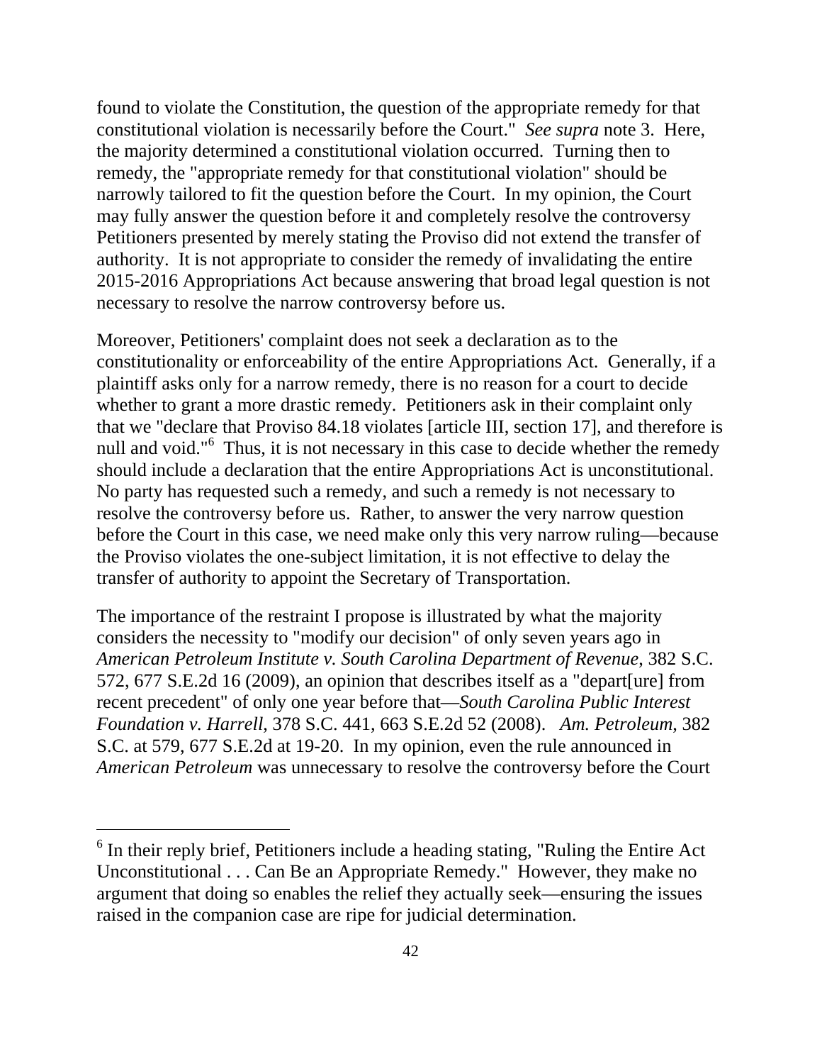found to violate the Constitution, the question of the appropriate remedy for that constitutional violation is necessarily before the Court." *See supra* note 3. Here, the majority determined a constitutional violation occurred. Turning then to remedy, the "appropriate remedy for that constitutional violation" should be narrowly tailored to fit the question before the Court. In my opinion, the Court may fully answer the question before it and completely resolve the controversy Petitioners presented by merely stating the Proviso did not extend the transfer of authority. It is not appropriate to consider the remedy of invalidating the entire 2015-2016 Appropriations Act because answering that broad legal question is not necessary to resolve the narrow controversy before us.

Moreover, Petitioners' complaint does not seek a declaration as to the constitutionality or enforceability of the entire Appropriations Act. Generally, if a plaintiff asks only for a narrow remedy, there is no reason for a court to decide whether to grant a more drastic remedy. Petitioners ask in their complaint only that we "declare that Proviso 84.18 violates [article III, section 17], and therefore is null and void."[6] Thus, it is not necessary in this case to decide whether the remedy should include a declaration that the entire Appropriations Act is unconstitutional. No party has requested such a remedy, and such a remedy is not necessary to resolve the controversy before us. Rather, to answer the very narrow question before the Court in this case, we need make only this very narrow ruling—because the Proviso violates the one-subject limitation, it is not effective to delay the transfer of authority to appoint the Secretary of Transportation.

The importance of the restraint I propose is illustrated by what the majority considers the necessity to "modify our decision" of only seven years ago in *American Petroleum Institute v. South Carolina Department of Revenue*, 382 S.C. 572, 677 S.E.2d 16 (2009), an opinion that describes itself as a "depart[ure] from recent precedent" of only one year before that—*South Carolina Public Interest Foundation v. Harrell*, 378 S.C. 441, 663 S.E.2d 52 (2008). *Am. Petroleum*, 382 S.C. at 579, 677 S.E.2d at 19-20. In my opinion, even the rule announced in *American Petroleum* was unnecessary to resolve the controversy before the Court

---

[6] In their reply brief, Petitioners include a heading stating, "Ruling the Entire Act Unconstitutional . . . Can Be an Appropriate Remedy." However, they make no argument that doing so enables the relief they actually seek—ensuring the issues raised in the companion case are ripe for judicial determination.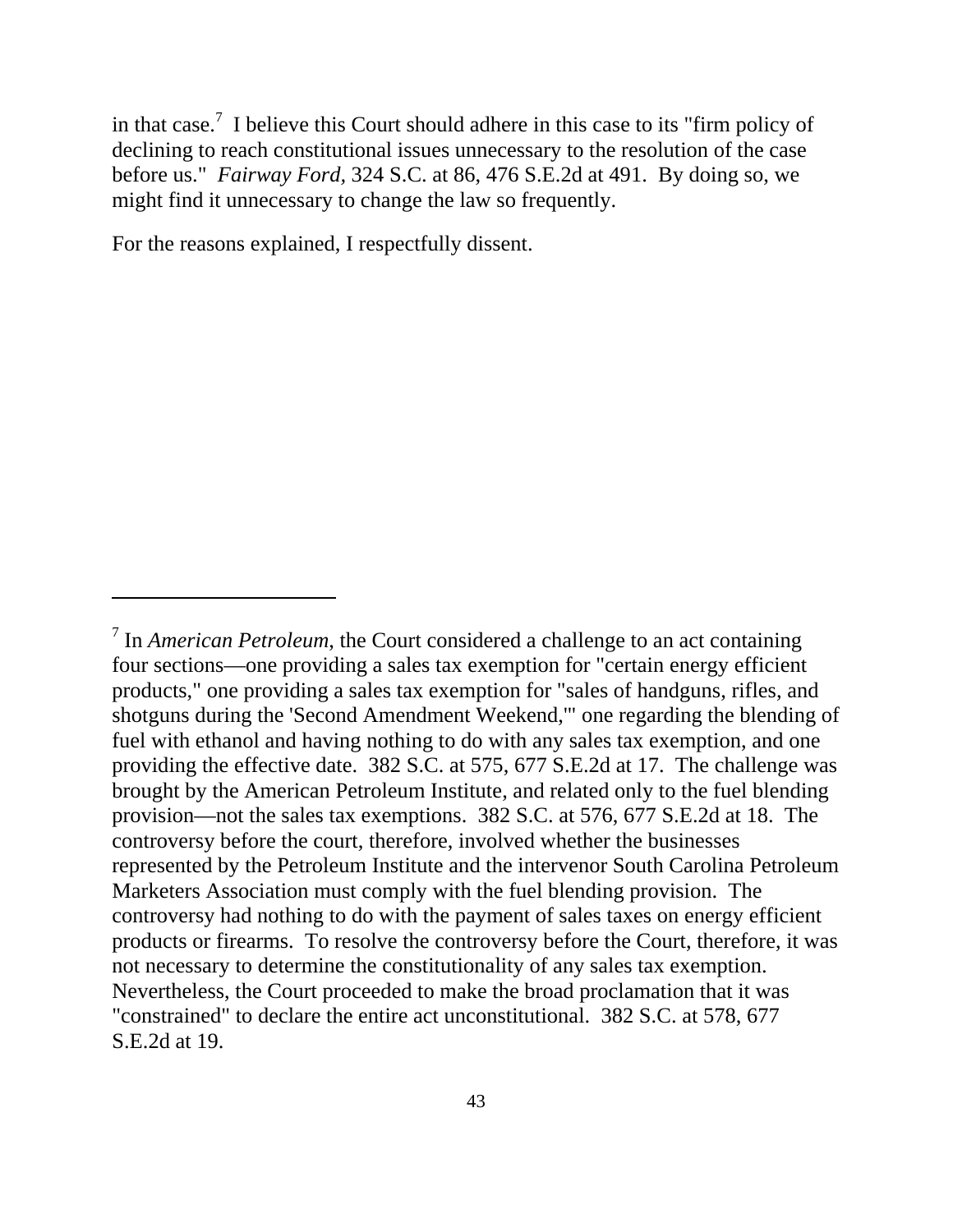in that case.[7] I believe this Court should adhere in this case to its "firm policy of declining to reach constitutional issues unnecessary to the resolution of the case before us." *Fairway Ford*, 324 S.C. at 86, 476 S.E.2d at 491. By doing so, we might find it unnecessary to change the law so frequently.

For the reasons explained, I respectfully dissent.

---

[7] In *American Petroleum*, the Court considered a challenge to an act containing four sections—one providing a sales tax exemption for "certain energy efficient products," one providing a sales tax exemption for "sales of handguns, rifles, and shotguns during the 'Second Amendment Weekend,'" one regarding the blending of fuel with ethanol and having nothing to do with any sales tax exemption, and one providing the effective date. 382 S.C. at 575, 677 S.E.2d at 17. The challenge was brought by the American Petroleum Institute, and related only to the fuel blending provision—not the sales tax exemptions. 382 S.C. at 576, 677 S.E.2d at 18. The controversy before the court, therefore, involved whether the businesses represented by the Petroleum Institute and the intervenor South Carolina Petroleum Marketers Association must comply with the fuel blending provision. The controversy had nothing to do with the payment of sales taxes on energy efficient products or firearms. To resolve the controversy before the Court, therefore, it was not necessary to determine the constitutionality of any sales tax exemption. Nevertheless, the Court proceeded to make the broad proclamation that it was "constrained" to declare the entire act unconstitutional. 382 S.C. at 578, 677 S.E.2d at 19.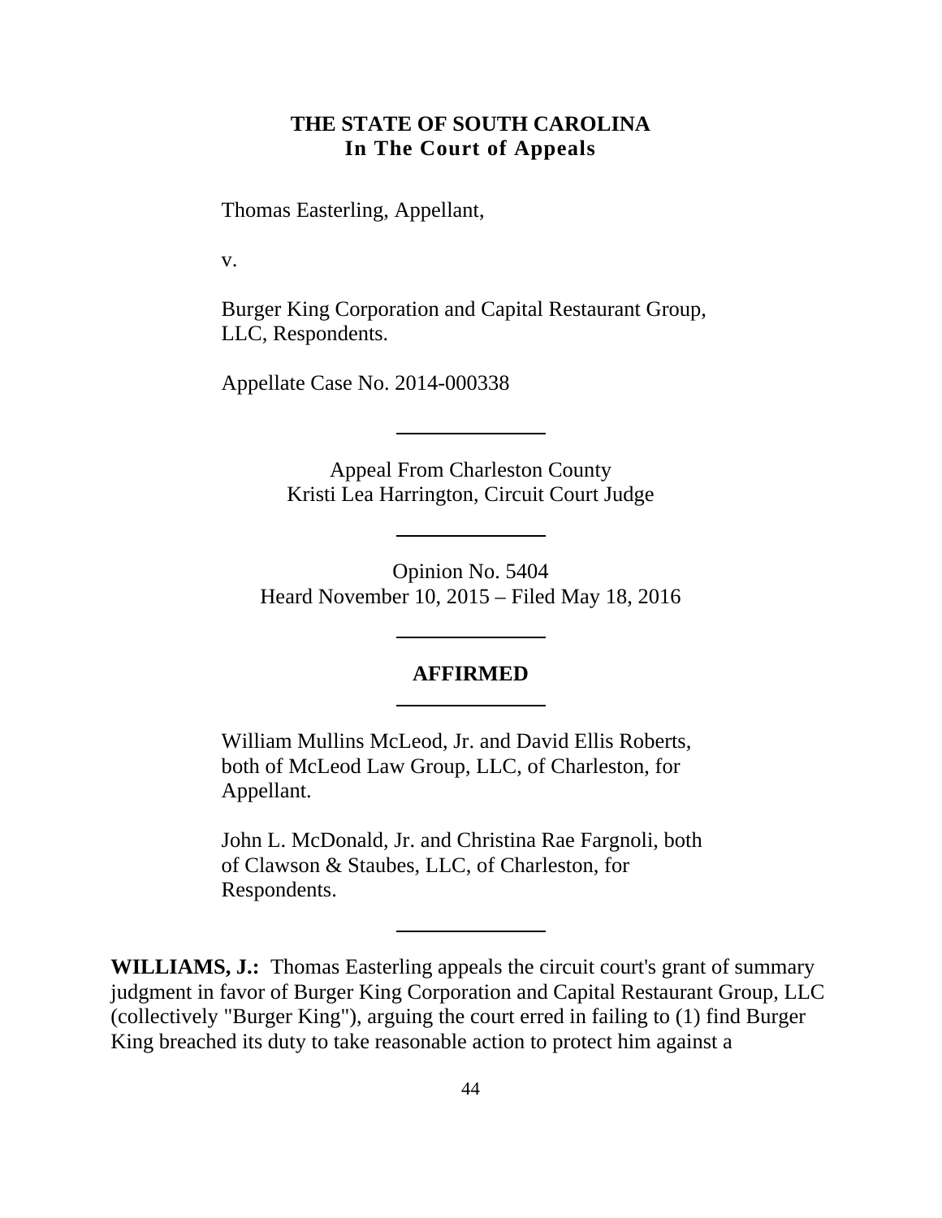**THE STATE OF SOUTH CAROLINA**
**In The Court of Appeals**

Thomas Easterling, Appellant,

v.

Burger King Corporation and Capital Restaurant Group, LLC, Respondents.

Appellate Case No. 2014-000338

---

Appeal From Charleston County
Kristi Lea Harrington, Circuit Court Judge

---

Opinion No. 5404
Heard November 10, 2015 – Filed May 18, 2016

---

**AFFIRMED**

---

William Mullins McLeod, Jr. and David Ellis Roberts, both of McLeod Law Group, LLC, of Charleston, for Appellant.

John L. McDonald, Jr. and Christina Rae Fargnoli, both of Clawson & Staubes, LLC, of Charleston, for Respondents.

---

**WILLIAMS, J.:** Thomas Easterling appeals the circuit court's grant of summary judgment in favor of Burger King Corporation and Capital Restaurant Group, LLC (collectively "Burger King"), arguing the court erred in failing to (1) find Burger King breached its duty to take reasonable action to protect him against a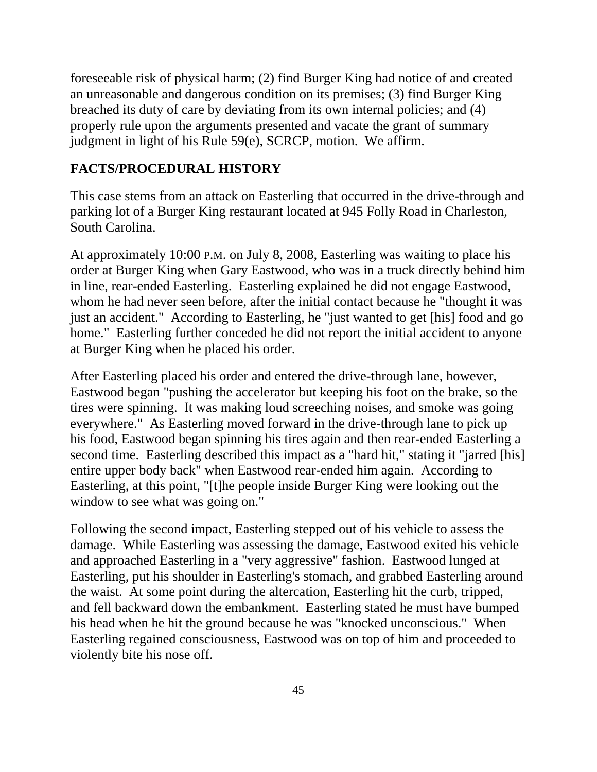foreseeable risk of physical harm; (2) find Burger King had notice of and created an unreasonable and dangerous condition on its premises; (3) find Burger King breached its duty of care by deviating from its own internal policies; and (4) properly rule upon the arguments presented and vacate the grant of summary judgment in light of his Rule 59(e), SCRCP, motion. We affirm.

## FACTS/PROCEDURAL HISTORY

This case stems from an attack on Easterling that occurred in the drive-through and parking lot of a Burger King restaurant located at 945 Folly Road in Charleston, South Carolina.

At approximately 10:00 P.M. on July 8, 2008, Easterling was waiting to place his order at Burger King when Gary Eastwood, who was in a truck directly behind him in line, rear-ended Easterling. Easterling explained he did not engage Eastwood, whom he had never seen before, after the initial contact because he "thought it was just an accident." According to Easterling, he "just wanted to get [his] food and go home." Easterling further conceded he did not report the initial accident to anyone at Burger King when he placed his order.

After Easterling placed his order and entered the drive-through lane, however, Eastwood began "pushing the accelerator but keeping his foot on the brake, so the tires were spinning. It was making loud screeching noises, and smoke was going everywhere." As Easterling moved forward in the drive-through lane to pick up his food, Eastwood began spinning his tires again and then rear-ended Easterling a second time. Easterling described this impact as a "hard hit," stating it "jarred [his] entire upper body back" when Eastwood rear-ended him again. According to Easterling, at this point, "[t]he people inside Burger King were looking out the window to see what was going on."

Following the second impact, Easterling stepped out of his vehicle to assess the damage. While Easterling was assessing the damage, Eastwood exited his vehicle and approached Easterling in a "very aggressive" fashion. Eastwood lunged at Easterling, put his shoulder in Easterling's stomach, and grabbed Easterling around the waist. At some point during the altercation, Easterling hit the curb, tripped, and fell backward down the embankment. Easterling stated he must have bumped his head when he hit the ground because he was "knocked unconscious." When Easterling regained consciousness, Eastwood was on top of him and proceeded to violently bite his nose off.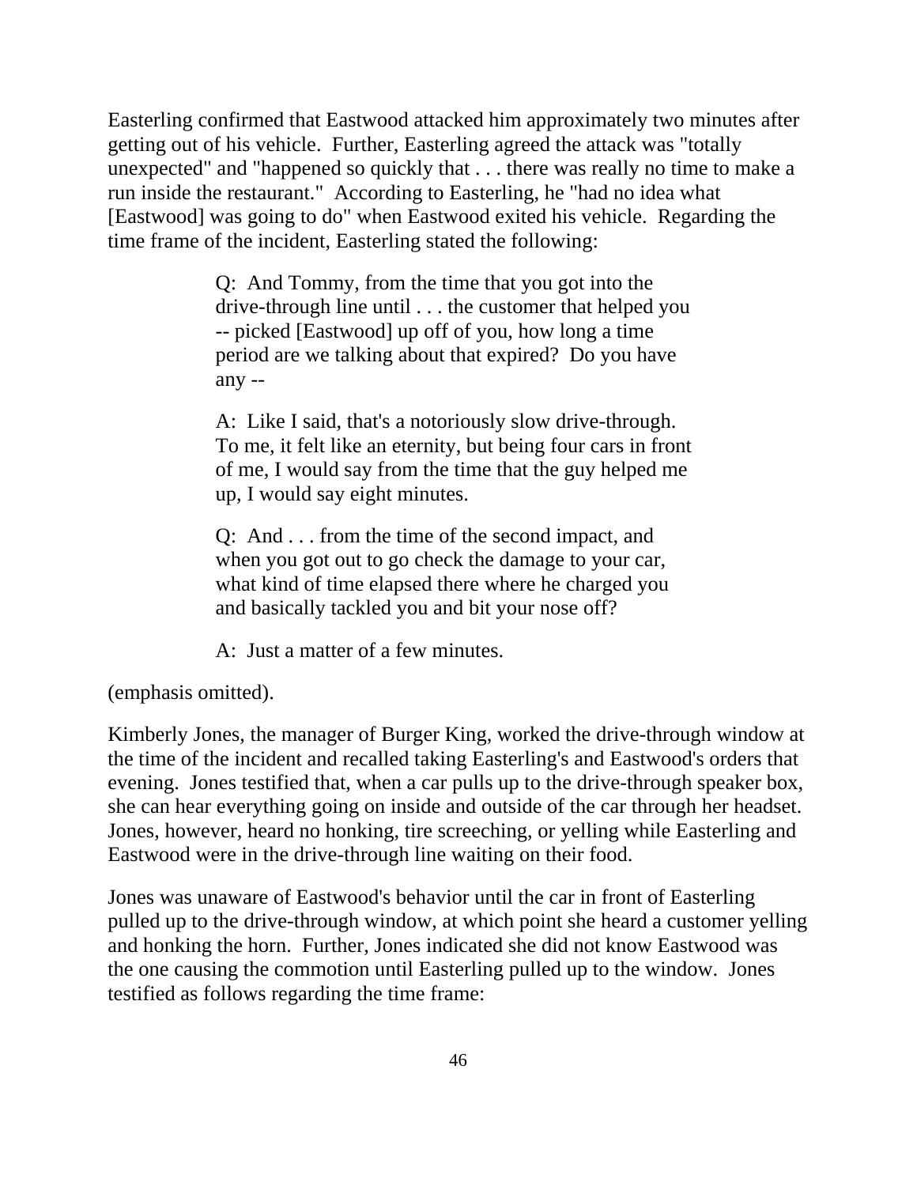Easterling confirmed that Eastwood attacked him approximately two minutes after getting out of his vehicle. Further, Easterling agreed the attack was "totally unexpected" and "happened so quickly that . . . there was really no time to make a run inside the restaurant." According to Easterling, he "had no idea what [Eastwood] was going to do" when Eastwood exited his vehicle. Regarding the time frame of the incident, Easterling stated the following:

> Q: And Tommy, from the time that you got into the drive-through line until . . . the customer that helped you -- picked [Eastwood] up off of you, how long a time period are we talking about that expired? Do you have any --
>
> A: Like I said, that's a notoriously slow drive-through. To me, it felt like an eternity, but being four cars in front of me, I would say from the time that the guy helped me up, I would say eight minutes.
>
> Q: And . . . from the time of the second impact, and when you got out to go check the damage to your car, what kind of time elapsed there where he charged you and basically tackled you and bit your nose off?
>
> A: Just a matter of a few minutes.

(emphasis omitted).

Kimberly Jones, the manager of Burger King, worked the drive-through window at the time of the incident and recalled taking Easterling's and Eastwood's orders that evening. Jones testified that, when a car pulls up to the drive-through speaker box, she can hear everything going on inside and outside of the car through her headset. Jones, however, heard no honking, tire screeching, or yelling while Easterling and Eastwood were in the drive-through line waiting on their food.

Jones was unaware of Eastwood's behavior until the car in front of Easterling pulled up to the drive-through window, at which point she heard a customer yelling and honking the horn. Further, Jones indicated she did not know Eastwood was the one causing the commotion until Easterling pulled up to the window. Jones testified as follows regarding the time frame: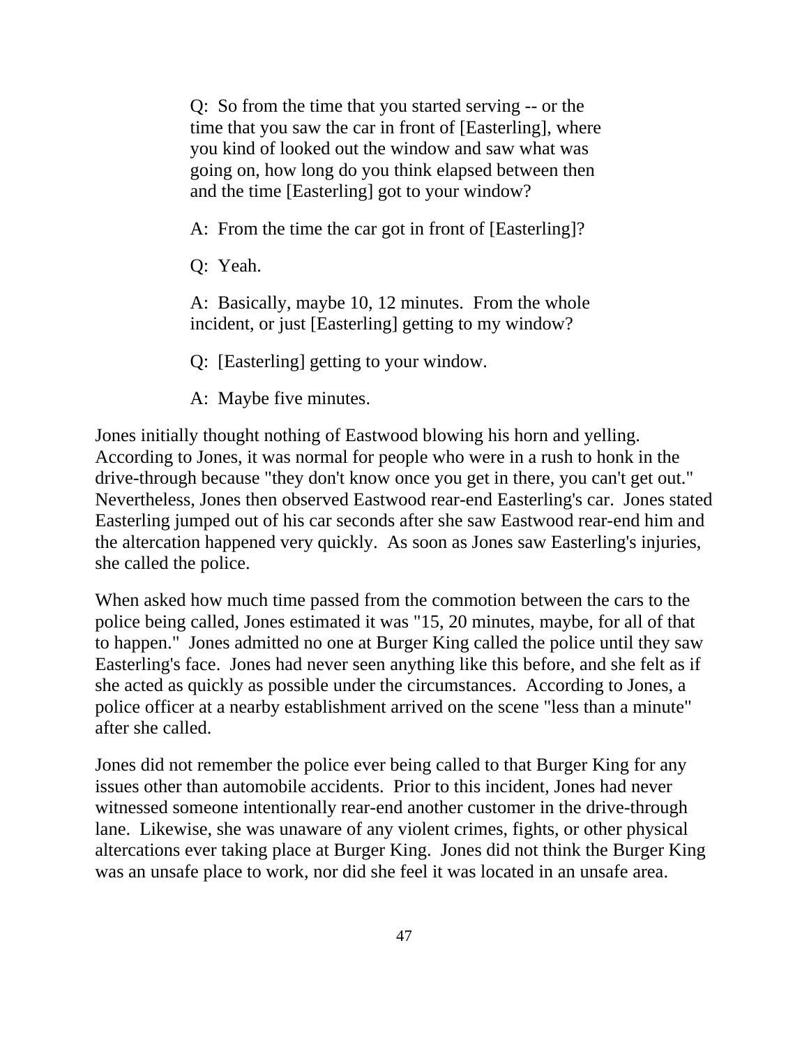> Q: So from the time that you started serving -- or the time that you saw the car in front of [Easterling], where you kind of looked out the window and saw what was going on, how long do you think elapsed between then and the time [Easterling] got to your window?
>
> A: From the time the car got in front of [Easterling]?
>
> Q: Yeah.
>
> A: Basically, maybe 10, 12 minutes. From the whole incident, or just [Easterling] getting to my window?
>
> Q: [Easterling] getting to your window.
>
> A: Maybe five minutes.

Jones initially thought nothing of Eastwood blowing his horn and yelling. According to Jones, it was normal for people who were in a rush to honk in the drive-through because "they don't know once you get in there, you can't get out." Nevertheless, Jones then observed Eastwood rear-end Easterling's car. Jones stated Easterling jumped out of his car seconds after she saw Eastwood rear-end him and the altercation happened very quickly. As soon as Jones saw Easterling's injuries, she called the police.

When asked how much time passed from the commotion between the cars to the police being called, Jones estimated it was "15, 20 minutes, maybe, for all of that to happen." Jones admitted no one at Burger King called the police until they saw Easterling's face. Jones had never seen anything like this before, and she felt as if she acted as quickly as possible under the circumstances. According to Jones, a police officer at a nearby establishment arrived on the scene "less than a minute" after she called.

Jones did not remember the police ever being called to that Burger King for any issues other than automobile accidents. Prior to this incident, Jones had never witnessed someone intentionally rear-end another customer in the drive-through lane. Likewise, she was unaware of any violent crimes, fights, or other physical altercations ever taking place at Burger King. Jones did not think the Burger King was an unsafe place to work, nor did she feel it was located in an unsafe area.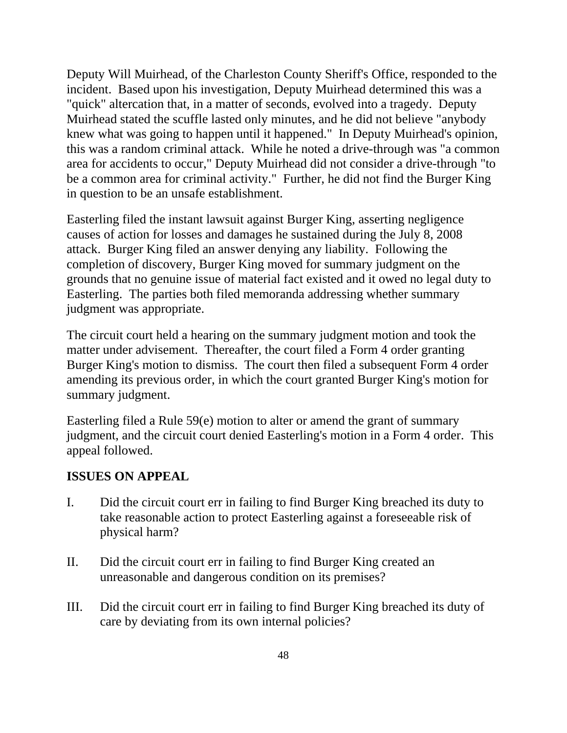Deputy Will Muirhead, of the Charleston County Sheriff's Office, responded to the incident. Based upon his investigation, Deputy Muirhead determined this was a "quick" altercation that, in a matter of seconds, evolved into a tragedy. Deputy Muirhead stated the scuffle lasted only minutes, and he did not believe "anybody knew what was going to happen until it happened." In Deputy Muirhead's opinion, this was a random criminal attack. While he noted a drive-through was "a common area for accidents to occur," Deputy Muirhead did not consider a drive-through "to be a common area for criminal activity." Further, he did not find the Burger King in question to be an unsafe establishment.

Easterling filed the instant lawsuit against Burger King, asserting negligence causes of action for losses and damages he sustained during the July 8, 2008 attack. Burger King filed an answer denying any liability. Following the completion of discovery, Burger King moved for summary judgment on the grounds that no genuine issue of material fact existed and it owed no legal duty to Easterling. The parties both filed memoranda addressing whether summary judgment was appropriate.

The circuit court held a hearing on the summary judgment motion and took the matter under advisement. Thereafter, the court filed a Form 4 order granting Burger King's motion to dismiss. The court then filed a subsequent Form 4 order amending its previous order, in which the court granted Burger King's motion for summary judgment.

Easterling filed a Rule 59(e) motion to alter or amend the grant of summary judgment, and the circuit court denied Easterling's motion in a Form 4 order. This appeal followed.

**ISSUES ON APPEAL**

I. Did the circuit court err in failing to find Burger King breached its duty to take reasonable action to protect Easterling against a foreseeable risk of physical harm?

II. Did the circuit court err in failing to find Burger King created an unreasonable and dangerous condition on its premises?

III. Did the circuit court err in failing to find Burger King breached its duty of care by deviating from its own internal policies?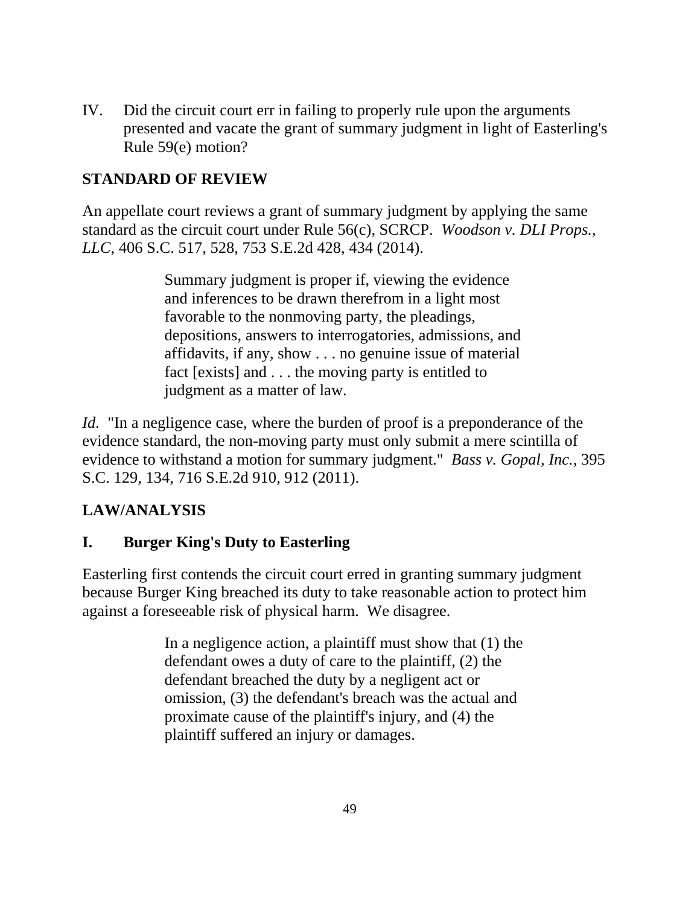IV. Did the circuit court err in failing to properly rule upon the arguments presented and vacate the grant of summary judgment in light of Easterling's Rule 59(e) motion?

## STANDARD OF REVIEW

An appellate court reviews a grant of summary judgment by applying the same standard as the circuit court under Rule 56(c), SCRCP. *Woodson v. DLI Props., LLC*, 406 S.C. 517, 528, 753 S.E.2d 428, 434 (2014).

> Summary judgment is proper if, viewing the evidence and inferences to be drawn therefrom in a light most favorable to the nonmoving party, the pleadings, depositions, answers to interrogatories, admissions, and affidavits, if any, show . . . no genuine issue of material fact [exists] and . . . the moving party is entitled to judgment as a matter of law.

*Id.* "In a negligence case, where the burden of proof is a preponderance of the evidence standard, the non-moving party must only submit a mere scintilla of evidence to withstand a motion for summary judgment." *Bass v. Gopal, Inc.*, 395 S.C. 129, 134, 716 S.E.2d 910, 912 (2011).

## LAW/ANALYSIS

### I. Burger King's Duty to Easterling

Easterling first contends the circuit court erred in granting summary judgment because Burger King breached its duty to take reasonable action to protect him against a foreseeable risk of physical harm. We disagree.

> In a negligence action, a plaintiff must show that (1) the defendant owes a duty of care to the plaintiff, (2) the defendant breached the duty by a negligent act or omission, (3) the defendant's breach was the actual and proximate cause of the plaintiff's injury, and (4) the plaintiff suffered an injury or damages.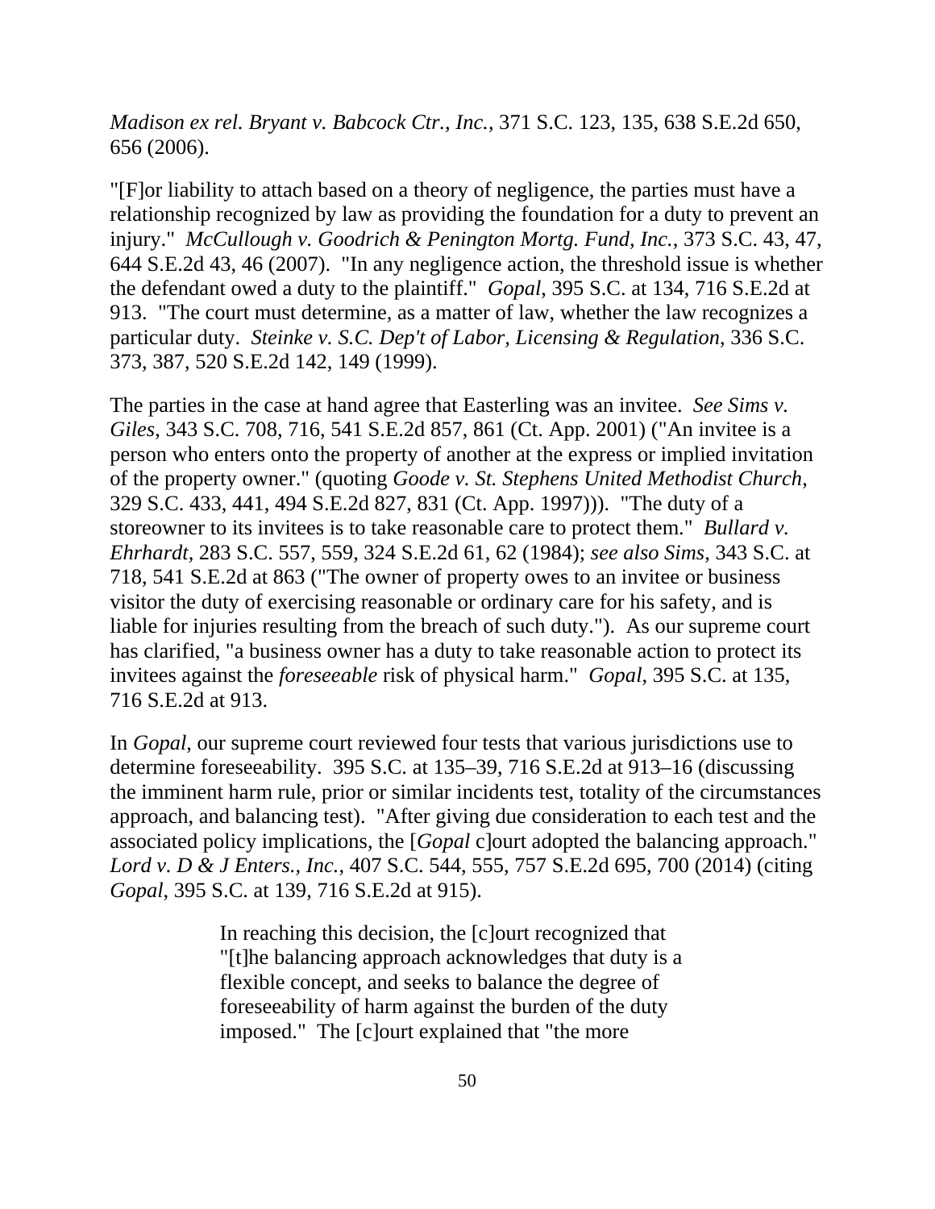*Madison ex rel. Bryant v. Babcock Ctr., Inc.*, 371 S.C. 123, 135, 638 S.E.2d 650, 656 (2006).

"[F]or liability to attach based on a theory of negligence, the parties must have a relationship recognized by law as providing the foundation for a duty to prevent an injury." *McCullough v. Goodrich & Penington Mortg. Fund, Inc.*, 373 S.C. 43, 47, 644 S.E.2d 43, 46 (2007). "In any negligence action, the threshold issue is whether the defendant owed a duty to the plaintiff." *Gopal*, 395 S.C. at 134, 716 S.E.2d at 913. "The court must determine, as a matter of law, whether the law recognizes a particular duty. *Steinke v. S.C. Dep't of Labor, Licensing & Regulation*, 336 S.C. 373, 387, 520 S.E.2d 142, 149 (1999).

The parties in the case at hand agree that Easterling was an invitee. *See Sims v. Giles*, 343 S.C. 708, 716, 541 S.E.2d 857, 861 (Ct. App. 2001) ("An invitee is a person who enters onto the property of another at the express or implied invitation of the property owner." (quoting *Goode v. St. Stephens United Methodist Church*, 329 S.C. 433, 441, 494 S.E.2d 827, 831 (Ct. App. 1997))). "The duty of a storeowner to its invitees is to take reasonable care to protect them." *Bullard v. Ehrhardt*, 283 S.C. 557, 559, 324 S.E.2d 61, 62 (1984); *see also Sims*, 343 S.C. at 718, 541 S.E.2d at 863 ("The owner of property owes to an invitee or business visitor the duty of exercising reasonable or ordinary care for his safety, and is liable for injuries resulting from the breach of such duty."). As our supreme court has clarified, "a business owner has a duty to take reasonable action to protect its invitees against the *foreseeable* risk of physical harm." *Gopal*, 395 S.C. at 135, 716 S.E.2d at 913.

In *Gopal*, our supreme court reviewed four tests that various jurisdictions use to determine foreseeability. 395 S.C. at 135–39, 716 S.E.2d at 913–16 (discussing the imminent harm rule, prior or similar incidents test, totality of the circumstances approach, and balancing test). "After giving due consideration to each test and the associated policy implications, the [*Gopal* c]ourt adopted the balancing approach." *Lord v. D & J Enters., Inc.*, 407 S.C. 544, 555, 757 S.E.2d 695, 700 (2014) (citing *Gopal*, 395 S.C. at 139, 716 S.E.2d at 915).

> In reaching this decision, the [c]ourt recognized that "[t]he balancing approach acknowledges that duty is a flexible concept, and seeks to balance the degree of foreseeability of harm against the burden of the duty imposed." The [c]ourt explained that "the more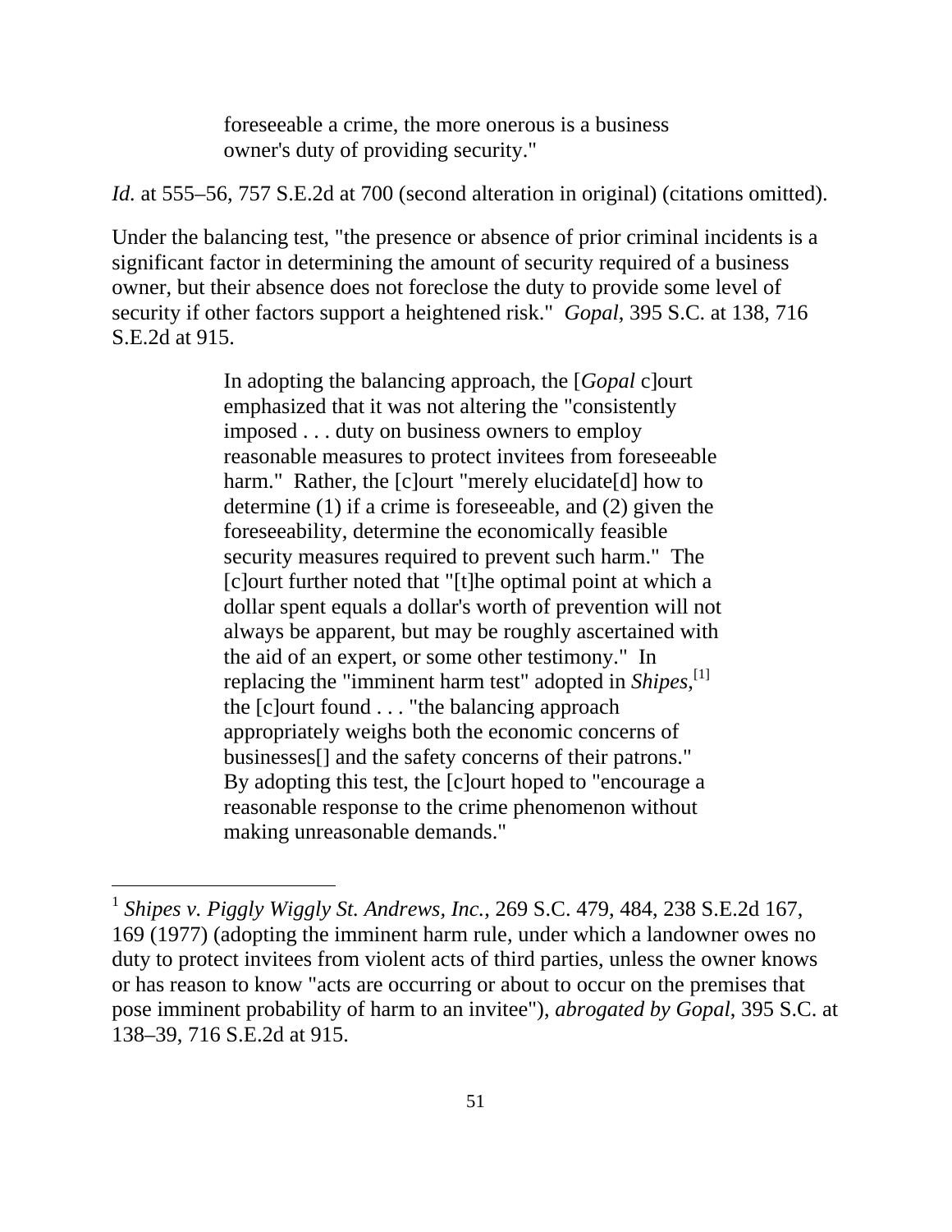> foreseeable a crime, the more onerous is a business owner's duty of providing security."

*Id.* at 555–56, 757 S.E.2d at 700 (second alteration in original) (citations omitted).

Under the balancing test, "the presence or absence of prior criminal incidents is a significant factor in determining the amount of security required of a business owner, but their absence does not foreclose the duty to provide some level of security if other factors support a heightened risk." *Gopal*, 395 S.C. at 138, 716 S.E.2d at 915.

> In adopting the balancing approach, the [*Gopal* c]ourt emphasized that it was not altering the "consistently imposed . . . duty on business owners to employ reasonable measures to protect invitees from foreseeable harm." Rather, the [c]ourt "merely elucidate[d] how to determine (1) if a crime is foreseeable, and (2) given the foreseeability, determine the economically feasible security measures required to prevent such harm." The [c]ourt further noted that "[t]he optimal point at which a dollar spent equals a dollar's worth of prevention will not always be apparent, but may be roughly ascertained with the aid of an expert, or some other testimony." In replacing the "imminent harm test" adopted in *Shipes*,[1] the [c]ourt found . . . "the balancing approach appropriately weighs both the economic concerns of businesses[] and the safety concerns of their patrons." By adopting this test, the [c]ourt hoped to "encourage a reasonable response to the crime phenomenon without making unreasonable demands."

---

[1] *Shipes v. Piggly Wiggly St. Andrews, Inc.*, 269 S.C. 479, 484, 238 S.E.2d 167, 169 (1977) (adopting the imminent harm rule, under which a landowner owes no duty to protect invitees from violent acts of third parties, unless the owner knows or has reason to know "acts are occurring or about to occur on the premises that pose imminent probability of harm to an invitee"), *abrogated by Gopal*, 395 S.C. at 138–39, 716 S.E.2d at 915.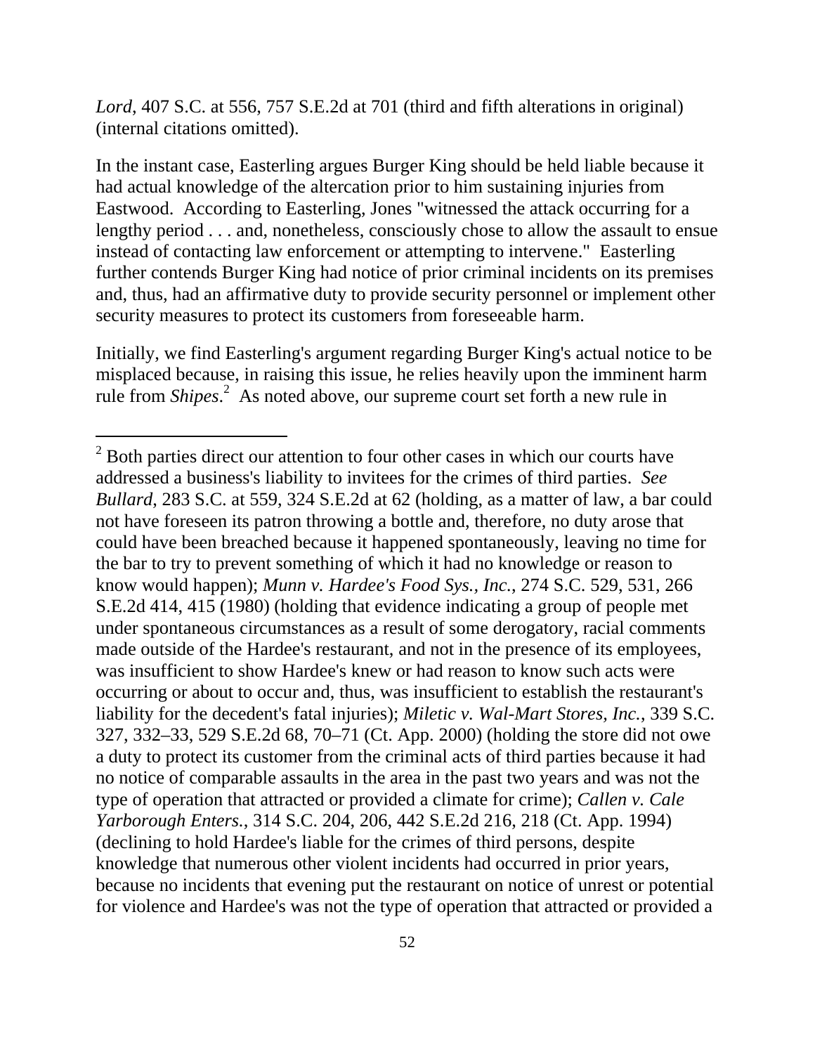*Lord*, 407 S.C. at 556, 757 S.E.2d at 701 (third and fifth alterations in original) (internal citations omitted).

In the instant case, Easterling argues Burger King should be held liable because it had actual knowledge of the altercation prior to him sustaining injuries from Eastwood. According to Easterling, Jones "witnessed the attack occurring for a lengthy period . . . and, nonetheless, consciously chose to allow the assault to ensue instead of contacting law enforcement or attempting to intervene." Easterling further contends Burger King had notice of prior criminal incidents on its premises and, thus, had an affirmative duty to provide security personnel or implement other security measures to protect its customers from foreseeable harm.

Initially, we find Easterling's argument regarding Burger King's actual notice to be misplaced because, in raising this issue, he relies heavily upon the imminent harm rule from *Shipes*.[2] As noted above, our supreme court set forth a new rule in

---

[2] Both parties direct our attention to four other cases in which our courts have addressed a business's liability to invitees for the crimes of third parties. *See Bullard*, 283 S.C. at 559, 324 S.E.2d at 62 (holding, as a matter of law, a bar could not have foreseen its patron throwing a bottle and, therefore, no duty arose that could have been breached because it happened spontaneously, leaving no time for the bar to try to prevent something of which it had no knowledge or reason to know would happen); *Munn v. Hardee's Food Sys., Inc.*, 274 S.C. 529, 531, 266 S.E.2d 414, 415 (1980) (holding that evidence indicating a group of people met under spontaneous circumstances as a result of some derogatory, racial comments made outside of the Hardee's restaurant, and not in the presence of its employees, was insufficient to show Hardee's knew or had reason to know such acts were occurring or about to occur and, thus, was insufficient to establish the restaurant's liability for the decedent's fatal injuries); *Miletic v. Wal-Mart Stores, Inc.*, 339 S.C. 327, 332–33, 529 S.E.2d 68, 70–71 (Ct. App. 2000) (holding the store did not owe a duty to protect its customer from the criminal acts of third parties because it had no notice of comparable assaults in the area in the past two years and was not the type of operation that attracted or provided a climate for crime); *Callen v. Cale Yarborough Enters.*, 314 S.C. 204, 206, 442 S.E.2d 216, 218 (Ct. App. 1994) (declining to hold Hardee's liable for the crimes of third persons, despite knowledge that numerous other violent incidents had occurred in prior years, because no incidents that evening put the restaurant on notice of unrest or potential for violence and Hardee's was not the type of operation that attracted or provided a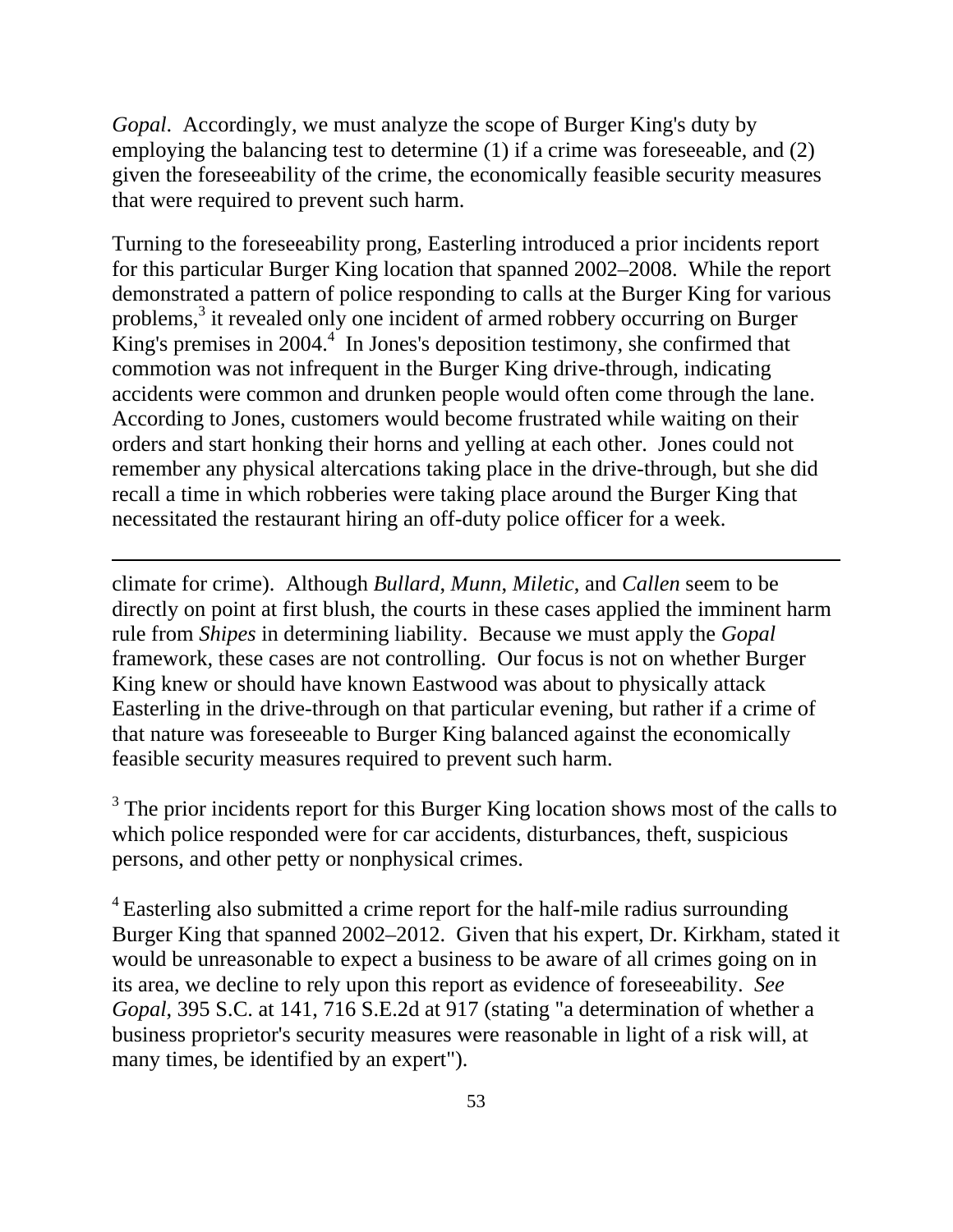*Gopal*. Accordingly, we must analyze the scope of Burger King's duty by employing the balancing test to determine (1) if a crime was foreseeable, and (2) given the foreseeability of the crime, the economically feasible security measures that were required to prevent such harm.

Turning to the foreseeability prong, Easterling introduced a prior incidents report for this particular Burger King location that spanned 2002–2008. While the report demonstrated a pattern of police responding to calls at the Burger King for various problems,[3] it revealed only one incident of armed robbery occurring on Burger King's premises in 2004.[4] In Jones's deposition testimony, she confirmed that commotion was not infrequent in the Burger King drive-through, indicating accidents were common and drunken people would often come through the lane. According to Jones, customers would become frustrated while waiting on their orders and start honking their horns and yelling at each other. Jones could not remember any physical altercations taking place in the drive-through, but she did recall a time in which robberies were taking place around the Burger King that necessitated the restaurant hiring an off-duty police officer for a week.

---

climate for crime). Although *Bullard*, *Munn*, *Miletic*, and *Callen* seem to be directly on point at first blush, the courts in these cases applied the imminent harm rule from *Shipes* in determining liability. Because we must apply the *Gopal* framework, these cases are not controlling. Our focus is not on whether Burger King knew or should have known Eastwood was about to physically attack Easterling in the drive-through on that particular evening, but rather if a crime of that nature was foreseeable to Burger King balanced against the economically feasible security measures required to prevent such harm.

[3] The prior incidents report for this Burger King location shows most of the calls to which police responded were for car accidents, disturbances, theft, suspicious persons, and other petty or nonphysical crimes.

[4] Easterling also submitted a crime report for the half-mile radius surrounding Burger King that spanned 2002–2012. Given that his expert, Dr. Kirkham, stated it would be unreasonable to expect a business to be aware of all crimes going on in its area, we decline to rely upon this report as evidence of foreseeability. *See Gopal*, 395 S.C. at 141, 716 S.E.2d at 917 (stating "a determination of whether a business proprietor's security measures were reasonable in light of a risk will, at many times, be identified by an expert").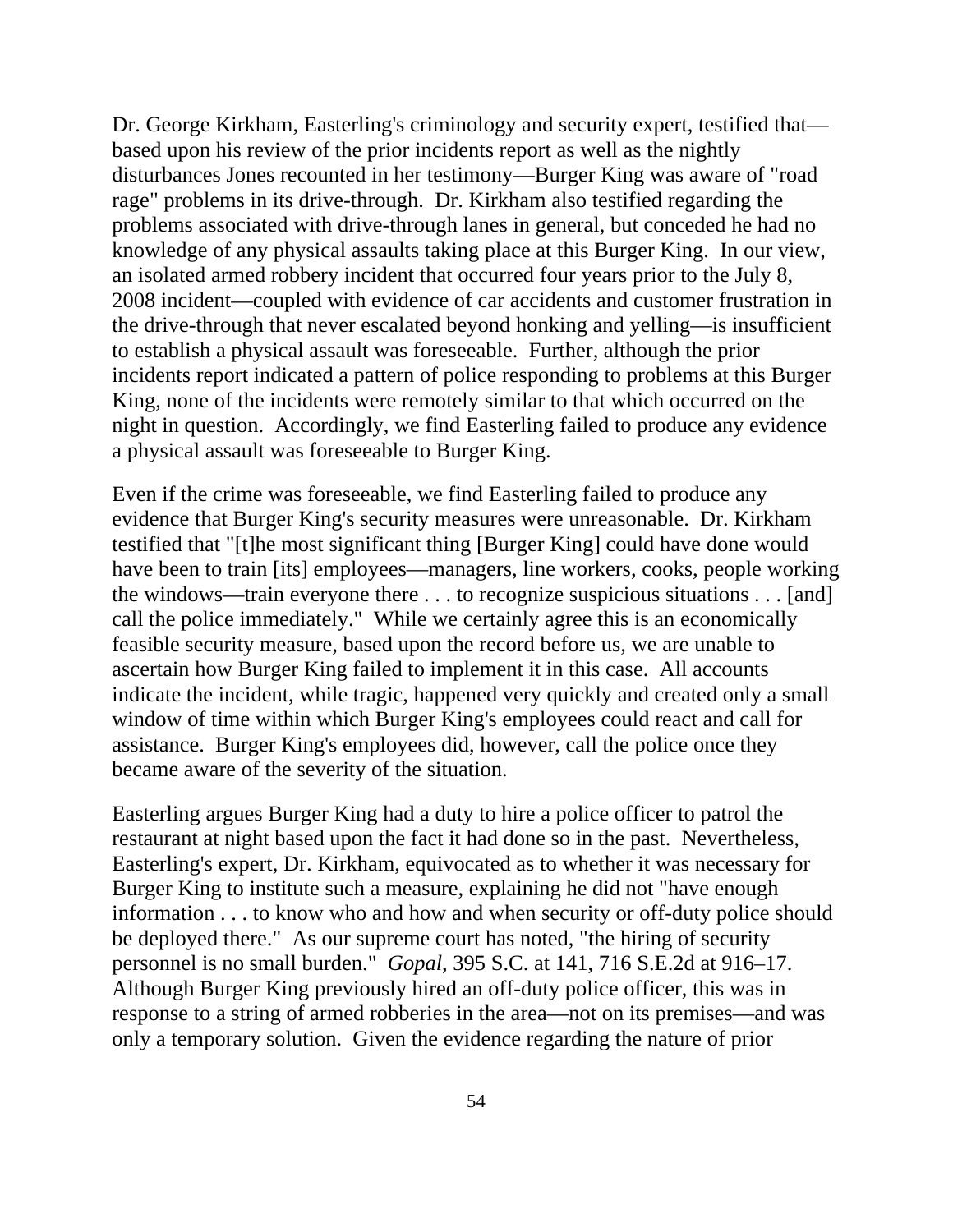Dr. George Kirkham, Easterling's criminology and security expert, testified that—based upon his review of the prior incidents report as well as the nightly disturbances Jones recounted in her testimony—Burger King was aware of "road rage" problems in its drive-through. Dr. Kirkham also testified regarding the problems associated with drive-through lanes in general, but conceded he had no knowledge of any physical assaults taking place at this Burger King. In our view, an isolated armed robbery incident that occurred four years prior to the July 8, 2008 incident—coupled with evidence of car accidents and customer frustration in the drive-through that never escalated beyond honking and yelling—is insufficient to establish a physical assault was foreseeable. Further, although the prior incidents report indicated a pattern of police responding to problems at this Burger King, none of the incidents were remotely similar to that which occurred on the night in question. Accordingly, we find Easterling failed to produce any evidence a physical assault was foreseeable to Burger King.

Even if the crime was foreseeable, we find Easterling failed to produce any evidence that Burger King's security measures were unreasonable. Dr. Kirkham testified that "[t]he most significant thing [Burger King] could have done would have been to train [its] employees—managers, line workers, cooks, people working the windows—train everyone there . . . to recognize suspicious situations . . . [and] call the police immediately." While we certainly agree this is an economically feasible security measure, based upon the record before us, we are unable to ascertain how Burger King failed to implement it in this case. All accounts indicate the incident, while tragic, happened very quickly and created only a small window of time within which Burger King's employees could react and call for assistance. Burger King's employees did, however, call the police once they became aware of the severity of the situation.

Easterling argues Burger King had a duty to hire a police officer to patrol the restaurant at night based upon the fact it had done so in the past. Nevertheless, Easterling's expert, Dr. Kirkham, equivocated as to whether it was necessary for Burger King to institute such a measure, explaining he did not "have enough information . . . to know who and how and when security or off-duty police should be deployed there." As our supreme court has noted, "the hiring of security personnel is no small burden." *Gopal*, 395 S.C. at 141, 716 S.E.2d at 916–17. Although Burger King previously hired an off-duty police officer, this was in response to a string of armed robberies in the area—not on its premises—and was only a temporary solution. Given the evidence regarding the nature of prior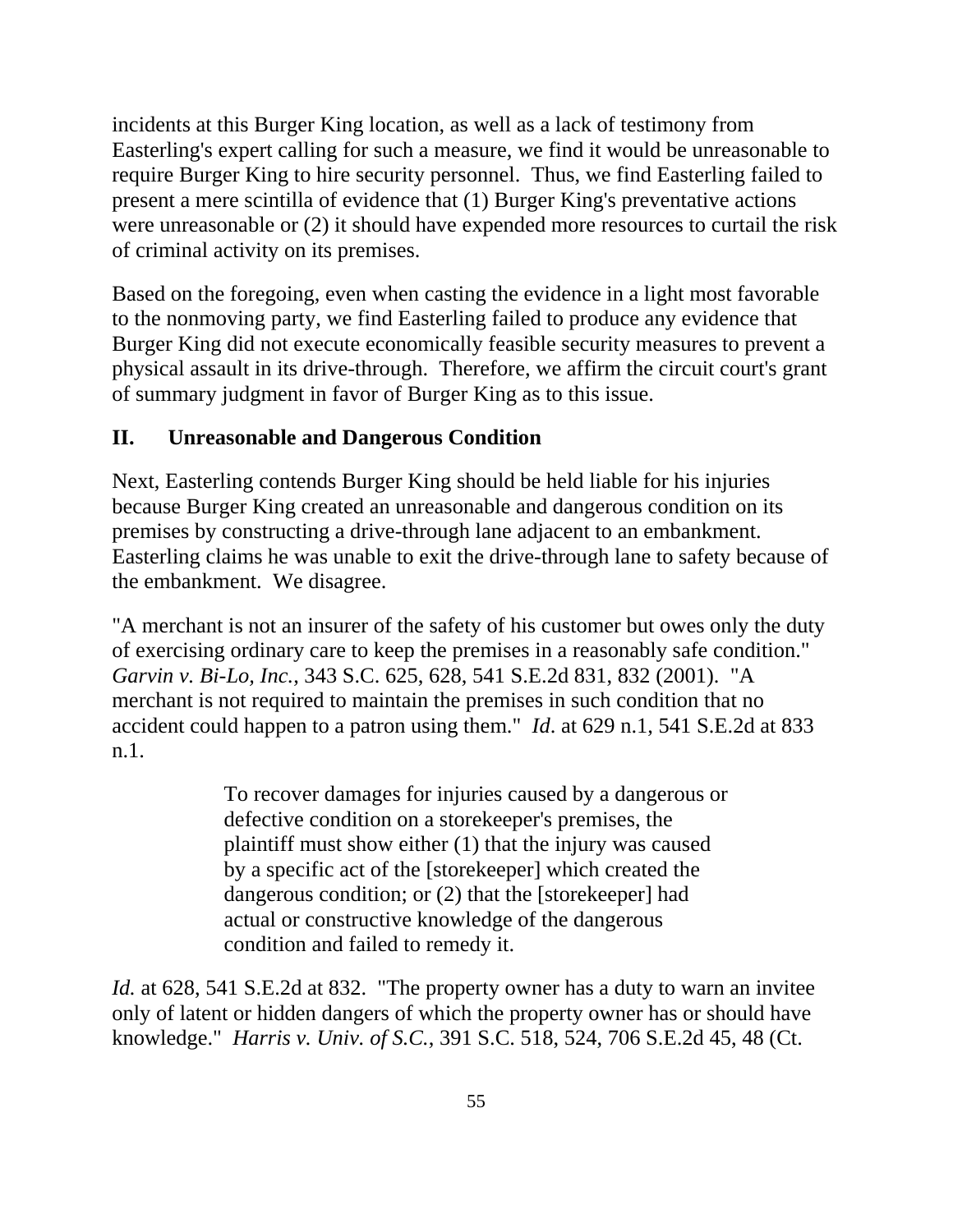incidents at this Burger King location, as well as a lack of testimony from Easterling's expert calling for such a measure, we find it would be unreasonable to require Burger King to hire security personnel. Thus, we find Easterling failed to present a mere scintilla of evidence that (1) Burger King's preventative actions were unreasonable or (2) it should have expended more resources to curtail the risk of criminal activity on its premises.

Based on the foregoing, even when casting the evidence in a light most favorable to the nonmoving party, we find Easterling failed to produce any evidence that Burger King did not execute economically feasible security measures to prevent a physical assault in its drive-through. Therefore, we affirm the circuit court's grant of summary judgment in favor of Burger King as to this issue.

## II. Unreasonable and Dangerous Condition

Next, Easterling contends Burger King should be held liable for his injuries because Burger King created an unreasonable and dangerous condition on its premises by constructing a drive-through lane adjacent to an embankment. Easterling claims he was unable to exit the drive-through lane to safety because of the embankment. We disagree.

"A merchant is not an insurer of the safety of his customer but owes only the duty of exercising ordinary care to keep the premises in a reasonably safe condition." *Garvin v. Bi-Lo, Inc.*, 343 S.C. 625, 628, 541 S.E.2d 831, 832 (2001). "A merchant is not required to maintain the premises in such condition that no accident could happen to a patron using them." *Id*. at 629 n.1, 541 S.E.2d at 833 n.1.

> To recover damages for injuries caused by a dangerous or defective condition on a storekeeper's premises, the plaintiff must show either (1) that the injury was caused by a specific act of the [storekeeper] which created the dangerous condition; or (2) that the [storekeeper] had actual or constructive knowledge of the dangerous condition and failed to remedy it.

*Id.* at 628, 541 S.E.2d at 832. "The property owner has a duty to warn an invitee only of latent or hidden dangers of which the property owner has or should have knowledge." *Harris v. Univ. of S.C.*, 391 S.C. 518, 524, 706 S.E.2d 45, 48 (Ct.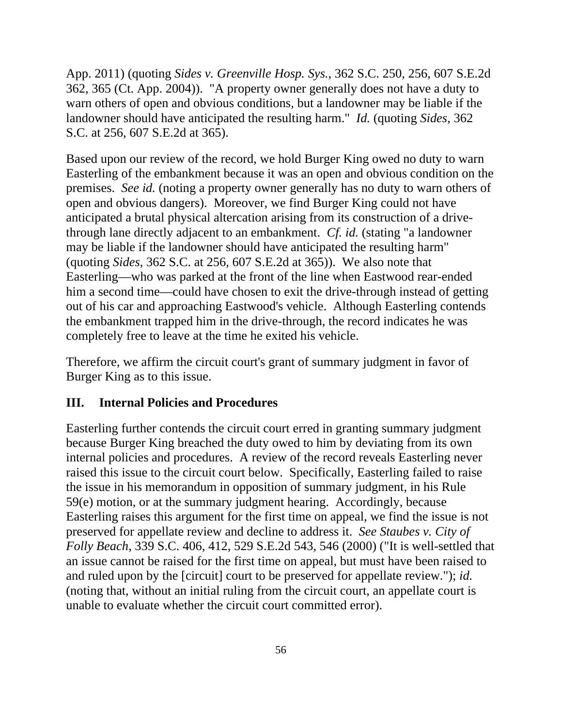App. 2011) (quoting *Sides v. Greenville Hosp. Sys.*, 362 S.C. 250, 256, 607 S.E.2d 362, 365 (Ct. App. 2004)). "A property owner generally does not have a duty to warn others of open and obvious conditions, but a landowner may be liable if the landowner should have anticipated the resulting harm." *Id.* (quoting *Sides*, 362 S.C. at 256, 607 S.E.2d at 365).

Based upon our review of the record, we hold Burger King owed no duty to warn Easterling of the embankment because it was an open and obvious condition on the premises. *See id.* (noting a property owner generally has no duty to warn others of open and obvious dangers). Moreover, we find Burger King could not have anticipated a brutal physical altercation arising from its construction of a drive-through lane directly adjacent to an embankment. *Cf. id.* (stating "a landowner may be liable if the landowner should have anticipated the resulting harm" (quoting *Sides*, 362 S.C. at 256, 607 S.E.2d at 365)). We also note that Easterling—who was parked at the front of the line when Eastwood rear-ended him a second time—could have chosen to exit the drive-through instead of getting out of his car and approaching Eastwood's vehicle. Although Easterling contends the embankment trapped him in the drive-through, the record indicates he was completely free to leave at the time he exited his vehicle.

Therefore, we affirm the circuit court's grant of summary judgment in favor of Burger King as to this issue.

## III. Internal Policies and Procedures

Easterling further contends the circuit court erred in granting summary judgment because Burger King breached the duty owed to him by deviating from its own internal policies and procedures. A review of the record reveals Easterling never raised this issue to the circuit court below. Specifically, Easterling failed to raise the issue in his memorandum in opposition of summary judgment, in his Rule 59(e) motion, or at the summary judgment hearing. Accordingly, because Easterling raises this argument for the first time on appeal, we find the issue is not preserved for appellate review and decline to address it. *See Staubes v. City of Folly Beach*, 339 S.C. 406, 412, 529 S.E.2d 543, 546 (2000) ("It is well-settled that an issue cannot be raised for the first time on appeal, but must have been raised to and ruled upon by the [circuit] court to be preserved for appellate review."); *id.* (noting that, without an initial ruling from the circuit court, an appellate court is unable to evaluate whether the circuit court committed error).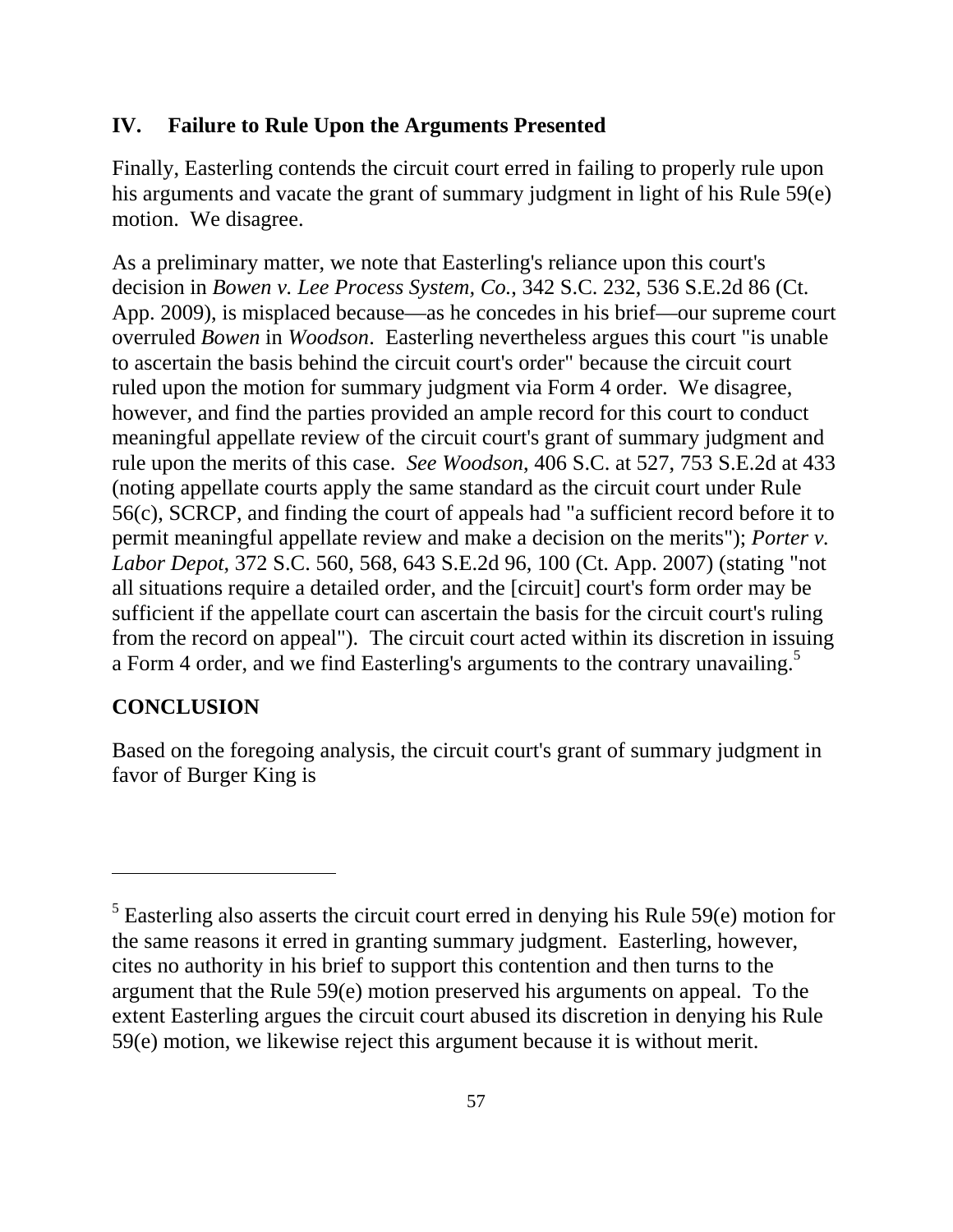## IV. Failure to Rule Upon the Arguments Presented

Finally, Easterling contends the circuit court erred in failing to properly rule upon his arguments and vacate the grant of summary judgment in light of his Rule 59(e) motion. We disagree.

As a preliminary matter, we note that Easterling's reliance upon this court's decision in *Bowen v. Lee Process System, Co.*, 342 S.C. 232, 536 S.E.2d 86 (Ct. App. 2009), is misplaced because—as he concedes in his brief—our supreme court overruled *Bowen* in *Woodson*. Easterling nevertheless argues this court "is unable to ascertain the basis behind the circuit court's order" because the circuit court ruled upon the motion for summary judgment via Form 4 order. We disagree, however, and find the parties provided an ample record for this court to conduct meaningful appellate review of the circuit court's grant of summary judgment and rule upon the merits of this case. *See Woodson*, 406 S.C. at 527, 753 S.E.2d at 433 (noting appellate courts apply the same standard as the circuit court under Rule 56(c), SCRCP, and finding the court of appeals had "a sufficient record before it to permit meaningful appellate review and make a decision on the merits"); *Porter v. Labor Depot*, 372 S.C. 560, 568, 643 S.E.2d 96, 100 (Ct. App. 2007) (stating "not all situations require a detailed order, and the [circuit] court's form order may be sufficient if the appellate court can ascertain the basis for the circuit court's ruling from the record on appeal"). The circuit court acted within its discretion in issuing a Form 4 order, and we find Easterling's arguments to the contrary unavailing.[5]

## CONCLUSION

Based on the foregoing analysis, the circuit court's grant of summary judgment in favor of Burger King is

---

[5] Easterling also asserts the circuit court erred in denying his Rule 59(e) motion for the same reasons it erred in granting summary judgment. Easterling, however, cites no authority in his brief to support this contention and then turns to the argument that the Rule 59(e) motion preserved his arguments on appeal. To the extent Easterling argues the circuit court abused its discretion in denying his Rule 59(e) motion, we likewise reject this argument because it is without merit.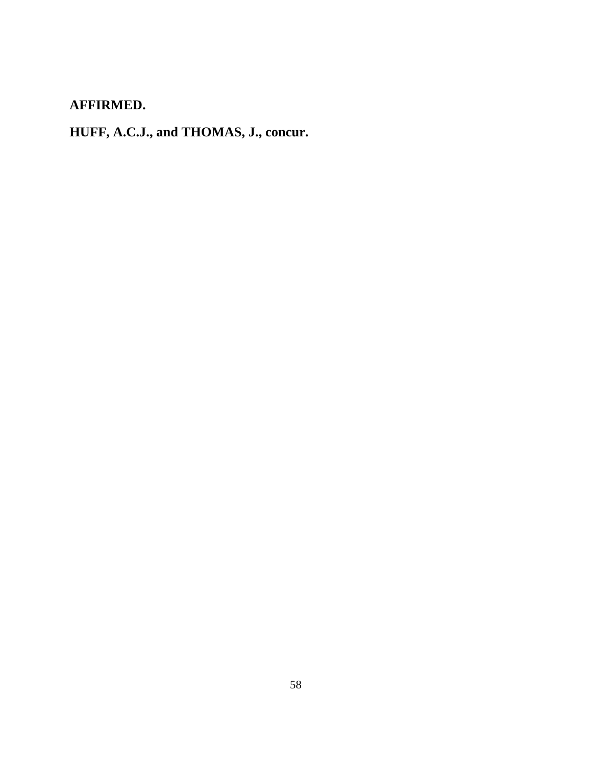**AFFIRMED.**

**HUFF, A.C.J., and THOMAS, J., concur.**